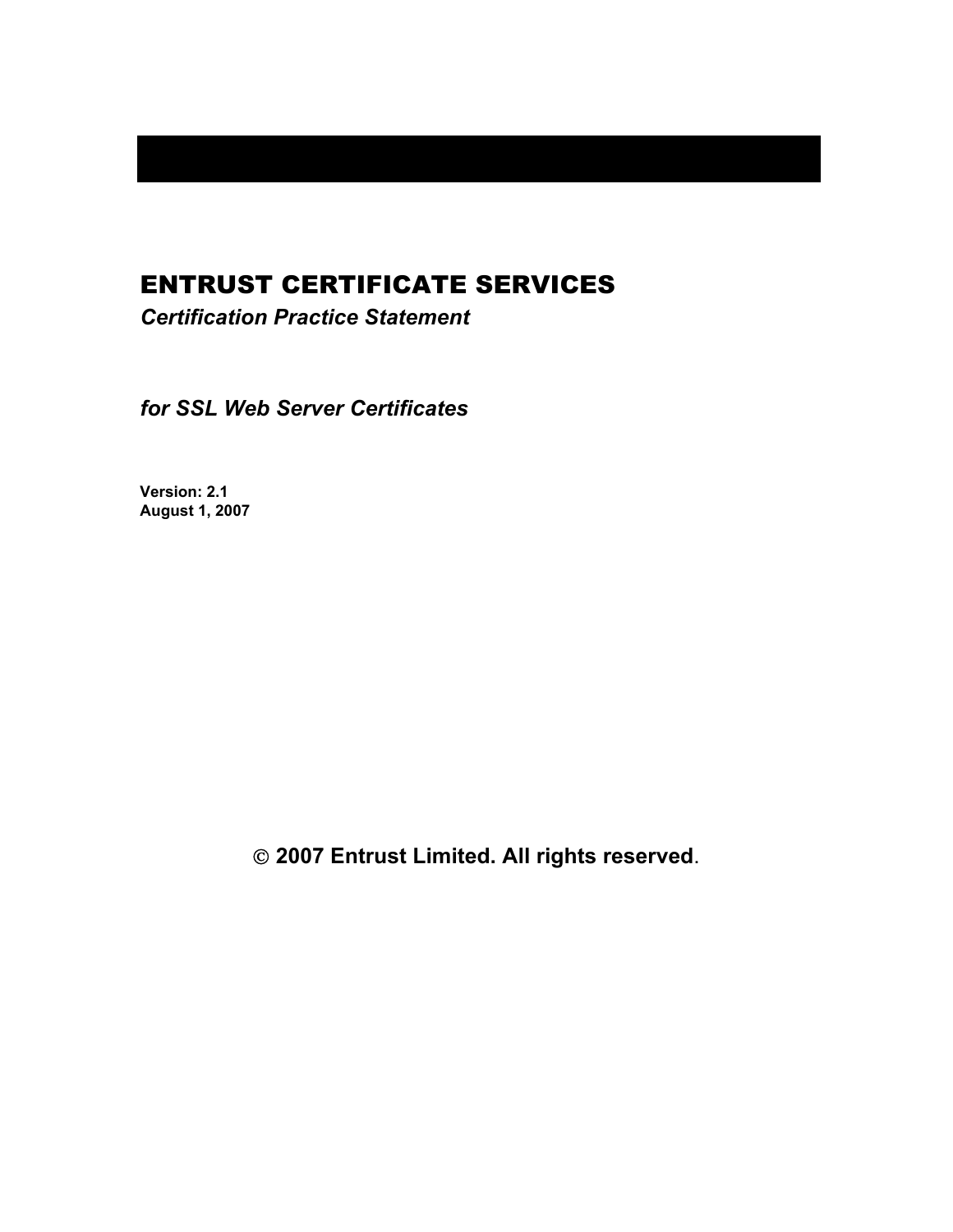# ENTRUST CERTIFICATE SERVICES

*Certification Practice Statement*

*for SSL Web Server Certificates*

**Version: 2.1**
**August 1, 2007**

**© 2007 Entrust Limited. All rights reserved**.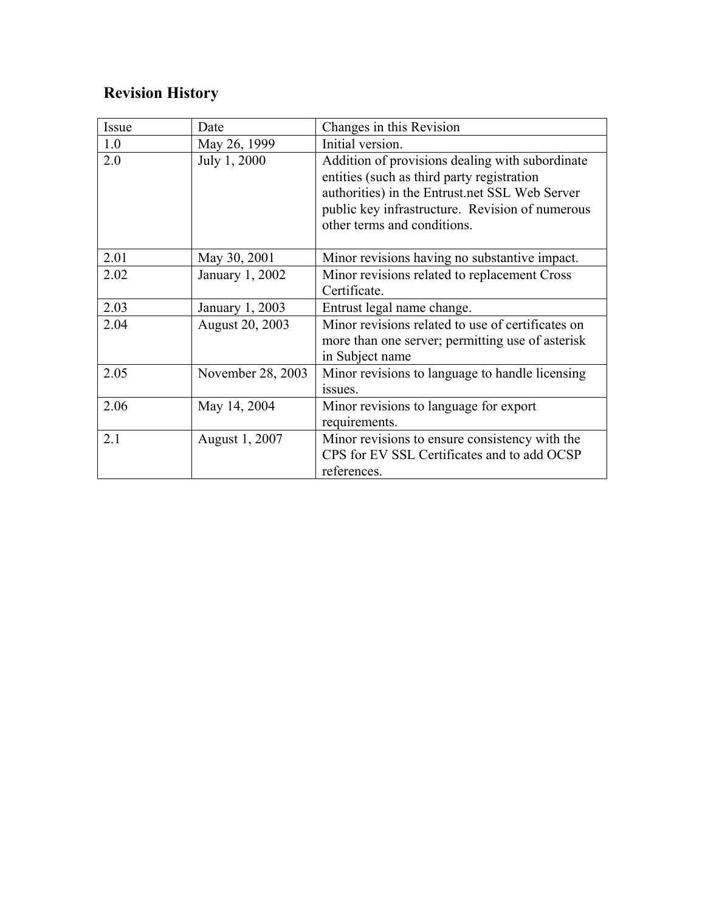## Revision History

| Issue | Date | Changes in this Revision |
|---|---|---|
| 1.0 | May 26, 1999 | Initial version. |
| 2.0 | July 1, 2000 | Addition of provisions dealing with subordinate entities (such as third party registration authorities) in the Entrust.net SSL Web Server public key infrastructure. Revision of numerous other terms and conditions. |
| 2.01 | May 30, 2001 | Minor revisions having no substantive impact. |
| 2.02 | January 1, 2002 | Minor revisions related to replacement Cross Certificate. |
| 2.03 | January 1, 2003 | Entrust legal name change. |
| 2.04 | August 20, 2003 | Minor revisions related to use of certificates on more than one server; permitting use of asterisk in Subject name |
| 2.05 | November 28, 2003 | Minor revisions to language to handle licensing issues. |
| 2.06 | May 14, 2004 | Minor revisions to language for export requirements. |
| 2.1 | August 1, 2007 | Minor revisions to ensure consistency with the CPS for EV SSL Certificates and to add OCSP references. |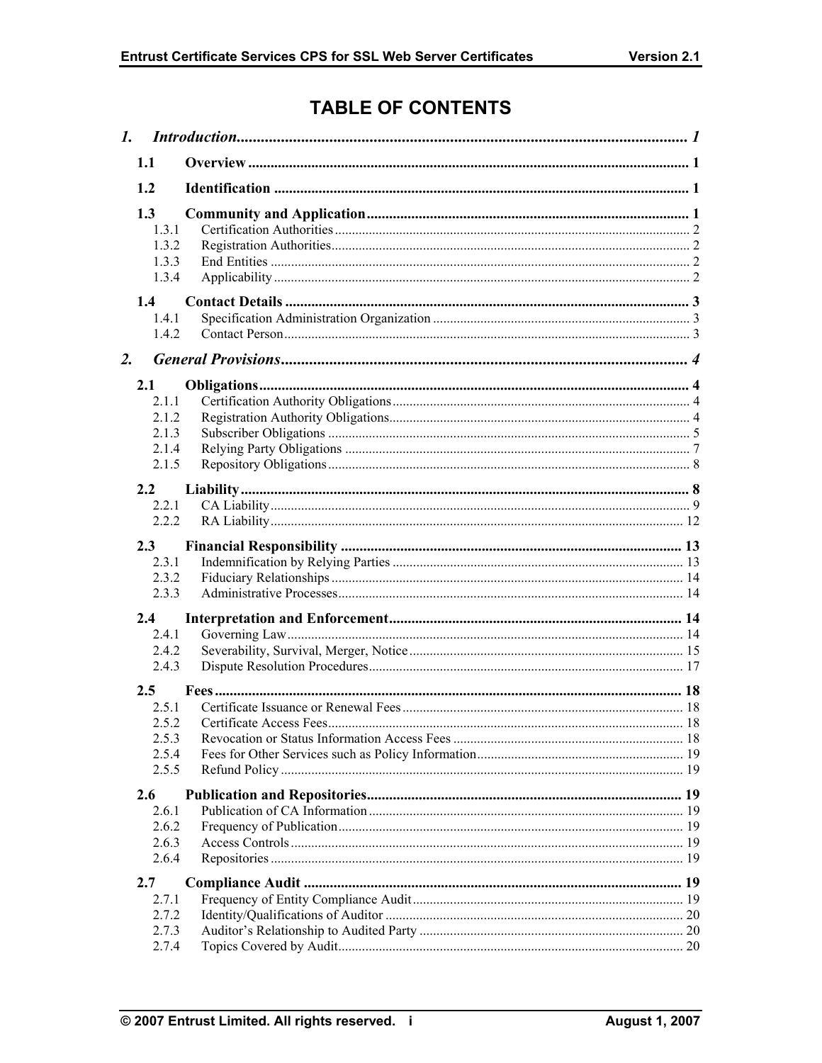# TABLE OF CONTENTS

*1. Introduction* ........ 1

**1.1 Overview** ........ 1

**1.2 Identification** ........ 1

**1.3 Community and Application** ........ 1

- 1.3.1 Certification Authorities ........ 2
- 1.3.2 Registration Authorities ........ 2
- 1.3.3 End Entities ........ 2
- 1.3.4 Applicability ........ 2

**1.4 Contact Details** ........ 3

- 1.4.1 Specification Administration Organization ........ 3
- 1.4.2 Contact Person ........ 3

*2. General Provisions* ........ 4

**2.1 Obligations** ........ 4

- 2.1.1 Certification Authority Obligations ........ 4
- 2.1.2 Registration Authority Obligations ........ 4
- 2.1.3 Subscriber Obligations ........ 5
- 2.1.4 Relying Party Obligations ........ 7
- 2.1.5 Repository Obligations ........ 8

**2.2 Liability** ........ 8

- 2.2.1 CA Liability ........ 9
- 2.2.2 RA Liability ........ 12

**2.3 Financial Responsibility** ........ 13

- 2.3.1 Indemnification by Relying Parties ........ 13
- 2.3.2 Fiduciary Relationships ........ 14
- 2.3.3 Administrative Processes ........ 14

**2.4 Interpretation and Enforcement** ........ 14

- 2.4.1 Governing Law ........ 14
- 2.4.2 Severability, Survival, Merger, Notice ........ 15
- 2.4.3 Dispute Resolution Procedures ........ 17

**2.5 Fees** ........ 18

- 2.5.1 Certificate Issuance or Renewal Fees ........ 18
- 2.5.2 Certificate Access Fees ........ 18
- 2.5.3 Revocation or Status Information Access Fees ........ 18
- 2.5.4 Fees for Other Services such as Policy Information ........ 19
- 2.5.5 Refund Policy ........ 19

**2.6 Publication and Repositories** ........ 19

- 2.6.1 Publication of CA Information ........ 19
- 2.6.2 Frequency of Publication ........ 19
- 2.6.3 Access Controls ........ 19
- 2.6.4 Repositories ........ 19

**2.7 Compliance Audit** ........ 19

- 2.7.1 Frequency of Entity Compliance Audit ........ 19
- 2.7.2 Identity/Qualifications of Auditor ........ 20
- 2.7.3 Auditor's Relationship to Audited Party ........ 20
- 2.7.4 Topics Covered by Audit ........ 20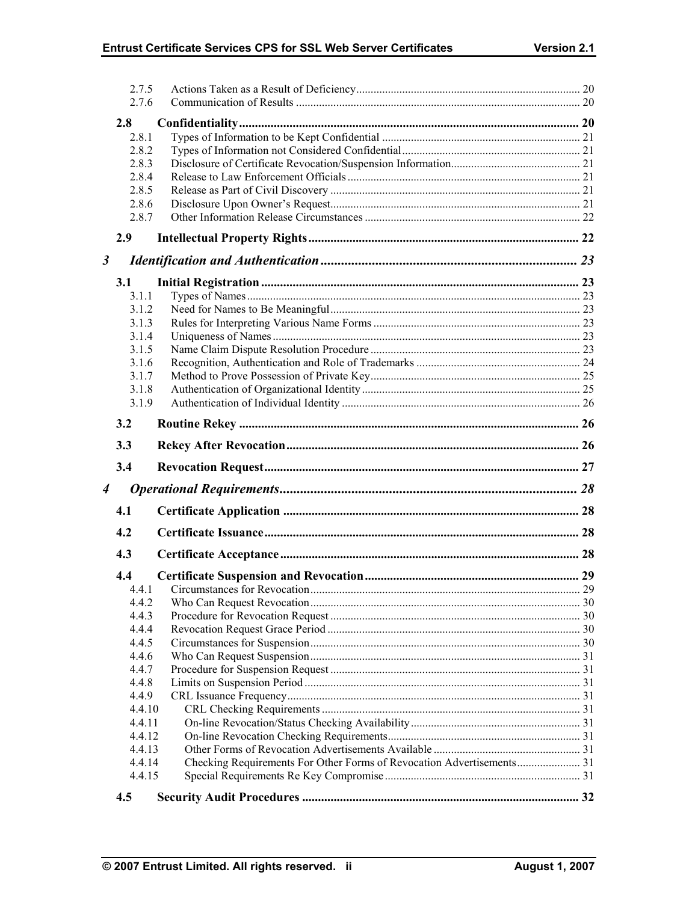| | | |
|---|---|---|
| 2.7.5 | Actions Taken as a Result of Deficiency | 20 |
| 2.7.6 | Communication of Results | 20 |
| **2.8** | **Confidentiality** | **20** |
| 2.8.1 | Types of Information to be Kept Confidential | 21 |
| 2.8.2 | Types of Information not Considered Confidential | 21 |
| 2.8.3 | Disclosure of Certificate Revocation/Suspension Information | 21 |
| 2.8.4 | Release to Law Enforcement Officials | 21 |
| 2.8.5 | Release as Part of Civil Discovery | 21 |
| 2.8.6 | Disclosure Upon Owner's Request | 21 |
| 2.8.7 | Other Information Release Circumstances | 22 |
| **2.9** | **Intellectual Property Rights** | **22** |
| ***3*** | ***Identification and Authentication*** | ***23*** |
| **3.1** | **Initial Registration** | **23** |
| 3.1.1 | Types of Names | 23 |
| 3.1.2 | Need for Names to Be Meaningful | 23 |
| 3.1.3 | Rules for Interpreting Various Name Forms | 23 |
| 3.1.4 | Uniqueness of Names | 23 |
| 3.1.5 | Name Claim Dispute Resolution Procedure | 23 |
| 3.1.6 | Recognition, Authentication and Role of Trademarks | 24 |
| 3.1.7 | Method to Prove Possession of Private Key | 25 |
| 3.1.8 | Authentication of Organizational Identity | 25 |
| 3.1.9 | Authentication of Individual Identity | 26 |
| **3.2** | **Routine Rekey** | **26** |
| **3.3** | **Rekey After Revocation** | **26** |
| **3.4** | **Revocation Request** | **27** |
| ***4*** | ***Operational Requirements*** | ***28*** |
| **4.1** | **Certificate Application** | **28** |
| **4.2** | **Certificate Issuance** | **28** |
| **4.3** | **Certificate Acceptance** | **28** |
| **4.4** | **Certificate Suspension and Revocation** | **29** |
| 4.4.1 | Circumstances for Revocation | 29 |
| 4.4.2 | Who Can Request Revocation | 30 |
| 4.4.3 | Procedure for Revocation Request | 30 |
| 4.4.4 | Revocation Request Grace Period | 30 |
| 4.4.5 | Circumstances for Suspension | 30 |
| 4.4.6 | Who Can Request Suspension | 31 |
| 4.4.7 | Procedure for Suspension Request | 31 |
| 4.4.8 | Limits on Suspension Period | 31 |
| 4.4.9 | CRL Issuance Frequency | 31 |
| 4.4.10 | CRL Checking Requirements | 31 |
| 4.4.11 | On-line Revocation/Status Checking Availability | 31 |
| 4.4.12 | On-line Revocation Checking Requirements | 31 |
| 4.4.13 | Other Forms of Revocation Advertisements Available | 31 |
| 4.4.14 | Checking Requirements For Other Forms of Revocation Advertisements | 31 |
| 4.4.15 | Special Requirements Re Key Compromise | 31 |
| **4.5** | **Security Audit Procedures** | **32** |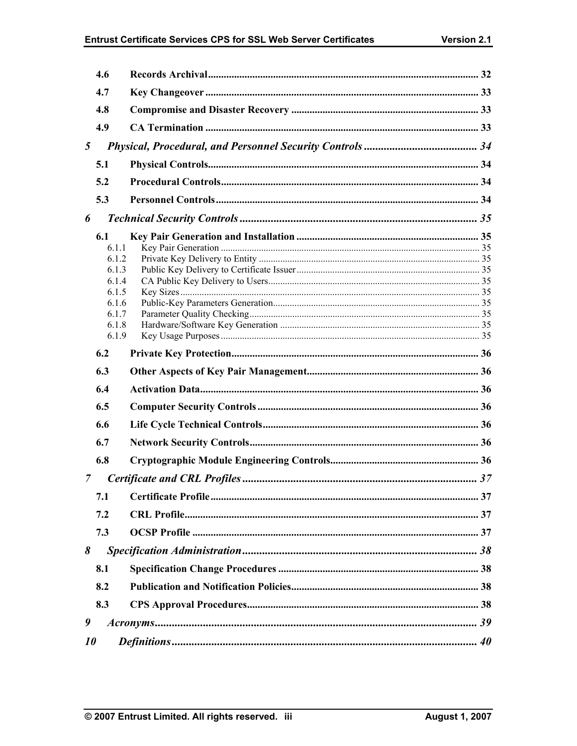4.6 Records Archival ........ 32

4.7 Key Changeover ........ 33

4.8 Compromise and Disaster Recovery ........ 33

4.9 CA Termination ........ 33

*5 Physical, Procedural, and Personnel Security Controls ........ 34*

5.1 Physical Controls ........ 34

5.2 Procedural Controls ........ 34

5.3 Personnel Controls ........ 34

*6 Technical Security Controls ........ 35*

6.1 Key Pair Generation and Installation ........ 35

- 6.1.1 Key Pair Generation ........ 35
- 6.1.2 Private Key Delivery to Entity ........ 35
- 6.1.3 Public Key Delivery to Certificate Issuer ........ 35
- 6.1.4 CA Public Key Delivery to Users ........ 35
- 6.1.5 Key Sizes ........ 35
- 6.1.6 Public-Key Parameters Generation ........ 35
- 6.1.7 Parameter Quality Checking ........ 35
- 6.1.8 Hardware/Software Key Generation ........ 35
- 6.1.9 Key Usage Purposes ........ 35

6.2 Private Key Protection ........ 36

6.3 Other Aspects of Key Pair Management ........ 36

6.4 Activation Data ........ 36

6.5 Computer Security Controls ........ 36

6.6 Life Cycle Technical Controls ........ 36

6.7 Network Security Controls ........ 36

6.8 Cryptographic Module Engineering Controls ........ 36

*7 Certificate and CRL Profiles ........ 37*

7.1 Certificate Profile ........ 37

7.2 CRL Profile ........ 37

7.3 OCSP Profile ........ 37

*8 Specification Administration ........ 38*

8.1 Specification Change Procedures ........ 38

8.2 Publication and Notification Policies ........ 38

8.3 CPS Approval Procedures ........ 38

*9 Acronyms ........ 39*

*10 Definitions ........ 40*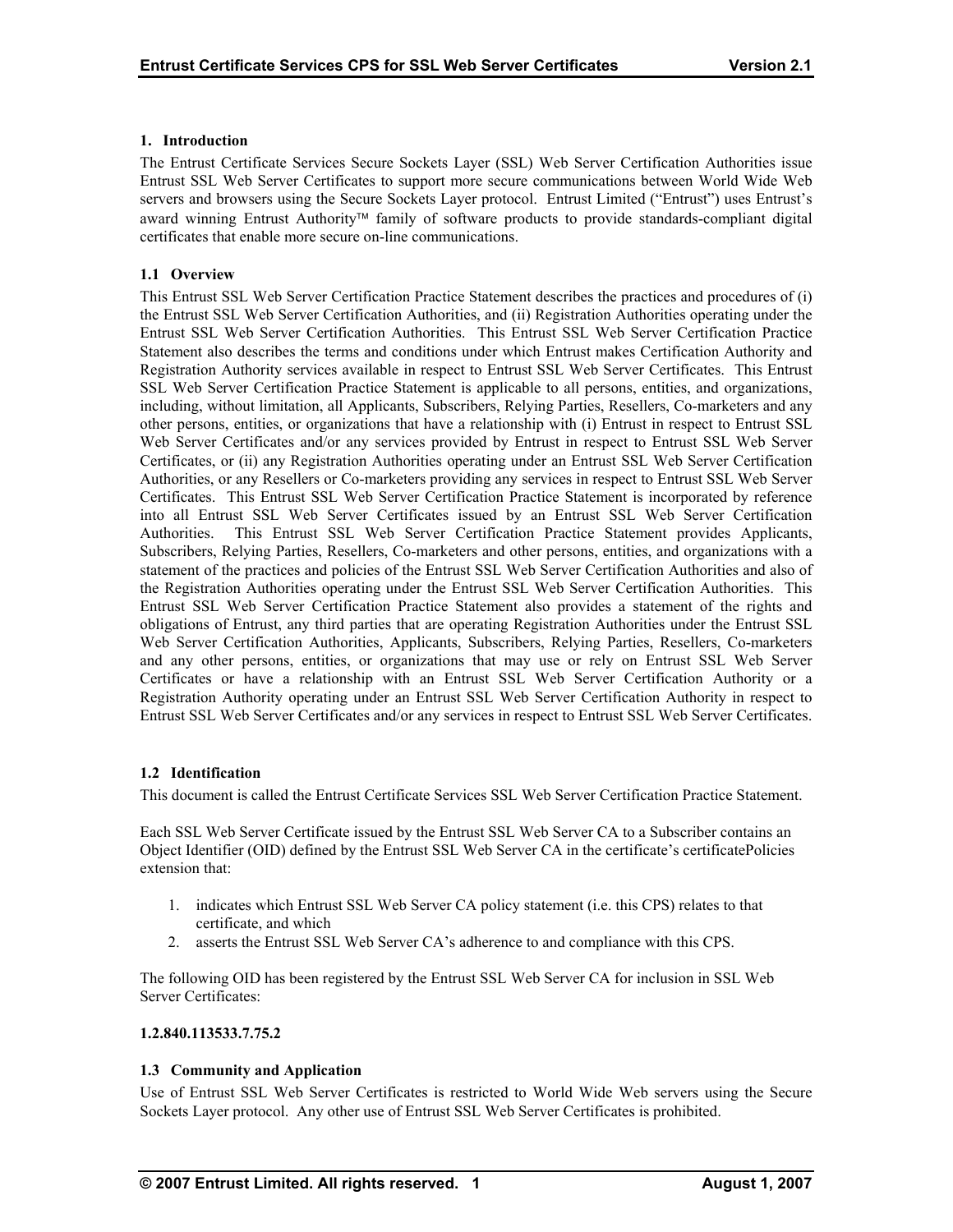# 1. Introduction

The Entrust Certificate Services Secure Sockets Layer (SSL) Web Server Certification Authorities issue Entrust SSL Web Server Certificates to support more secure communications between World Wide Web servers and browsers using the Secure Sockets Layer protocol. Entrust Limited ("Entrust") uses Entrust's award winning Entrust Authority™ family of software products to provide standards-compliant digital certificates that enable more secure on-line communications.

## 1.1 Overview

This Entrust SSL Web Server Certification Practice Statement describes the practices and procedures of (i) the Entrust SSL Web Server Certification Authorities, and (ii) Registration Authorities operating under the Entrust SSL Web Server Certification Authorities. This Entrust SSL Web Server Certification Practice Statement also describes the terms and conditions under which Entrust makes Certification Authority and Registration Authority services available in respect to Entrust SSL Web Server Certificates. This Entrust SSL Web Server Certification Practice Statement is applicable to all persons, entities, and organizations, including, without limitation, all Applicants, Subscribers, Relying Parties, Resellers, Co-marketers and any other persons, entities, or organizations that have a relationship with (i) Entrust in respect to Entrust SSL Web Server Certificates and/or any services provided by Entrust in respect to Entrust SSL Web Server Certificates, or (ii) any Registration Authorities operating under an Entrust SSL Web Server Certification Authorities, or any Resellers or Co-marketers providing any services in respect to Entrust SSL Web Server Certificates. This Entrust SSL Web Server Certification Practice Statement is incorporated by reference into all Entrust SSL Web Server Certificates issued by an Entrust SSL Web Server Certification Authorities. This Entrust SSL Web Server Certification Practice Statement provides Applicants, Subscribers, Relying Parties, Resellers, Co-marketers and other persons, entities, and organizations with a statement of the practices and policies of the Entrust SSL Web Server Certification Authorities and also of the Registration Authorities operating under the Entrust SSL Web Server Certification Authorities. This Entrust SSL Web Server Certification Practice Statement also provides a statement of the rights and obligations of Entrust, any third parties that are operating Registration Authorities under the Entrust SSL Web Server Certification Authorities, Applicants, Subscribers, Relying Parties, Resellers, Co-marketers and any other persons, entities, or organizations that may use or rely on Entrust SSL Web Server Certificates or have a relationship with an Entrust SSL Web Server Certification Authority or a Registration Authority operating under an Entrust SSL Web Server Certification Authority in respect to Entrust SSL Web Server Certificates and/or any services in respect to Entrust SSL Web Server Certificates.

## 1.2 Identification

This document is called the Entrust Certificate Services SSL Web Server Certification Practice Statement.

Each SSL Web Server Certificate issued by the Entrust SSL Web Server CA to a Subscriber contains an Object Identifier (OID) defined by the Entrust SSL Web Server CA in the certificate's certificatePolicies extension that:

1. indicates which Entrust SSL Web Server CA policy statement (i.e. this CPS) relates to that certificate, and which
2. asserts the Entrust SSL Web Server CA's adherence to and compliance with this CPS.

The following OID has been registered by the Entrust SSL Web Server CA for inclusion in SSL Web Server Certificates:

**1.2.840.113533.7.75.2**

## 1.3 Community and Application

Use of Entrust SSL Web Server Certificates is restricted to World Wide Web servers using the Secure Sockets Layer protocol. Any other use of Entrust SSL Web Server Certificates is prohibited.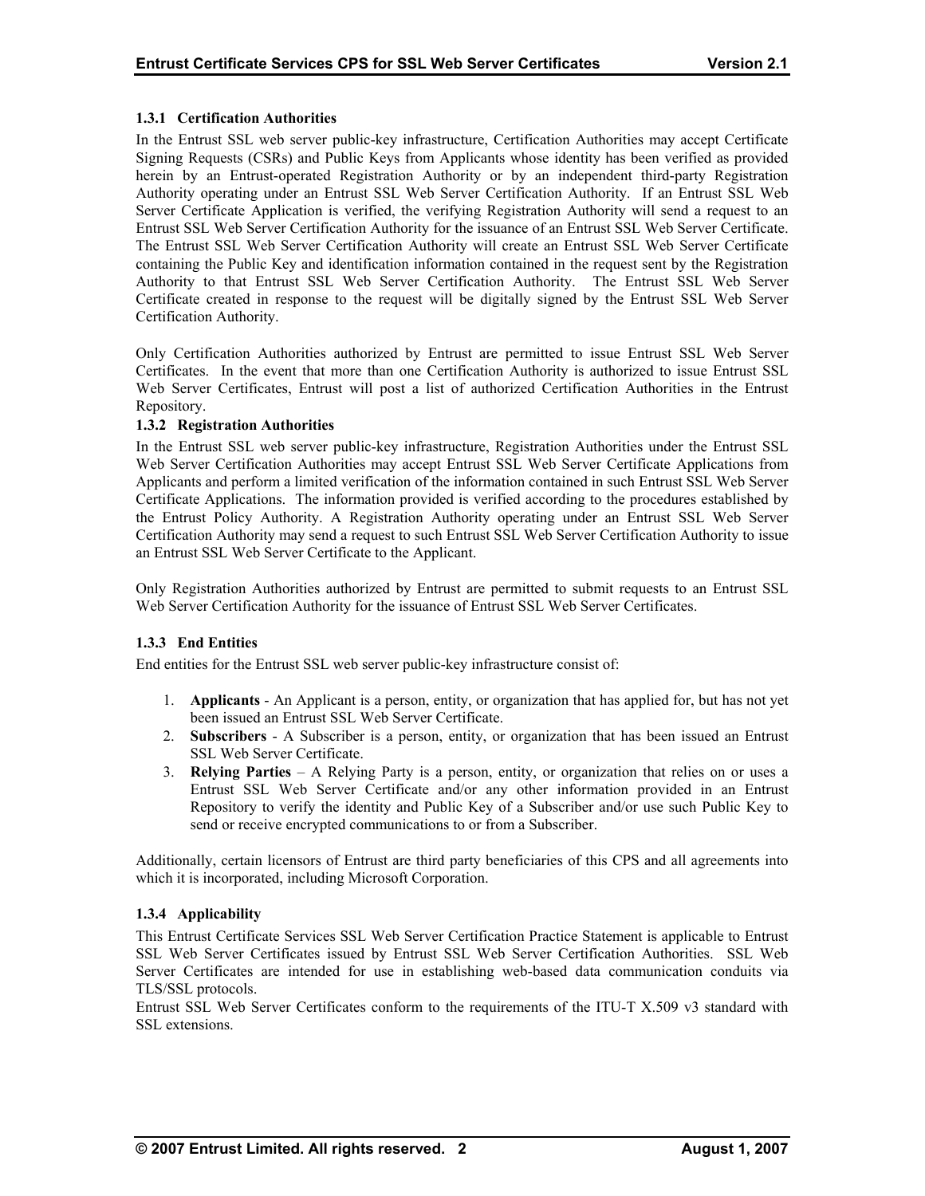### 1.3.1 Certification Authorities

In the Entrust SSL web server public-key infrastructure, Certification Authorities may accept Certificate Signing Requests (CSRs) and Public Keys from Applicants whose identity has been verified as provided herein by an Entrust-operated Registration Authority or by an independent third-party Registration Authority operating under an Entrust SSL Web Server Certification Authority. If an Entrust SSL Web Server Certificate Application is verified, the verifying Registration Authority will send a request to an Entrust SSL Web Server Certification Authority for the issuance of an Entrust SSL Web Server Certificate. The Entrust SSL Web Server Certification Authority will create an Entrust SSL Web Server Certificate containing the Public Key and identification information contained in the request sent by the Registration Authority to that Entrust SSL Web Server Certification Authority. The Entrust SSL Web Server Certificate created in response to the request will be digitally signed by the Entrust SSL Web Server Certification Authority.

Only Certification Authorities authorized by Entrust are permitted to issue Entrust SSL Web Server Certificates. In the event that more than one Certification Authority is authorized to issue Entrust SSL Web Server Certificates, Entrust will post a list of authorized Certification Authorities in the Entrust Repository.

### 1.3.2 Registration Authorities

In the Entrust SSL web server public-key infrastructure, Registration Authorities under the Entrust SSL Web Server Certification Authorities may accept Entrust SSL Web Server Certificate Applications from Applicants and perform a limited verification of the information contained in such Entrust SSL Web Server Certificate Applications. The information provided is verified according to the procedures established by the Entrust Policy Authority. A Registration Authority operating under an Entrust SSL Web Server Certification Authority may send a request to such Entrust SSL Web Server Certification Authority to issue an Entrust SSL Web Server Certificate to the Applicant.

Only Registration Authorities authorized by Entrust are permitted to submit requests to an Entrust SSL Web Server Certification Authority for the issuance of Entrust SSL Web Server Certificates.

### 1.3.3 End Entities

End entities for the Entrust SSL web server public-key infrastructure consist of:

1. **Applicants** - An Applicant is a person, entity, or organization that has applied for, but has not yet been issued an Entrust SSL Web Server Certificate.
2. **Subscribers** - A Subscriber is a person, entity, or organization that has been issued an Entrust SSL Web Server Certificate.
3. **Relying Parties** – A Relying Party is a person, entity, or organization that relies on or uses a Entrust SSL Web Server Certificate and/or any other information provided in an Entrust Repository to verify the identity and Public Key of a Subscriber and/or use such Public Key to send or receive encrypted communications to or from a Subscriber.

Additionally, certain licensors of Entrust are third party beneficiaries of this CPS and all agreements into which it is incorporated, including Microsoft Corporation.

### 1.3.4 Applicability

This Entrust Certificate Services SSL Web Server Certification Practice Statement is applicable to Entrust SSL Web Server Certificates issued by Entrust SSL Web Server Certification Authorities. SSL Web Server Certificates are intended for use in establishing web-based data communication conduits via TLS/SSL protocols.

Entrust SSL Web Server Certificates conform to the requirements of the ITU-T X.509 v3 standard with SSL extensions.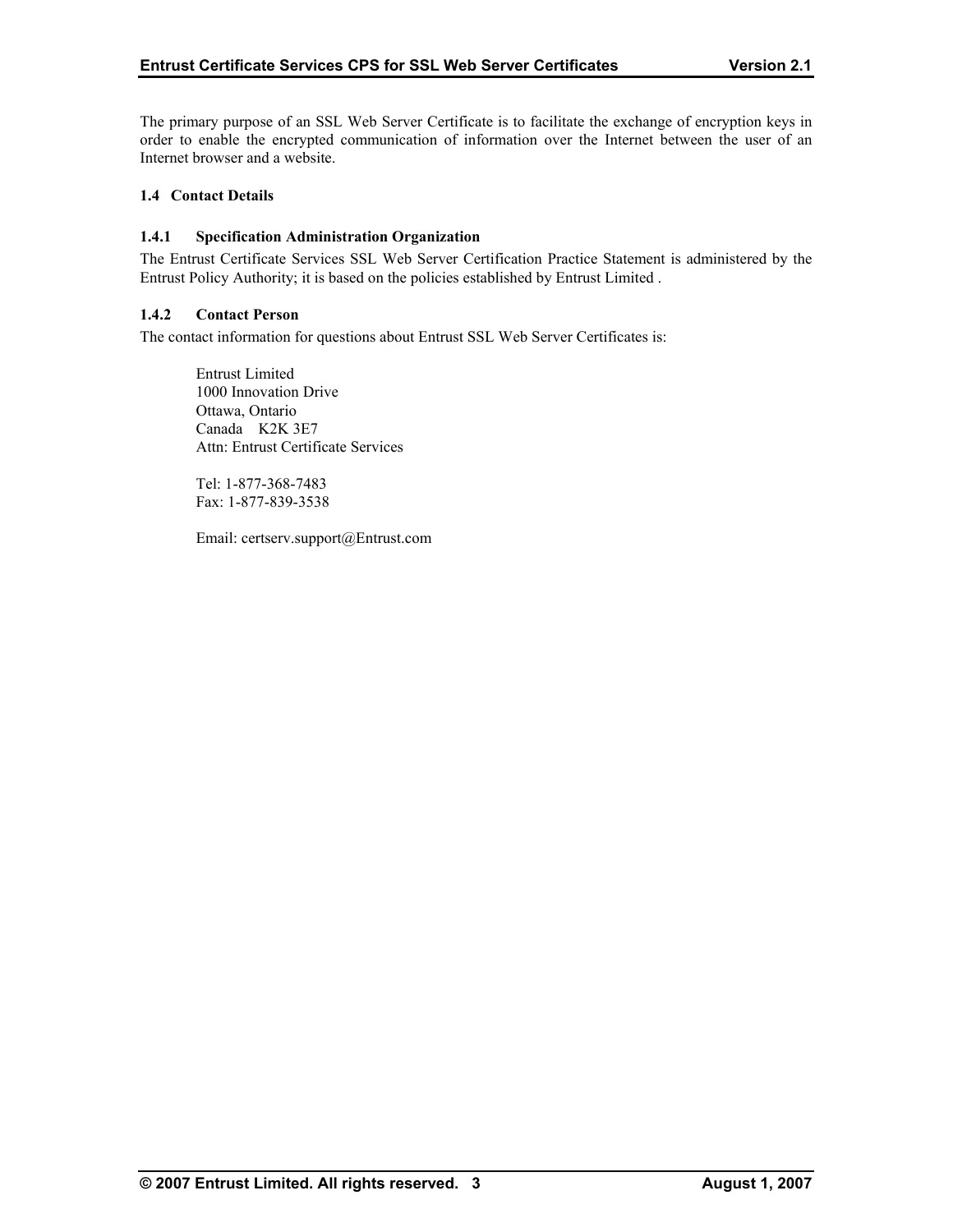The primary purpose of an SSL Web Server Certificate is to facilitate the exchange of encryption keys in order to enable the encrypted communication of information over the Internet between the user of an Internet browser and a website.

## 1.4 Contact Details

### 1.4.1 Specification Administration Organization

The Entrust Certificate Services SSL Web Server Certification Practice Statement is administered by the Entrust Policy Authority; it is based on the policies established by Entrust Limited .

### 1.4.2 Contact Person

The contact information for questions about Entrust SSL Web Server Certificates is:

Entrust Limited
1000 Innovation Drive
Ottawa, Ontario
Canada    K2K 3E7
Attn: Entrust Certificate Services

Tel: 1-877-368-7483
Fax: 1-877-839-3538

Email: certserv.support@Entrust.com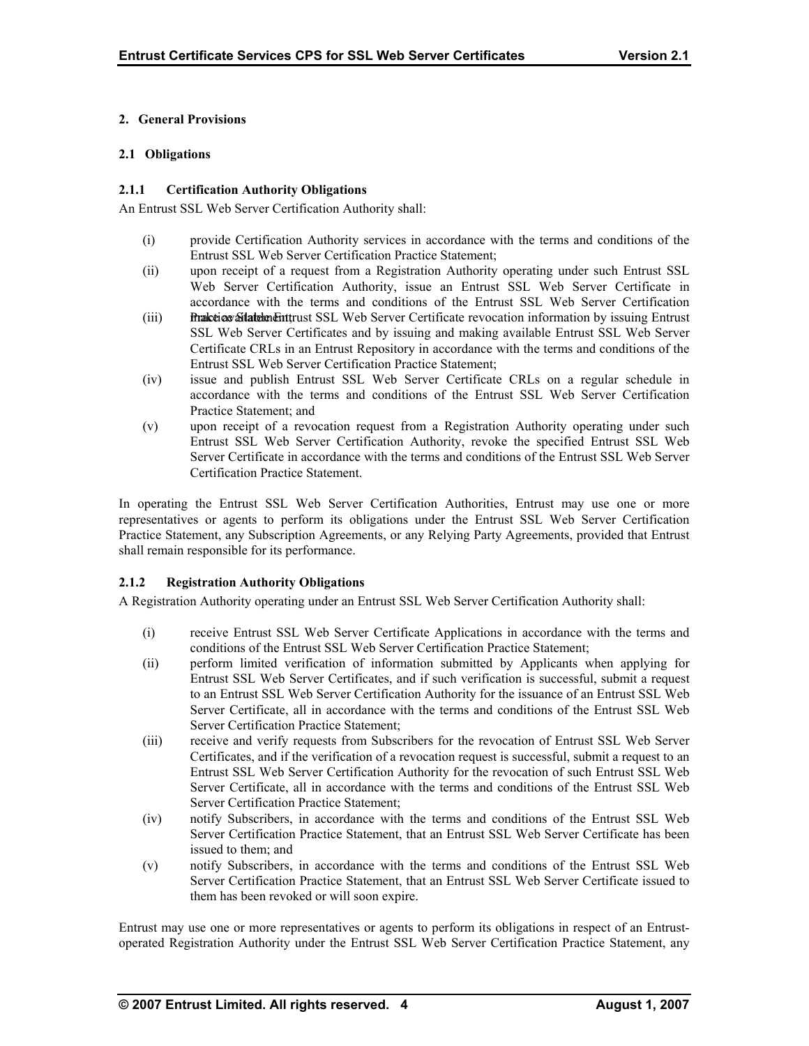## 2. General Provisions

### 2.1 Obligations

#### 2.1.1 Certification Authority Obligations

An Entrust SSL Web Server Certification Authority shall:

(i) provide Certification Authority services in accordance with the terms and conditions of the Entrust SSL Web Server Certification Practice Statement;

(ii) upon receipt of a request from a Registration Authority operating under such Entrust SSL Web Server Certification Authority, issue an Entrust SSL Web Server Certificate in accordance with the terms and conditions of the Entrust SSL Web Server Certification Practice Statement;

(iii) make available Entrust SSL Web Server Certificate revocation information by issuing Entrust SSL Web Server Certificates and by issuing and making available Entrust SSL Web Server Certificate CRLs in an Entrust Repository in accordance with the terms and conditions of the Entrust SSL Web Server Certification Practice Statement;

(iv) issue and publish Entrust SSL Web Server Certificate CRLs on a regular schedule in accordance with the terms and conditions of the Entrust SSL Web Server Certification Practice Statement; and

(v) upon receipt of a revocation request from a Registration Authority operating under such Entrust SSL Web Server Certification Authority, revoke the specified Entrust SSL Web Server Certificate in accordance with the terms and conditions of the Entrust SSL Web Server Certification Practice Statement.

In operating the Entrust SSL Web Server Certification Authorities, Entrust may use one or more representatives or agents to perform its obligations under the Entrust SSL Web Server Certification Practice Statement, any Subscription Agreements, or any Relying Party Agreements, provided that Entrust shall remain responsible for its performance.

#### 2.1.2 Registration Authority Obligations

A Registration Authority operating under an Entrust SSL Web Server Certification Authority shall:

(i) receive Entrust SSL Web Server Certificate Applications in accordance with the terms and conditions of the Entrust SSL Web Server Certification Practice Statement;

(ii) perform limited verification of information submitted by Applicants when applying for Entrust SSL Web Server Certificates, and if such verification is successful, submit a request to an Entrust SSL Web Server Certification Authority for the issuance of an Entrust SSL Web Server Certificate, all in accordance with the terms and conditions of the Entrust SSL Web Server Certification Practice Statement;

(iii) receive and verify requests from Subscribers for the revocation of Entrust SSL Web Server Certificates, and if the verification of a revocation request is successful, submit a request to an Entrust SSL Web Server Certification Authority for the revocation of such Entrust SSL Web Server Certificate, all in accordance with the terms and conditions of the Entrust SSL Web Server Certification Practice Statement;

(iv) notify Subscribers, in accordance with the terms and conditions of the Entrust SSL Web Server Certification Practice Statement, that an Entrust SSL Web Server Certificate has been issued to them; and

(v) notify Subscribers, in accordance with the terms and conditions of the Entrust SSL Web Server Certification Practice Statement, that an Entrust SSL Web Server Certificate issued to them has been revoked or will soon expire.

Entrust may use one or more representatives or agents to perform its obligations in respect of an Entrust-operated Registration Authority under the Entrust SSL Web Server Certification Practice Statement, any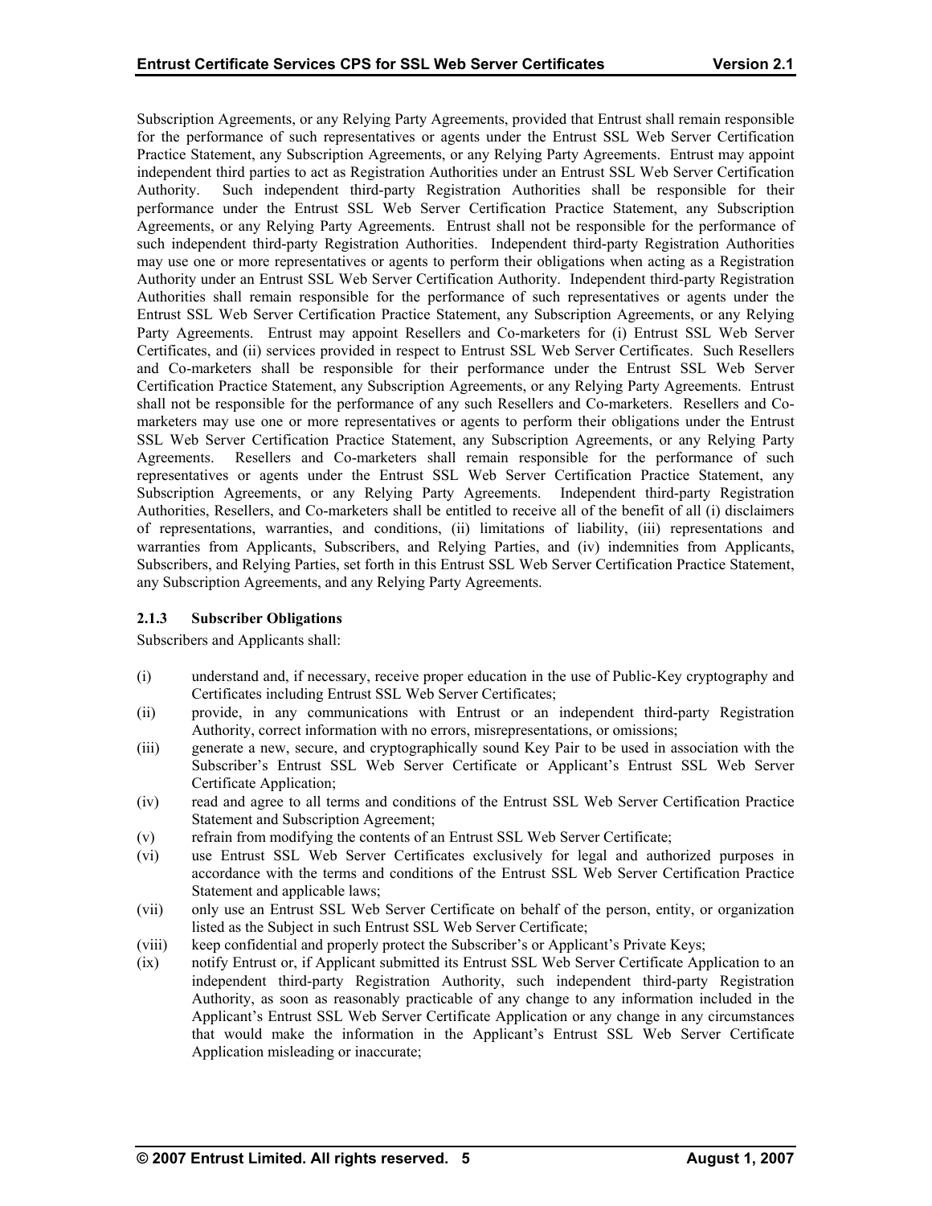Subscription Agreements, or any Relying Party Agreements, provided that Entrust shall remain responsible for the performance of such representatives or agents under the Entrust SSL Web Server Certification Practice Statement, any Subscription Agreements, or any Relying Party Agreements. Entrust may appoint independent third parties to act as Registration Authorities under an Entrust SSL Web Server Certification Authority. Such independent third-party Registration Authorities shall be responsible for their performance under the Entrust SSL Web Server Certification Practice Statement, any Subscription Agreements, or any Relying Party Agreements. Entrust shall not be responsible for the performance of such independent third-party Registration Authorities. Independent third-party Registration Authorities may use one or more representatives or agents to perform their obligations when acting as a Registration Authority under an Entrust SSL Web Server Certification Authority. Independent third-party Registration Authorities shall remain responsible for the performance of such representatives or agents under the Entrust SSL Web Server Certification Practice Statement, any Subscription Agreements, or any Relying Party Agreements. Entrust may appoint Resellers and Co-marketers for (i) Entrust SSL Web Server Certificates, and (ii) services provided in respect to Entrust SSL Web Server Certificates. Such Resellers and Co-marketers shall be responsible for their performance under the Entrust SSL Web Server Certification Practice Statement, any Subscription Agreements, or any Relying Party Agreements. Entrust shall not be responsible for the performance of any such Resellers and Co-marketers. Resellers and Co-marketers may use one or more representatives or agents to perform their obligations under the Entrust SSL Web Server Certification Practice Statement, any Subscription Agreements, or any Relying Party Agreements. Resellers and Co-marketers shall remain responsible for the performance of such representatives or agents under the Entrust SSL Web Server Certification Practice Statement, any Subscription Agreements, or any Relying Party Agreements. Independent third-party Registration Authorities, Resellers, and Co-marketers shall be entitled to receive all of the benefit of all (i) disclaimers of representations, warranties, and conditions, (ii) limitations of liability, (iii) representations and warranties from Applicants, Subscribers, and Relying Parties, and (iv) indemnities from Applicants, Subscribers, and Relying Parties, set forth in this Entrust SSL Web Server Certification Practice Statement, any Subscription Agreements, and any Relying Party Agreements.

#### 2.1.3 Subscriber Obligations

Subscribers and Applicants shall:

(i) understand and, if necessary, receive proper education in the use of Public-Key cryptography and Certificates including Entrust SSL Web Server Certificates;

(ii) provide, in any communications with Entrust or an independent third-party Registration Authority, correct information with no errors, misrepresentations, or omissions;

(iii) generate a new, secure, and cryptographically sound Key Pair to be used in association with the Subscriber's Entrust SSL Web Server Certificate or Applicant's Entrust SSL Web Server Certificate Application;

(iv) read and agree to all terms and conditions of the Entrust SSL Web Server Certification Practice Statement and Subscription Agreement;

(v) refrain from modifying the contents of an Entrust SSL Web Server Certificate;

(vi) use Entrust SSL Web Server Certificates exclusively for legal and authorized purposes in accordance with the terms and conditions of the Entrust SSL Web Server Certification Practice Statement and applicable laws;

(vii) only use an Entrust SSL Web Server Certificate on behalf of the person, entity, or organization listed as the Subject in such Entrust SSL Web Server Certificate;

(viii) keep confidential and properly protect the Subscriber's or Applicant's Private Keys;

(ix) notify Entrust or, if Applicant submitted its Entrust SSL Web Server Certificate Application to an independent third-party Registration Authority, such independent third-party Registration Authority, as soon as reasonably practicable of any change to any information included in the Applicant's Entrust SSL Web Server Certificate Application or any change in any circumstances that would make the information in the Applicant's Entrust SSL Web Server Certificate Application misleading or inaccurate;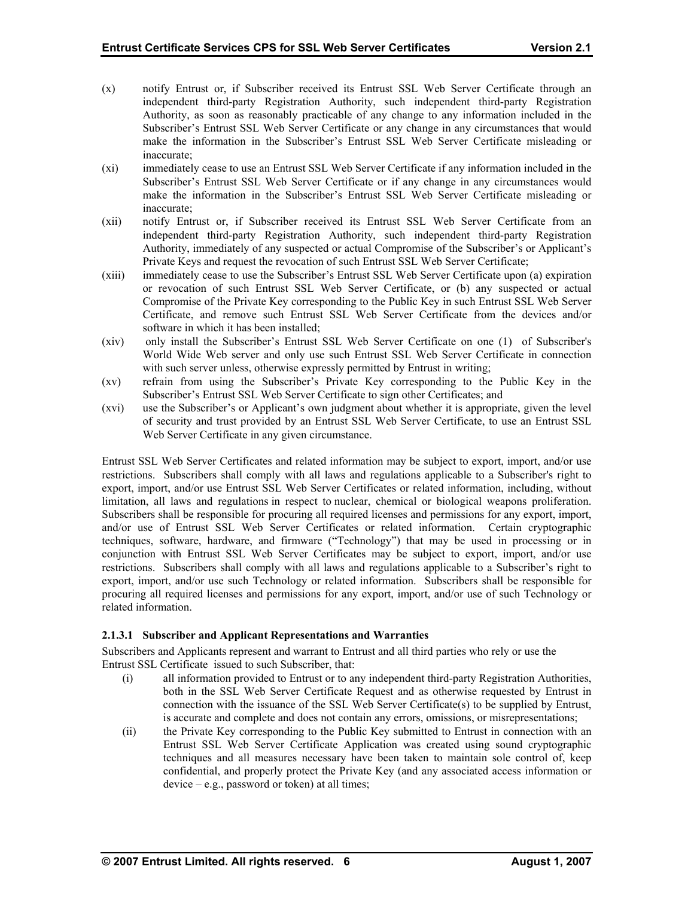(x) notify Entrust or, if Subscriber received its Entrust SSL Web Server Certificate through an independent third-party Registration Authority, such independent third-party Registration Authority, as soon as reasonably practicable of any change to any information included in the Subscriber's Entrust SSL Web Server Certificate or any change in any circumstances that would make the information in the Subscriber's Entrust SSL Web Server Certificate misleading or inaccurate;

(xi) immediately cease to use an Entrust SSL Web Server Certificate if any information included in the Subscriber's Entrust SSL Web Server Certificate or if any change in any circumstances would make the information in the Subscriber's Entrust SSL Web Server Certificate misleading or inaccurate;

(xii) notify Entrust or, if Subscriber received its Entrust SSL Web Server Certificate from an independent third-party Registration Authority, such independent third-party Registration Authority, immediately of any suspected or actual Compromise of the Subscriber's or Applicant's Private Keys and request the revocation of such Entrust SSL Web Server Certificate;

(xiii) immediately cease to use the Subscriber's Entrust SSL Web Server Certificate upon (a) expiration or revocation of such Entrust SSL Web Server Certificate, or (b) any suspected or actual Compromise of the Private Key corresponding to the Public Key in such Entrust SSL Web Server Certificate, and remove such Entrust SSL Web Server Certificate from the devices and/or software in which it has been installed;

(xiv) only install the Subscriber's Entrust SSL Web Server Certificate on one (1) of Subscriber's World Wide Web server and only use such Entrust SSL Web Server Certificate in connection with such server unless, otherwise expressly permitted by Entrust in writing;

(xv) refrain from using the Subscriber's Private Key corresponding to the Public Key in the Subscriber's Entrust SSL Web Server Certificate to sign other Certificates; and

(xvi) use the Subscriber's or Applicant's own judgment about whether it is appropriate, given the level of security and trust provided by an Entrust SSL Web Server Certificate, to use an Entrust SSL Web Server Certificate in any given circumstance.

Entrust SSL Web Server Certificates and related information may be subject to export, import, and/or use restrictions. Subscribers shall comply with all laws and regulations applicable to a Subscriber's right to export, import, and/or use Entrust SSL Web Server Certificates or related information, including, without limitation, all laws and regulations in respect to nuclear, chemical or biological weapons proliferation. Subscribers shall be responsible for procuring all required licenses and permissions for any export, import, and/or use of Entrust SSL Web Server Certificates or related information. Certain cryptographic techniques, software, hardware, and firmware ("Technology") that may be used in processing or in conjunction with Entrust SSL Web Server Certificates may be subject to export, import, and/or use restrictions. Subscribers shall comply with all laws and regulations applicable to a Subscriber's right to export, import, and/or use such Technology or related information. Subscribers shall be responsible for procuring all required licenses and permissions for any export, import, and/or use of such Technology or related information.

#### 2.1.3.1 Subscriber and Applicant Representations and Warranties

Subscribers and Applicants represent and warrant to Entrust and all third parties who rely or use the Entrust SSL Certificate issued to such Subscriber, that:

(i) all information provided to Entrust or to any independent third-party Registration Authorities, both in the SSL Web Server Certificate Request and as otherwise requested by Entrust in connection with the issuance of the SSL Web Server Certificate(s) to be supplied by Entrust, is accurate and complete and does not contain any errors, omissions, or misrepresentations;

(ii) the Private Key corresponding to the Public Key submitted to Entrust in connection with an Entrust SSL Web Server Certificate Application was created using sound cryptographic techniques and all measures necessary have been taken to maintain sole control of, keep confidential, and properly protect the Private Key (and any associated access information or device – e.g., password or token) at all times;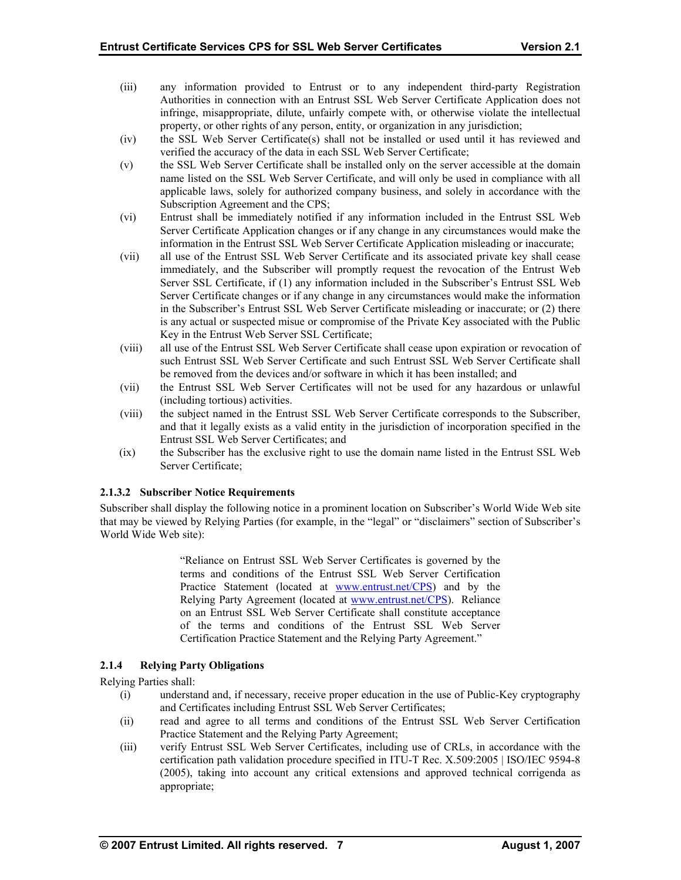(iii) any information provided to Entrust or to any independent third-party Registration Authorities in connection with an Entrust SSL Web Server Certificate Application does not infringe, misappropriate, dilute, unfairly compete with, or otherwise violate the intellectual property, or other rights of any person, entity, or organization in any jurisdiction;

(iv) the SSL Web Server Certificate(s) shall not be installed or used until it has reviewed and verified the accuracy of the data in each SSL Web Server Certificate;

(v) the SSL Web Server Certificate shall be installed only on the server accessible at the domain name listed on the SSL Web Server Certificate, and will only be used in compliance with all applicable laws, solely for authorized company business, and solely in accordance with the Subscription Agreement and the CPS;

(vi) Entrust shall be immediately notified if any information included in the Entrust SSL Web Server Certificate Application changes or if any change in any circumstances would make the information in the Entrust SSL Web Server Certificate Application misleading or inaccurate;

(vii) all use of the Entrust SSL Web Server Certificate and its associated private key shall cease immediately, and the Subscriber will promptly request the revocation of the Entrust Web Server SSL Certificate, if (1) any information included in the Subscriber's Entrust SSL Web Server Certificate changes or if any change in any circumstances would make the information in the Subscriber's Entrust SSL Web Server Certificate misleading or inaccurate; or (2) there is any actual or suspected misue or compromise of the Private Key associated with the Public Key in the Entrust Web Server SSL Certificate;

(viii) all use of the Entrust SSL Web Server Certificate shall cease upon expiration or revocation of such Entrust SSL Web Server Certificate and such Entrust SSL Web Server Certificate shall be removed from the devices and/or software in which it has been installed; and

(vii) the Entrust SSL Web Server Certificates will not be used for any hazardous or unlawful (including tortious) activities.

(viii) the subject named in the Entrust SSL Web Server Certificate corresponds to the Subscriber, and that it legally exists as a valid entity in the jurisdiction of incorporation specified in the Entrust SSL Web Server Certificates; and

(ix) the Subscriber has the exclusive right to use the domain name listed in the Entrust SSL Web Server Certificate;

#### 2.1.3.2 Subscriber Notice Requirements

Subscriber shall display the following notice in a prominent location on Subscriber's World Wide Web site that may be viewed by Relying Parties (for example, in the "legal" or "disclaimers" section of Subscriber's World Wide Web site):

> "Reliance on Entrust SSL Web Server Certificates is governed by the terms and conditions of the Entrust SSL Web Server Certification Practice Statement (located at www.entrust.net/CPS) and by the Relying Party Agreement (located at www.entrust.net/CPS). Reliance on an Entrust SSL Web Server Certificate shall constitute acceptance of the terms and conditions of the Entrust SSL Web Server Certification Practice Statement and the Relying Party Agreement."

### 2.1.4 Relying Party Obligations

Relying Parties shall:

(i) understand and, if necessary, receive proper education in the use of Public-Key cryptography and Certificates including Entrust SSL Web Server Certificates;

(ii) read and agree to all terms and conditions of the Entrust SSL Web Server Certification Practice Statement and the Relying Party Agreement;

(iii) verify Entrust SSL Web Server Certificates, including use of CRLs, in accordance with the certification path validation procedure specified in ITU-T Rec. X.509:2005 | ISO/IEC 9594-8 (2005), taking into account any critical extensions and approved technical corrigenda as appropriate;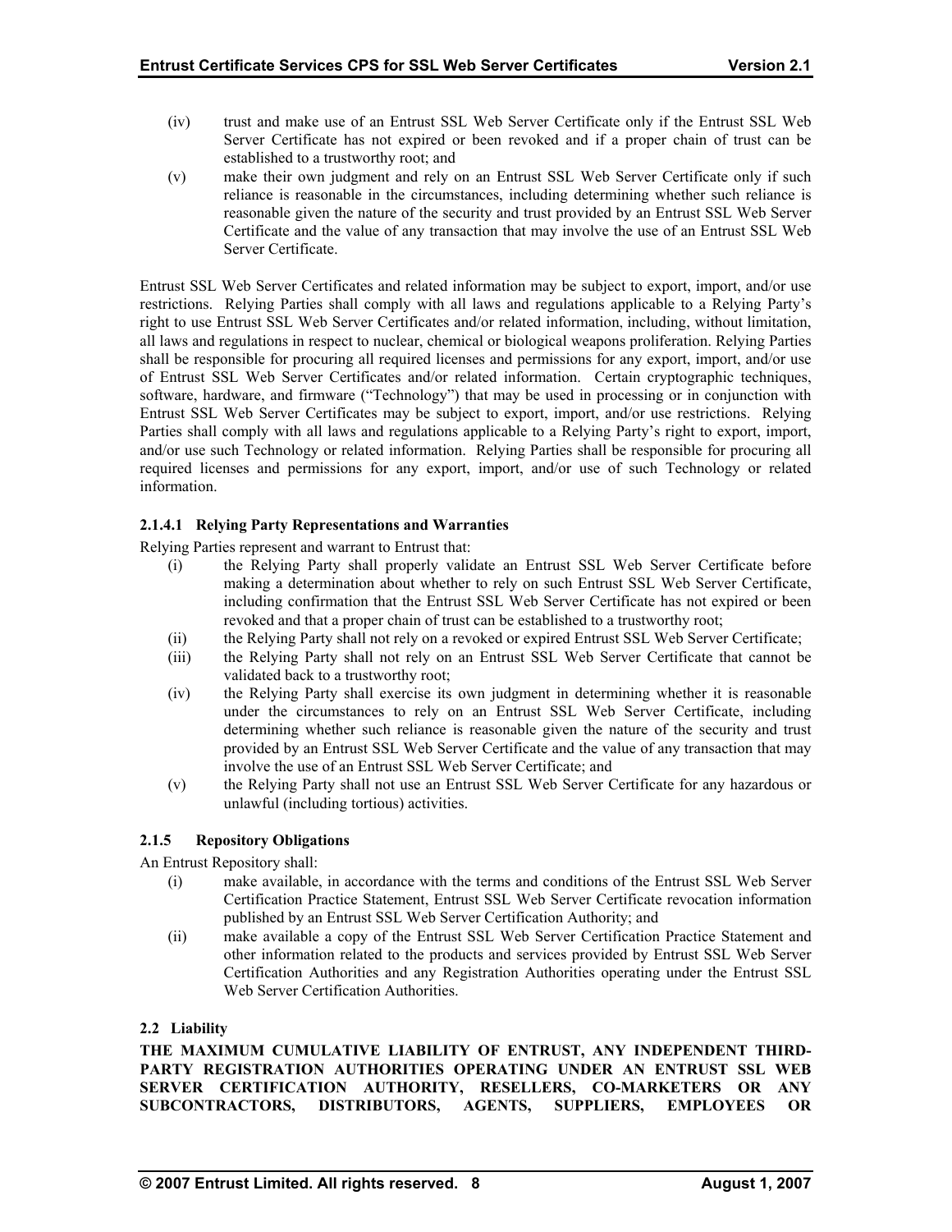(iv) trust and make use of an Entrust SSL Web Server Certificate only if the Entrust SSL Web Server Certificate has not expired or been revoked and if a proper chain of trust can be established to a trustworthy root; and

(v) make their own judgment and rely on an Entrust SSL Web Server Certificate only if such reliance is reasonable in the circumstances, including determining whether such reliance is reasonable given the nature of the security and trust provided by an Entrust SSL Web Server Certificate and the value of any transaction that may involve the use of an Entrust SSL Web Server Certificate.

Entrust SSL Web Server Certificates and related information may be subject to export, import, and/or use restrictions. Relying Parties shall comply with all laws and regulations applicable to a Relying Party's right to use Entrust SSL Web Server Certificates and/or related information, including, without limitation, all laws and regulations in respect to nuclear, chemical or biological weapons proliferation. Relying Parties shall be responsible for procuring all required licenses and permissions for any export, import, and/or use of Entrust SSL Web Server Certificates and/or related information. Certain cryptographic techniques, software, hardware, and firmware ("Technology") that may be used in processing or in conjunction with Entrust SSL Web Server Certificates may be subject to export, import, and/or use restrictions. Relying Parties shall comply with all laws and regulations applicable to a Relying Party's right to export, import, and/or use such Technology or related information. Relying Parties shall be responsible for procuring all required licenses and permissions for any export, import, and/or use of such Technology or related information.

#### 2.1.4.1 Relying Party Representations and Warranties

Relying Parties represent and warrant to Entrust that:

(i) the Relying Party shall properly validate an Entrust SSL Web Server Certificate before making a determination about whether to rely on such Entrust SSL Web Server Certificate, including confirmation that the Entrust SSL Web Server Certificate has not expired or been revoked and that a proper chain of trust can be established to a trustworthy root;

(ii) the Relying Party shall not rely on a revoked or expired Entrust SSL Web Server Certificate;

(iii) the Relying Party shall not rely on an Entrust SSL Web Server Certificate that cannot be validated back to a trustworthy root;

(iv) the Relying Party shall exercise its own judgment in determining whether it is reasonable under the circumstances to rely on an Entrust SSL Web Server Certificate, including determining whether such reliance is reasonable given the nature of the security and trust provided by an Entrust SSL Web Server Certificate and the value of any transaction that may involve the use of an Entrust SSL Web Server Certificate; and

(v) the Relying Party shall not use an Entrust SSL Web Server Certificate for any hazardous or unlawful (including tortious) activities.

### 2.1.5 Repository Obligations

An Entrust Repository shall:

(i) make available, in accordance with the terms and conditions of the Entrust SSL Web Server Certification Practice Statement, Entrust SSL Web Server Certificate revocation information published by an Entrust SSL Web Server Certification Authority; and

(ii) make available a copy of the Entrust SSL Web Server Certification Practice Statement and other information related to the products and services provided by Entrust SSL Web Server Certification Authorities and any Registration Authorities operating under the Entrust SSL Web Server Certification Authorities.

## 2.2 Liability

**THE MAXIMUM CUMULATIVE LIABILITY OF ENTRUST, ANY INDEPENDENT THIRD-PARTY REGISTRATION AUTHORITIES OPERATING UNDER AN ENTRUST SSL WEB SERVER CERTIFICATION AUTHORITY, RESELLERS, CO-MARKETERS OR ANY SUBCONTRACTORS, DISTRIBUTORS, AGENTS, SUPPLIERS, EMPLOYEES OR**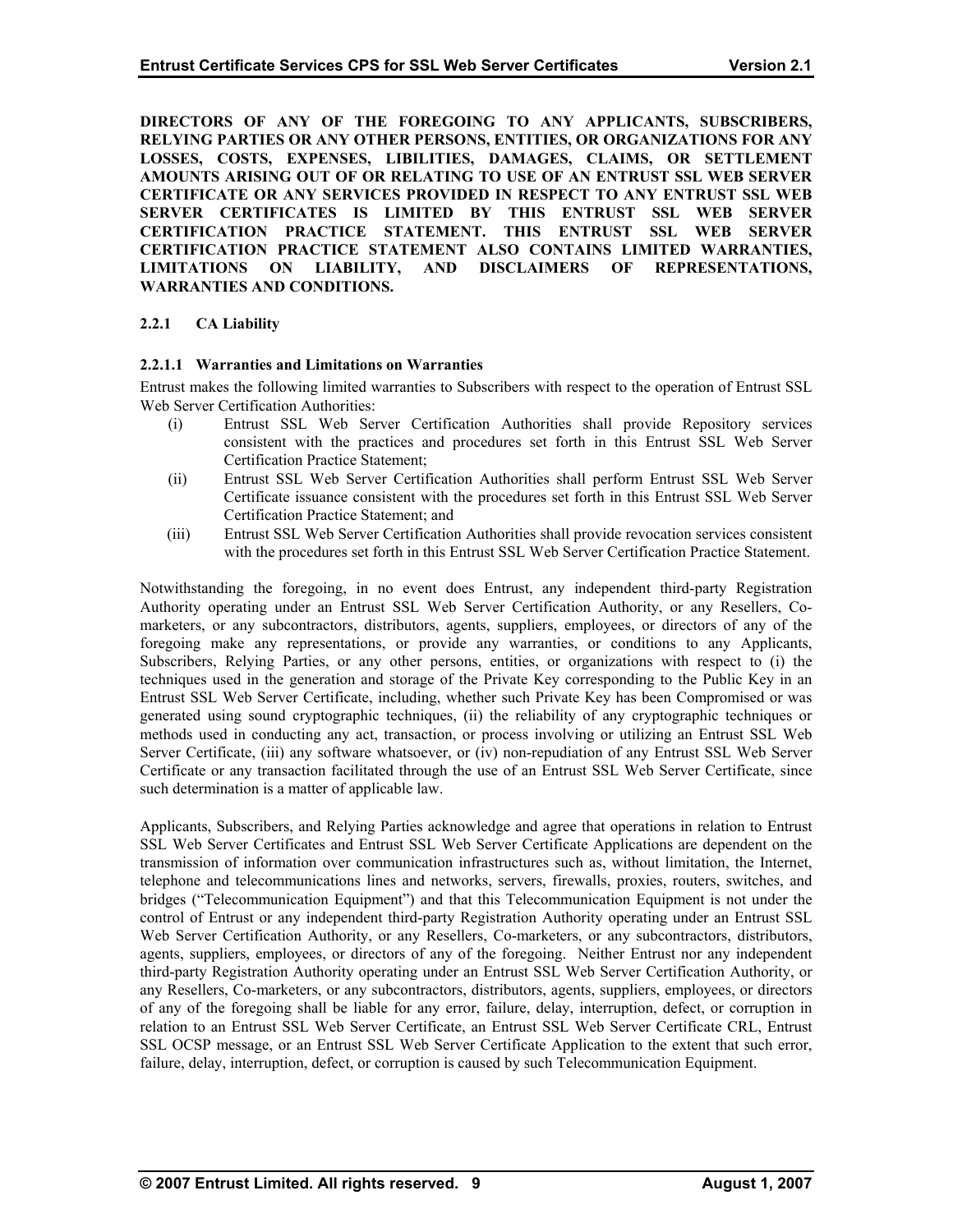**DIRECTORS OF ANY OF THE FOREGOING TO ANY APPLICANTS, SUBSCRIBERS, RELYING PARTIES OR ANY OTHER PERSONS, ENTITIES, OR ORGANIZATIONS FOR ANY LOSSES, COSTS, EXPENSES, LIBILITIES, DAMAGES, CLAIMS, OR SETTLEMENT AMOUNTS ARISING OUT OF OR RELATING TO USE OF AN ENTRUST SSL WEB SERVER CERTIFICATE OR ANY SERVICES PROVIDED IN RESPECT TO ANY ENTRUST SSL WEB SERVER CERTIFICATES IS LIMITED BY THIS ENTRUST SSL WEB SERVER CERTIFICATION PRACTICE STATEMENT. THIS ENTRUST SSL WEB SERVER CERTIFICATION PRACTICE STATEMENT ALSO CONTAINS LIMITED WARRANTIES, LIMITATIONS ON LIABILITY, AND DISCLAIMERS OF REPRESENTATIONS, WARRANTIES AND CONDITIONS.**

### 2.2.1 CA Liability

#### 2.2.1.1 Warranties and Limitations on Warranties

Entrust makes the following limited warranties to Subscribers with respect to the operation of Entrust SSL Web Server Certification Authorities:

(i) Entrust SSL Web Server Certification Authorities shall provide Repository services consistent with the practices and procedures set forth in this Entrust SSL Web Server Certification Practice Statement;

(ii) Entrust SSL Web Server Certification Authorities shall perform Entrust SSL Web Server Certificate issuance consistent with the procedures set forth in this Entrust SSL Web Server Certification Practice Statement; and

(iii) Entrust SSL Web Server Certification Authorities shall provide revocation services consistent with the procedures set forth in this Entrust SSL Web Server Certification Practice Statement.

Notwithstanding the foregoing, in no event does Entrust, any independent third-party Registration Authority operating under an Entrust SSL Web Server Certification Authority, or any Resellers, Co-marketers, or any subcontractors, distributors, agents, suppliers, employees, or directors of any of the foregoing make any representations, or provide any warranties, or conditions to any Applicants, Subscribers, Relying Parties, or any other persons, entities, or organizations with respect to (i) the techniques used in the generation and storage of the Private Key corresponding to the Public Key in an Entrust SSL Web Server Certificate, including, whether such Private Key has been Compromised or was generated using sound cryptographic techniques, (ii) the reliability of any cryptographic techniques or methods used in conducting any act, transaction, or process involving or utilizing an Entrust SSL Web Server Certificate, (iii) any software whatsoever, or (iv) non-repudiation of any Entrust SSL Web Server Certificate or any transaction facilitated through the use of an Entrust SSL Web Server Certificate, since such determination is a matter of applicable law.

Applicants, Subscribers, and Relying Parties acknowledge and agree that operations in relation to Entrust SSL Web Server Certificates and Entrust SSL Web Server Certificate Applications are dependent on the transmission of information over communication infrastructures such as, without limitation, the Internet, telephone and telecommunications lines and networks, servers, firewalls, proxies, routers, switches, and bridges ("Telecommunication Equipment") and that this Telecommunication Equipment is not under the control of Entrust or any independent third-party Registration Authority operating under an Entrust SSL Web Server Certification Authority, or any Resellers, Co-marketers, or any subcontractors, distributors, agents, suppliers, employees, or directors of any of the foregoing. Neither Entrust nor any independent third-party Registration Authority operating under an Entrust SSL Web Server Certification Authority, or any Resellers, Co-marketers, or any subcontractors, distributors, agents, suppliers, employees, or directors of any of the foregoing shall be liable for any error, failure, delay, interruption, defect, or corruption in relation to an Entrust SSL Web Server Certificate, an Entrust SSL Web Server Certificate CRL, Entrust SSL OCSP message, or an Entrust SSL Web Server Certificate Application to the extent that such error, failure, delay, interruption, defect, or corruption is caused by such Telecommunication Equipment.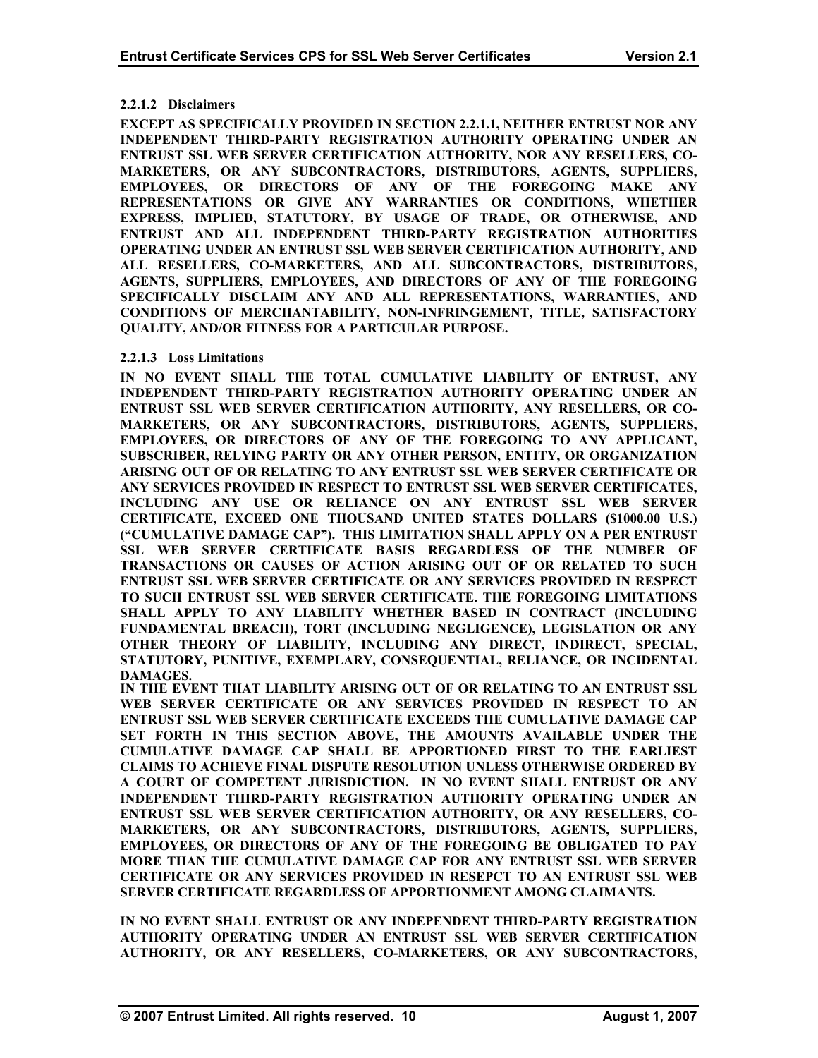#### 2.2.1.2 Disclaimers

**EXCEPT AS SPECIFICALLY PROVIDED IN SECTION 2.2.1.1, NEITHER ENTRUST NOR ANY INDEPENDENT THIRD-PARTY REGISTRATION AUTHORITY OPERATING UNDER AN ENTRUST SSL WEB SERVER CERTIFICATION AUTHORITY, NOR ANY RESELLERS, CO-MARKETERS, OR ANY SUBCONTRACTORS, DISTRIBUTORS, AGENTS, SUPPLIERS, EMPLOYEES, OR DIRECTORS OF ANY OF THE FOREGOING MAKE ANY REPRESENTATIONS OR GIVE ANY WARRANTIES OR CONDITIONS, WHETHER EXPRESS, IMPLIED, STATUTORY, BY USAGE OF TRADE, OR OTHERWISE, AND ENTRUST AND ALL INDEPENDENT THIRD-PARTY REGISTRATION AUTHORITIES OPERATING UNDER AN ENTRUST SSL WEB SERVER CERTIFICATION AUTHORITY, AND ALL RESELLERS, CO-MARKETERS, AND ALL SUBCONTRACTORS, DISTRIBUTORS, AGENTS, SUPPLIERS, EMPLOYEES, AND DIRECTORS OF ANY OF THE FOREGOING SPECIFICALLY DISCLAIM ANY AND ALL REPRESENTATIONS, WARRANTIES, AND CONDITIONS OF MERCHANTABILITY, NON-INFRINGEMENT, TITLE, SATISFACTORY QUALITY, AND/OR FITNESS FOR A PARTICULAR PURPOSE.**

#### 2.2.1.3 Loss Limitations

**IN NO EVENT SHALL THE TOTAL CUMULATIVE LIABILITY OF ENTRUST, ANY INDEPENDENT THIRD-PARTY REGISTRATION AUTHORITY OPERATING UNDER AN ENTRUST SSL WEB SERVER CERTIFICATION AUTHORITY, ANY RESELLERS, OR CO-MARKETERS, OR ANY SUBCONTRACTORS, DISTRIBUTORS, AGENTS, SUPPLIERS, EMPLOYEES, OR DIRECTORS OF ANY OF THE FOREGOING TO ANY APPLICANT, SUBSCRIBER, RELYING PARTY OR ANY OTHER PERSON, ENTITY, OR ORGANIZATION ARISING OUT OF OR RELATING TO ANY ENTRUST SSL WEB SERVER CERTIFICATE OR ANY SERVICES PROVIDED IN RESPECT TO ENTRUST SSL WEB SERVER CERTIFICATES, INCLUDING ANY USE OR RELIANCE ON ANY ENTRUST SSL WEB SERVER CERTIFICATE, EXCEED ONE THOUSAND UNITED STATES DOLLARS ($1000.00 U.S.) ("CUMULATIVE DAMAGE CAP"). THIS LIMITATION SHALL APPLY ON A PER ENTRUST SSL WEB SERVER CERTIFICATE BASIS REGARDLESS OF THE NUMBER OF TRANSACTIONS OR CAUSES OF ACTION ARISING OUT OF OR RELATED TO SUCH ENTRUST SSL WEB SERVER CERTIFICATE OR ANY SERVICES PROVIDED IN RESPECT TO SUCH ENTRUST SSL WEB SERVER CERTIFICATE. THE FOREGOING LIMITATIONS SHALL APPLY TO ANY LIABILITY WHETHER BASED IN CONTRACT (INCLUDING FUNDAMENTAL BREACH), TORT (INCLUDING NEGLIGENCE), LEGISLATION OR ANY OTHER THEORY OF LIABILITY, INCLUDING ANY DIRECT, INDIRECT, SPECIAL, STATUTORY, PUNITIVE, EXEMPLARY, CONSEQUENTIAL, RELIANCE, OR INCIDENTAL DAMAGES.**

**IN THE EVENT THAT LIABILITY ARISING OUT OF OR RELATING TO AN ENTRUST SSL WEB SERVER CERTIFICATE OR ANY SERVICES PROVIDED IN RESPECT TO AN ENTRUST SSL WEB SERVER CERTIFICATE EXCEEDS THE CUMULATIVE DAMAGE CAP SET FORTH IN THIS SECTION ABOVE, THE AMOUNTS AVAILABLE UNDER THE CUMULATIVE DAMAGE CAP SHALL BE APPORTIONED FIRST TO THE EARLIEST CLAIMS TO ACHIEVE FINAL DISPUTE RESOLUTION UNLESS OTHERWISE ORDERED BY A COURT OF COMPETENT JURISDICTION. IN NO EVENT SHALL ENTRUST OR ANY INDEPENDENT THIRD-PARTY REGISTRATION AUTHORITY OPERATING UNDER AN ENTRUST SSL WEB SERVER CERTIFICATION AUTHORITY, OR ANY RESELLERS, CO-MARKETERS, OR ANY SUBCONTRACTORS, DISTRIBUTORS, AGENTS, SUPPLIERS, EMPLOYEES, OR DIRECTORS OF ANY OF THE FOREGOING BE OBLIGATED TO PAY MORE THAN THE CUMULATIVE DAMAGE CAP FOR ANY ENTRUST SSL WEB SERVER CERTIFICATE OR ANY SERVICES PROVIDED IN RESEPCT TO AN ENTRUST SSL WEB SERVER CERTIFICATE REGARDLESS OF APPORTIONMENT AMONG CLAIMANTS.**

**IN NO EVENT SHALL ENTRUST OR ANY INDEPENDENT THIRD-PARTY REGISTRATION AUTHORITY OPERATING UNDER AN ENTRUST SSL WEB SERVER CERTIFICATION AUTHORITY, OR ANY RESELLERS, CO-MARKETERS, OR ANY SUBCONTRACTORS,**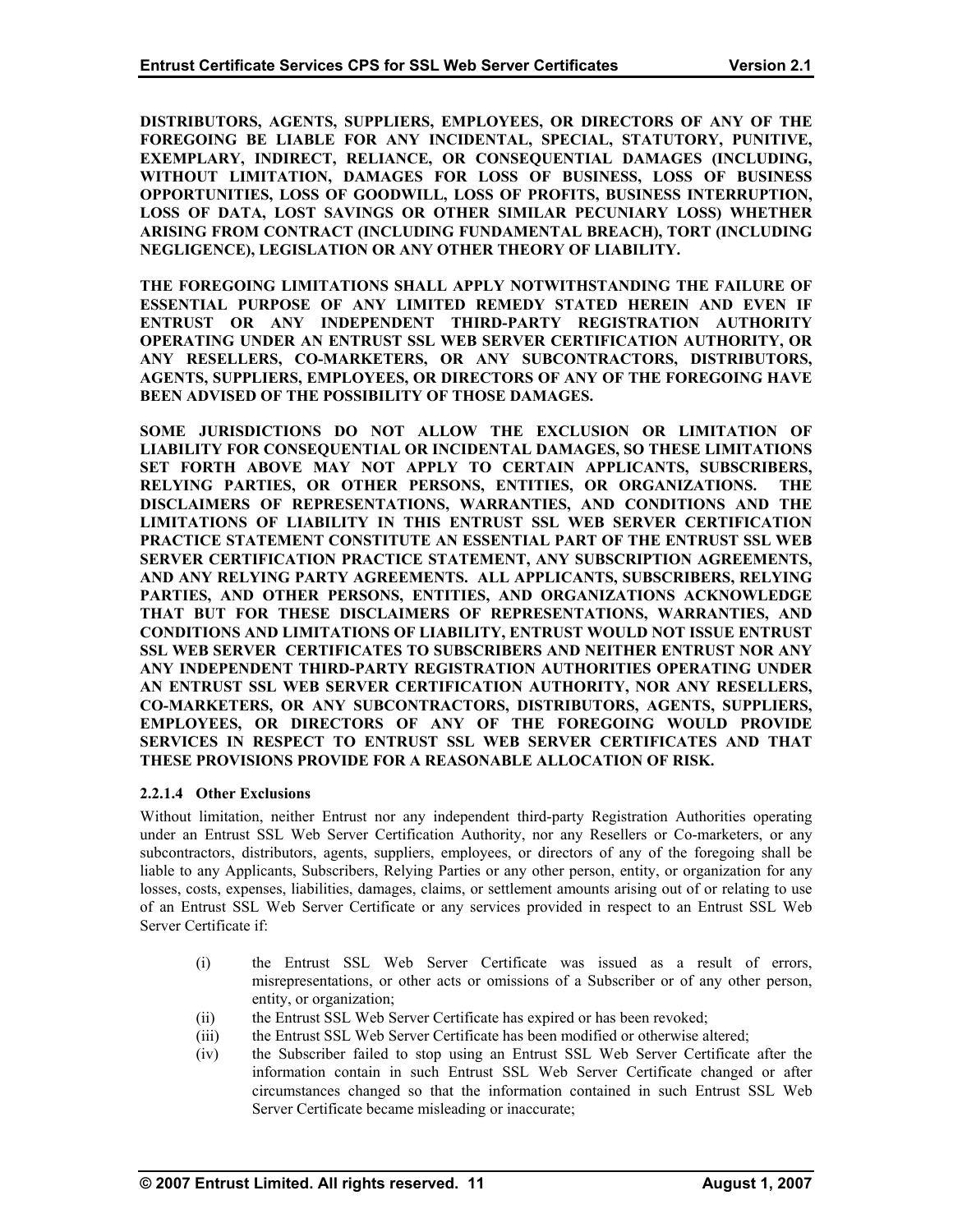**DISTRIBUTORS, AGENTS, SUPPLIERS, EMPLOYEES, OR DIRECTORS OF ANY OF THE FOREGOING BE LIABLE FOR ANY INCIDENTAL, SPECIAL, STATUTORY, PUNITIVE, EXEMPLARY, INDIRECT, RELIANCE, OR CONSEQUENTIAL DAMAGES (INCLUDING, WITHOUT LIMITATION, DAMAGES FOR LOSS OF BUSINESS, LOSS OF BUSINESS OPPORTUNITIES, LOSS OF GOODWILL, LOSS OF PROFITS, BUSINESS INTERRUPTION, LOSS OF DATA, LOST SAVINGS OR OTHER SIMILAR PECUNIARY LOSS) WHETHER ARISING FROM CONTRACT (INCLUDING FUNDAMENTAL BREACH), TORT (INCLUDING NEGLIGENCE), LEGISLATION OR ANY OTHER THEORY OF LIABILITY.**

**THE FOREGOING LIMITATIONS SHALL APPLY NOTWITHSTANDING THE FAILURE OF ESSENTIAL PURPOSE OF ANY LIMITED REMEDY STATED HEREIN AND EVEN IF ENTRUST OR ANY INDEPENDENT THIRD-PARTY REGISTRATION AUTHORITY OPERATING UNDER AN ENTRUST SSL WEB SERVER CERTIFICATION AUTHORITY, OR ANY RESELLERS, CO-MARKETERS, OR ANY SUBCONTRACTORS, DISTRIBUTORS, AGENTS, SUPPLIERS, EMPLOYEES, OR DIRECTORS OF ANY OF THE FOREGOING HAVE BEEN ADVISED OF THE POSSIBILITY OF THOSE DAMAGES.**

**SOME JURISDICTIONS DO NOT ALLOW THE EXCLUSION OR LIMITATION OF LIABILITY FOR CONSEQUENTIAL OR INCIDENTAL DAMAGES, SO THESE LIMITATIONS SET FORTH ABOVE MAY NOT APPLY TO CERTAIN APPLICANTS, SUBSCRIBERS, RELYING PARTIES, OR OTHER PERSONS, ENTITIES, OR ORGANIZATIONS. THE DISCLAIMERS OF REPRESENTATIONS, WARRANTIES, AND CONDITIONS AND THE LIMITATIONS OF LIABILITY IN THIS ENTRUST SSL WEB SERVER CERTIFICATION PRACTICE STATEMENT CONSTITUTE AN ESSENTIAL PART OF THE ENTRUST SSL WEB SERVER CERTIFICATION PRACTICE STATEMENT, ANY SUBSCRIPTION AGREEMENTS, AND ANY RELYING PARTY AGREEMENTS. ALL APPLICANTS, SUBSCRIBERS, RELYING PARTIES, AND OTHER PERSONS, ENTITIES, AND ORGANIZATIONS ACKNOWLEDGE THAT BUT FOR THESE DISCLAIMERS OF REPRESENTATIONS, WARRANTIES, AND CONDITIONS AND LIMITATIONS OF LIABILITY, ENTRUST WOULD NOT ISSUE ENTRUST SSL WEB SERVER CERTIFICATES TO SUBSCRIBERS AND NEITHER ENTRUST NOR ANY ANY INDEPENDENT THIRD-PARTY REGISTRATION AUTHORITIES OPERATING UNDER AN ENTRUST SSL WEB SERVER CERTIFICATION AUTHORITY, NOR ANY RESELLERS, CO-MARKETERS, OR ANY SUBCONTRACTORS, DISTRIBUTORS, AGENTS, SUPPLIERS, EMPLOYEES, OR DIRECTORS OF ANY OF THE FOREGOING WOULD PROVIDE SERVICES IN RESPECT TO ENTRUST SSL WEB SERVER CERTIFICATES AND THAT THESE PROVISIONS PROVIDE FOR A REASONABLE ALLOCATION OF RISK.**

#### 2.2.1.4 Other Exclusions

Without limitation, neither Entrust nor any independent third-party Registration Authorities operating under an Entrust SSL Web Server Certification Authority, nor any Resellers or Co-marketers, or any subcontractors, distributors, agents, suppliers, employees, or directors of any of the foregoing shall be liable to any Applicants, Subscribers, Relying Parties or any other person, entity, or organization for any losses, costs, expenses, liabilities, damages, claims, or settlement amounts arising out of or relating to use of an Entrust SSL Web Server Certificate or any services provided in respect to an Entrust SSL Web Server Certificate if:

(i) the Entrust SSL Web Server Certificate was issued as a result of errors, misrepresentations, or other acts or omissions of a Subscriber or of any other person, entity, or organization;

(ii) the Entrust SSL Web Server Certificate has expired or has been revoked;

(iii) the Entrust SSL Web Server Certificate has been modified or otherwise altered;

(iv) the Subscriber failed to stop using an Entrust SSL Web Server Certificate after the information contain in such Entrust SSL Web Server Certificate changed or after circumstances changed so that the information contained in such Entrust SSL Web Server Certificate became misleading or inaccurate;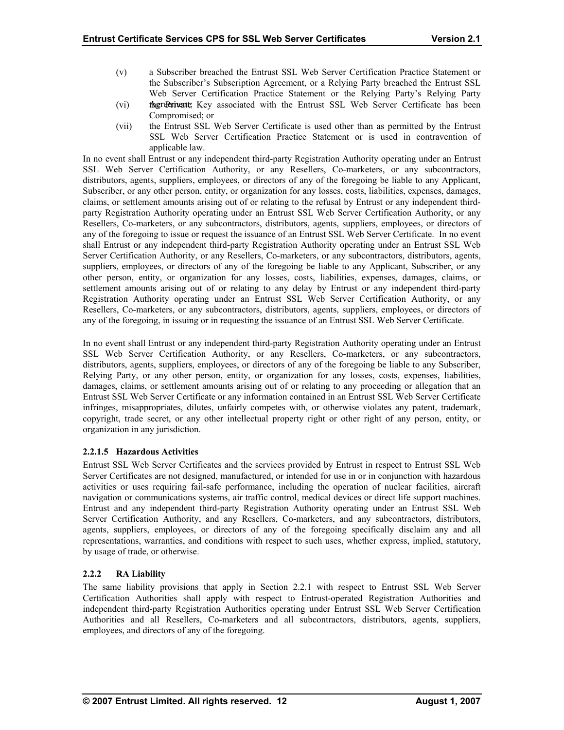(v) a Subscriber breached the Entrust SSL Web Server Certification Practice Statement or the Subscriber's Subscription Agreement, or a Relying Party breached the Entrust SSL Web Server Certification Practice Statement or the Relying Party's Relying Party Agreement;

(vi) the Private Key associated with the Entrust SSL Web Server Certificate has been Compromised; or

(vii) the Entrust SSL Web Server Certificate is used other than as permitted by the Entrust SSL Web Server Certification Practice Statement or is used in contravention of applicable law.

In no event shall Entrust or any independent third-party Registration Authority operating under an Entrust SSL Web Server Certification Authority, or any Resellers, Co-marketers, or any subcontractors, distributors, agents, suppliers, employees, or directors of any of the foregoing be liable to any Applicant, Subscriber, or any other person, entity, or organization for any losses, costs, liabilities, expenses, damages, claims, or settlement amounts arising out of or relating to the refusal by Entrust or any independent third-party Registration Authority operating under an Entrust SSL Web Server Certification Authority, or any Resellers, Co-marketers, or any subcontractors, distributors, agents, suppliers, employees, or directors of any of the foregoing to issue or request the issuance of an Entrust SSL Web Server Certificate. In no event shall Entrust or any independent third-party Registration Authority operating under an Entrust SSL Web Server Certification Authority, or any Resellers, Co-marketers, or any subcontractors, distributors, agents, suppliers, employees, or directors of any of the foregoing be liable to any Applicant, Subscriber, or any other person, entity, or organization for any losses, costs, liabilities, expenses, damages, claims, or settlement amounts arising out of or relating to any delay by Entrust or any independent third-party Registration Authority operating under an Entrust SSL Web Server Certification Authority, or any Resellers, Co-marketers, or any subcontractors, distributors, agents, suppliers, employees, or directors of any of the foregoing, in issuing or in requesting the issuance of an Entrust SSL Web Server Certificate.

In no event shall Entrust or any independent third-party Registration Authority operating under an Entrust SSL Web Server Certification Authority, or any Resellers, Co-marketers, or any subcontractors, distributors, agents, suppliers, employees, or directors of any of the foregoing be liable to any Subscriber, Relying Party, or any other person, entity, or organization for any losses, costs, expenses, liabilities, damages, claims, or settlement amounts arising out of or relating to any proceeding or allegation that an Entrust SSL Web Server Certificate or any information contained in an Entrust SSL Web Server Certificate infringes, misappropriates, dilutes, unfairly competes with, or otherwise violates any patent, trademark, copyright, trade secret, or any other intellectual property right or other right of any person, entity, or organization in any jurisdiction.

#### 2.2.1.5 Hazardous Activities

Entrust SSL Web Server Certificates and the services provided by Entrust in respect to Entrust SSL Web Server Certificates are not designed, manufactured, or intended for use in or in conjunction with hazardous activities or uses requiring fail-safe performance, including the operation of nuclear facilities, aircraft navigation or communications systems, air traffic control, medical devices or direct life support machines. Entrust and any independent third-party Registration Authority operating under an Entrust SSL Web Server Certification Authority, and any Resellers, Co-marketers, and any subcontractors, distributors, agents, suppliers, employees, or directors of any of the foregoing specifically disclaim any and all representations, warranties, and conditions with respect to such uses, whether express, implied, statutory, by usage of trade, or otherwise.

### 2.2.2 RA Liability

The same liability provisions that apply in Section 2.2.1 with respect to Entrust SSL Web Server Certification Authorities shall apply with respect to Entrust-operated Registration Authorities and independent third-party Registration Authorities operating under Entrust SSL Web Server Certification Authorities and all Resellers, Co-marketers and all subcontractors, distributors, agents, suppliers, employees, and directors of any of the foregoing.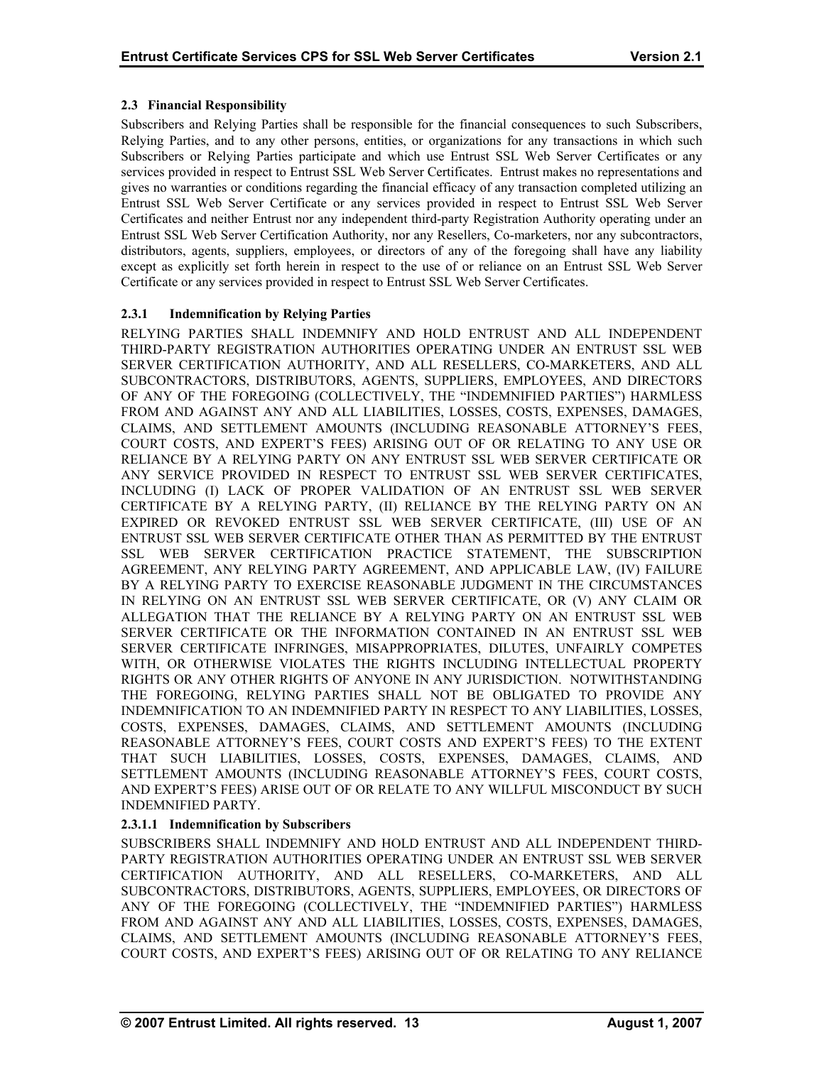### 2.3 Financial Responsibility

Subscribers and Relying Parties shall be responsible for the financial consequences to such Subscribers, Relying Parties, and to any other persons, entities, or organizations for any transactions in which such Subscribers or Relying Parties participate and which use Entrust SSL Web Server Certificates or any services provided in respect to Entrust SSL Web Server Certificates. Entrust makes no representations and gives no warranties or conditions regarding the financial efficacy of any transaction completed utilizing an Entrust SSL Web Server Certificate or any services provided in respect to Entrust SSL Web Server Certificates and neither Entrust nor any independent third-party Registration Authority operating under an Entrust SSL Web Server Certification Authority, nor any Resellers, Co-marketers, nor any subcontractors, distributors, agents, suppliers, employees, or directors of any of the foregoing shall have any liability except as explicitly set forth herein in respect to the use of or reliance on an Entrust SSL Web Server Certificate or any services provided in respect to Entrust SSL Web Server Certificates.

#### 2.3.1 Indemnification by Relying Parties

RELYING PARTIES SHALL INDEMNIFY AND HOLD ENTRUST AND ALL INDEPENDENT THIRD-PARTY REGISTRATION AUTHORITIES OPERATING UNDER AN ENTRUST SSL WEB SERVER CERTIFICATION AUTHORITY, AND ALL RESELLERS, CO-MARKETERS, AND ALL SUBCONTRACTORS, DISTRIBUTORS, AGENTS, SUPPLIERS, EMPLOYEES, AND DIRECTORS OF ANY OF THE FOREGOING (COLLECTIVELY, THE "INDEMNIFIED PARTIES") HARMLESS FROM AND AGAINST ANY AND ALL LIABILITIES, LOSSES, COSTS, EXPENSES, DAMAGES, CLAIMS, AND SETTLEMENT AMOUNTS (INCLUDING REASONABLE ATTORNEY'S FEES, COURT COSTS, AND EXPERT'S FEES) ARISING OUT OF OR RELATING TO ANY USE OR RELIANCE BY A RELYING PARTY ON ANY ENTRUST SSL WEB SERVER CERTIFICATE OR ANY SERVICE PROVIDED IN RESPECT TO ENTRUST SSL WEB SERVER CERTIFICATES, INCLUDING (I) LACK OF PROPER VALIDATION OF AN ENTRUST SSL WEB SERVER CERTIFICATE BY A RELYING PARTY, (II) RELIANCE BY THE RELYING PARTY ON AN EXPIRED OR REVOKED ENTRUST SSL WEB SERVER CERTIFICATE, (III) USE OF AN ENTRUST SSL WEB SERVER CERTIFICATE OTHER THAN AS PERMITTED BY THE ENTRUST SSL WEB SERVER CERTIFICATION PRACTICE STATEMENT, THE SUBSCRIPTION AGREEMENT, ANY RELYING PARTY AGREEMENT, AND APPLICABLE LAW, (IV) FAILURE BY A RELYING PARTY TO EXERCISE REASONABLE JUDGMENT IN THE CIRCUMSTANCES IN RELYING ON AN ENTRUST SSL WEB SERVER CERTIFICATE, OR (V) ANY CLAIM OR ALLEGATION THAT THE RELIANCE BY A RELYING PARTY ON AN ENTRUST SSL WEB SERVER CERTIFICATE OR THE INFORMATION CONTAINED IN AN ENTRUST SSL WEB SERVER CERTIFICATE INFRINGES, MISAPPROPRIATES, DILUTES, UNFAIRLY COMPETES WITH, OR OTHERWISE VIOLATES THE RIGHTS INCLUDING INTELLECTUAL PROPERTY RIGHTS OR ANY OTHER RIGHTS OF ANYONE IN ANY JURISDICTION. NOTWITHSTANDING THE FOREGOING, RELYING PARTIES SHALL NOT BE OBLIGATED TO PROVIDE ANY INDEMNIFICATION TO AN INDEMNIFIED PARTY IN RESPECT TO ANY LIABILITIES, LOSSES, COSTS, EXPENSES, DAMAGES, CLAIMS, AND SETTLEMENT AMOUNTS (INCLUDING REASONABLE ATTORNEY'S FEES, COURT COSTS AND EXPERT'S FEES) TO THE EXTENT THAT SUCH LIABILITIES, LOSSES, COSTS, EXPENSES, DAMAGES, CLAIMS, AND SETTLEMENT AMOUNTS (INCLUDING REASONABLE ATTORNEY'S FEES, COURT COSTS, AND EXPERT'S FEES) ARISE OUT OF OR RELATE TO ANY WILLFUL MISCONDUCT BY SUCH INDEMNIFIED PARTY.

##### 2.3.1.1 Indemnification by Subscribers

SUBSCRIBERS SHALL INDEMNIFY AND HOLD ENTRUST AND ALL INDEPENDENT THIRD-PARTY REGISTRATION AUTHORITIES OPERATING UNDER AN ENTRUST SSL WEB SERVER CERTIFICATION AUTHORITY, AND ALL RESELLERS, CO-MARKETERS, AND ALL SUBCONTRACTORS, DISTRIBUTORS, AGENTS, SUPPLIERS, EMPLOYEES, OR DIRECTORS OF ANY OF THE FOREGOING (COLLECTIVELY, THE "INDEMNIFIED PARTIES") HARMLESS FROM AND AGAINST ANY AND ALL LIABILITIES, LOSSES, COSTS, EXPENSES, DAMAGES, CLAIMS, AND SETTLEMENT AMOUNTS (INCLUDING REASONABLE ATTORNEY'S FEES, COURT COSTS, AND EXPERT'S FEES) ARISING OUT OF OR RELATING TO ANY RELIANCE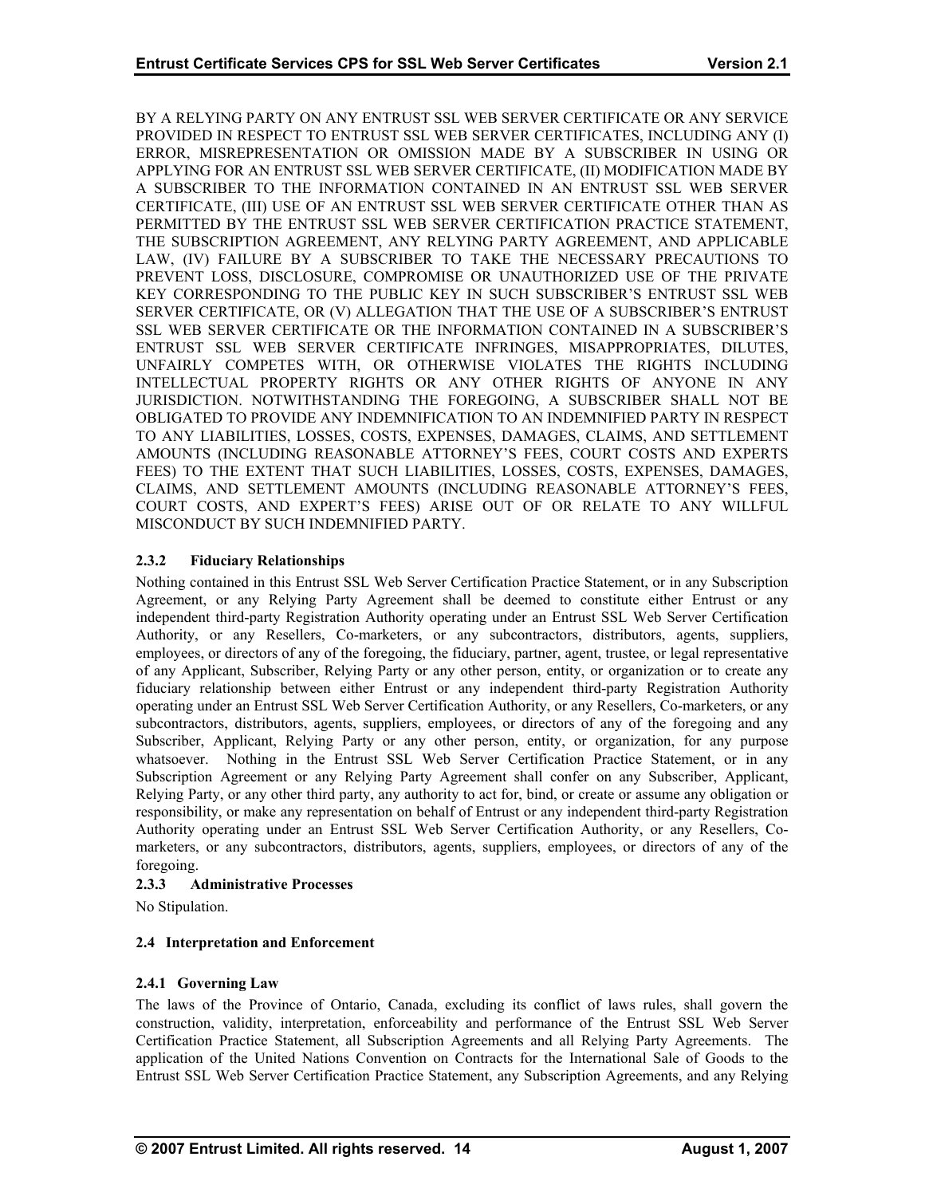BY A RELYING PARTY ON ANY ENTRUST SSL WEB SERVER CERTIFICATE OR ANY SERVICE PROVIDED IN RESPECT TO ENTRUST SSL WEB SERVER CERTIFICATES, INCLUDING ANY (I) ERROR, MISREPRESENTATION OR OMISSION MADE BY A SUBSCRIBER IN USING OR APPLYING FOR AN ENTRUST SSL WEB SERVER CERTIFICATE, (II) MODIFICATION MADE BY A SUBSCRIBER TO THE INFORMATION CONTAINED IN AN ENTRUST SSL WEB SERVER CERTIFICATE, (III) USE OF AN ENTRUST SSL WEB SERVER CERTIFICATE OTHER THAN AS PERMITTED BY THE ENTRUST SSL WEB SERVER CERTIFICATION PRACTICE STATEMENT, THE SUBSCRIPTION AGREEMENT, ANY RELYING PARTY AGREEMENT, AND APPLICABLE LAW, (IV) FAILURE BY A SUBSCRIBER TO TAKE THE NECESSARY PRECAUTIONS TO PREVENT LOSS, DISCLOSURE, COMPROMISE OR UNAUTHORIZED USE OF THE PRIVATE KEY CORRESPONDING TO THE PUBLIC KEY IN SUCH SUBSCRIBER'S ENTRUST SSL WEB SERVER CERTIFICATE, OR (V) ALLEGATION THAT THE USE OF A SUBSCRIBER'S ENTRUST SSL WEB SERVER CERTIFICATE OR THE INFORMATION CONTAINED IN A SUBSCRIBER'S ENTRUST SSL WEB SERVER CERTIFICATE INFRINGES, MISAPPROPRIATES, DILUTES, UNFAIRLY COMPETES WITH, OR OTHERWISE VIOLATES THE RIGHTS INCLUDING INTELLECTUAL PROPERTY RIGHTS OR ANY OTHER RIGHTS OF ANYONE IN ANY JURISDICTION. NOTWITHSTANDING THE FOREGOING, A SUBSCRIBER SHALL NOT BE OBLIGATED TO PROVIDE ANY INDEMNIFICATION TO AN INDEMNIFIED PARTY IN RESPECT TO ANY LIABILITIES, LOSSES, COSTS, EXPENSES, DAMAGES, CLAIMS, AND SETTLEMENT AMOUNTS (INCLUDING REASONABLE ATTORNEY'S FEES, COURT COSTS AND EXPERTS FEES) TO THE EXTENT THAT SUCH LIABILITIES, LOSSES, COSTS, EXPENSES, DAMAGES, CLAIMS, AND SETTLEMENT AMOUNTS (INCLUDING REASONABLE ATTORNEY'S FEES, COURT COSTS, AND EXPERT'S FEES) ARISE OUT OF OR RELATE TO ANY WILLFUL MISCONDUCT BY SUCH INDEMNIFIED PARTY.

#### 2.3.2 Fiduciary Relationships

Nothing contained in this Entrust SSL Web Server Certification Practice Statement, or in any Subscription Agreement, or any Relying Party Agreement shall be deemed to constitute either Entrust or any independent third-party Registration Authority operating under an Entrust SSL Web Server Certification Authority, or any Resellers, Co-marketers, or any subcontractors, distributors, agents, suppliers, employees, or directors of any of the foregoing, the fiduciary, partner, agent, trustee, or legal representative of any Applicant, Subscriber, Relying Party or any other person, entity, or organization or to create any fiduciary relationship between either Entrust or any independent third-party Registration Authority operating under an Entrust SSL Web Server Certification Authority, or any Resellers, Co-marketers, or any subcontractors, distributors, agents, suppliers, employees, or directors of any of the foregoing and any Subscriber, Applicant, Relying Party or any other person, entity, or organization, for any purpose whatsoever. Nothing in the Entrust SSL Web Server Certification Practice Statement, or in any Subscription Agreement or any Relying Party Agreement shall confer on any Subscriber, Applicant, Relying Party, or any other third party, any authority to act for, bind, or create or assume any obligation or responsibility, or make any representation on behalf of Entrust or any independent third-party Registration Authority operating under an Entrust SSL Web Server Certification Authority, or any Resellers, Co-marketers, or any subcontractors, distributors, agents, suppliers, employees, or directors of any of the foregoing.

#### 2.3.3 Administrative Processes

No Stipulation.

### 2.4 Interpretation and Enforcement

#### 2.4.1 Governing Law

The laws of the Province of Ontario, Canada, excluding its conflict of laws rules, shall govern the construction, validity, interpretation, enforceability and performance of the Entrust SSL Web Server Certification Practice Statement, all Subscription Agreements and all Relying Party Agreements. The application of the United Nations Convention on Contracts for the International Sale of Goods to the Entrust SSL Web Server Certification Practice Statement, any Subscription Agreements, and any Relying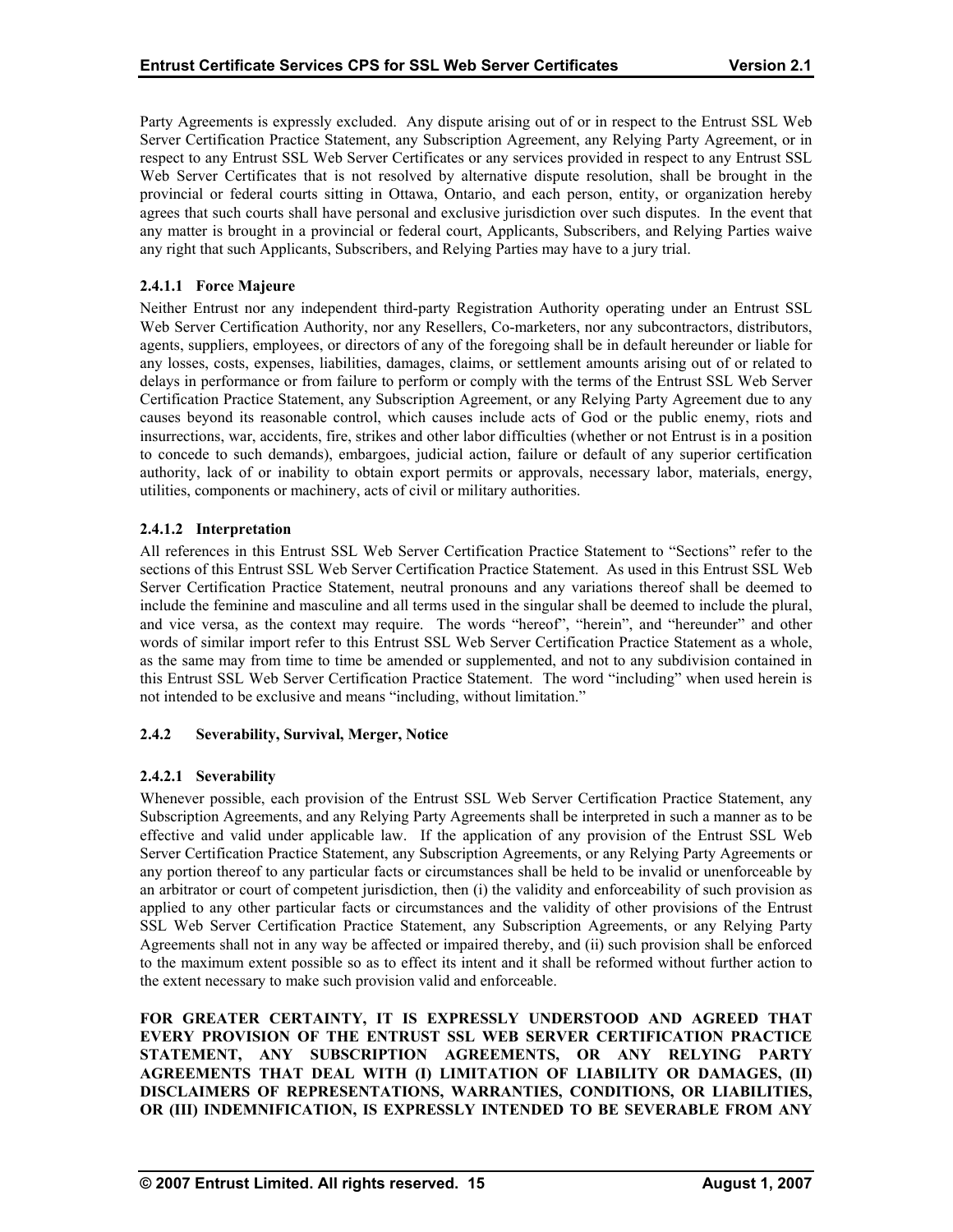Party Agreements is expressly excluded. Any dispute arising out of or in respect to the Entrust SSL Web Server Certification Practice Statement, any Subscription Agreement, any Relying Party Agreement, or in respect to any Entrust SSL Web Server Certificates or any services provided in respect to any Entrust SSL Web Server Certificates that is not resolved by alternative dispute resolution, shall be brought in the provincial or federal courts sitting in Ottawa, Ontario, and each person, entity, or organization hereby agrees that such courts shall have personal and exclusive jurisdiction over such disputes. In the event that any matter is brought in a provincial or federal court, Applicants, Subscribers, and Relying Parties waive any right that such Applicants, Subscribers, and Relying Parties may have to a jury trial.

#### 2.4.1.1 Force Majeure

Neither Entrust nor any independent third-party Registration Authority operating under an Entrust SSL Web Server Certification Authority, nor any Resellers, Co-marketers, nor any subcontractors, distributors, agents, suppliers, employees, or directors of any of the foregoing shall be in default hereunder or liable for any losses, costs, expenses, liabilities, damages, claims, or settlement amounts arising out of or related to delays in performance or from failure to perform or comply with the terms of the Entrust SSL Web Server Certification Practice Statement, any Subscription Agreement, or any Relying Party Agreement due to any causes beyond its reasonable control, which causes include acts of God or the public enemy, riots and insurrections, war, accidents, fire, strikes and other labor difficulties (whether or not Entrust is in a position to concede to such demands), embargoes, judicial action, failure or default of any superior certification authority, lack of or inability to obtain export permits or approvals, necessary labor, materials, energy, utilities, components or machinery, acts of civil or military authorities.

#### 2.4.1.2 Interpretation

All references in this Entrust SSL Web Server Certification Practice Statement to "Sections" refer to the sections of this Entrust SSL Web Server Certification Practice Statement. As used in this Entrust SSL Web Server Certification Practice Statement, neutral pronouns and any variations thereof shall be deemed to include the feminine and masculine and all terms used in the singular shall be deemed to include the plural, and vice versa, as the context may require. The words "hereof", "herein", and "hereunder" and other words of similar import refer to this Entrust SSL Web Server Certification Practice Statement as a whole, as the same may from time to time be amended or supplemented, and not to any subdivision contained in this Entrust SSL Web Server Certification Practice Statement. The word "including" when used herein is not intended to be exclusive and means "including, without limitation."

### 2.4.2 Severability, Survival, Merger, Notice

#### 2.4.2.1 Severability

Whenever possible, each provision of the Entrust SSL Web Server Certification Practice Statement, any Subscription Agreements, and any Relying Party Agreements shall be interpreted in such a manner as to be effective and valid under applicable law. If the application of any provision of the Entrust SSL Web Server Certification Practice Statement, any Subscription Agreements, or any Relying Party Agreements or any portion thereof to any particular facts or circumstances shall be held to be invalid or unenforceable by an arbitrator or court of competent jurisdiction, then (i) the validity and enforceability of such provision as applied to any other particular facts or circumstances and the validity of other provisions of the Entrust SSL Web Server Certification Practice Statement, any Subscription Agreements, or any Relying Party Agreements shall not in any way be affected or impaired thereby, and (ii) such provision shall be enforced to the maximum extent possible so as to effect its intent and it shall be reformed without further action to the extent necessary to make such provision valid and enforceable.

**FOR GREATER CERTAINTY, IT IS EXPRESSLY UNDERSTOOD AND AGREED THAT EVERY PROVISION OF THE ENTRUST SSL WEB SERVER CERTIFICATION PRACTICE STATEMENT, ANY SUBSCRIPTION AGREEMENTS, OR ANY RELYING PARTY AGREEMENTS THAT DEAL WITH (I) LIMITATION OF LIABILITY OR DAMAGES, (II) DISCLAIMERS OF REPRESENTATIONS, WARRANTIES, CONDITIONS, OR LIABILITIES, OR (III) INDEMNIFICATION, IS EXPRESSLY INTENDED TO BE SEVERABLE FROM ANY**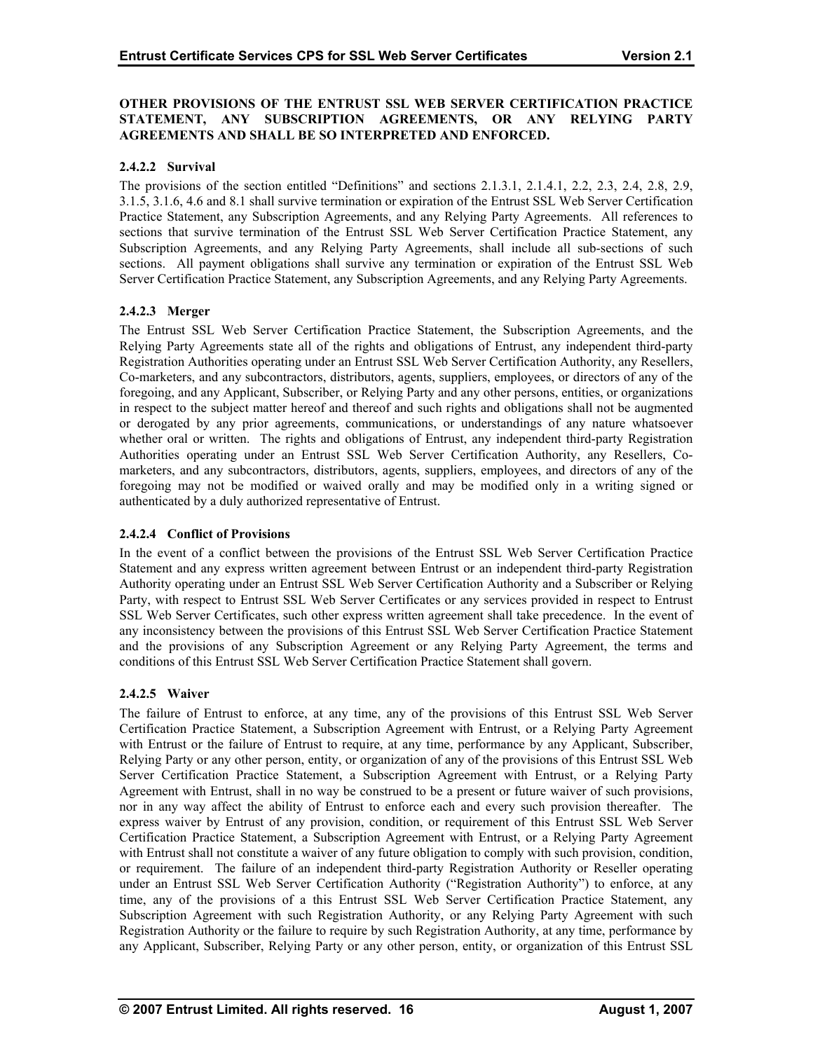**OTHER PROVISIONS OF THE ENTRUST SSL WEB SERVER CERTIFICATION PRACTICE STATEMENT, ANY SUBSCRIPTION AGREEMENTS, OR ANY RELYING PARTY AGREEMENTS AND SHALL BE SO INTERPRETED AND ENFORCED.**

#### 2.4.2.2 Survival

The provisions of the section entitled "Definitions" and sections 2.1.3.1, 2.1.4.1, 2.2, 2.3, 2.4, 2.8, 2.9, 3.1.5, 3.1.6, 4.6 and 8.1 shall survive termination or expiration of the Entrust SSL Web Server Certification Practice Statement, any Subscription Agreements, and any Relying Party Agreements. All references to sections that survive termination of the Entrust SSL Web Server Certification Practice Statement, any Subscription Agreements, and any Relying Party Agreements, shall include all sub-sections of such sections. All payment obligations shall survive any termination or expiration of the Entrust SSL Web Server Certification Practice Statement, any Subscription Agreements, and any Relying Party Agreements.

#### 2.4.2.3 Merger

The Entrust SSL Web Server Certification Practice Statement, the Subscription Agreements, and the Relying Party Agreements state all of the rights and obligations of Entrust, any independent third-party Registration Authorities operating under an Entrust SSL Web Server Certification Authority, any Resellers, Co-marketers, and any subcontractors, distributors, agents, suppliers, employees, or directors of any of the foregoing, and any Applicant, Subscriber, or Relying Party and any other persons, entities, or organizations in respect to the subject matter hereof and thereof and such rights and obligations shall not be augmented or derogated by any prior agreements, communications, or understandings of any nature whatsoever whether oral or written. The rights and obligations of Entrust, any independent third-party Registration Authorities operating under an Entrust SSL Web Server Certification Authority, any Resellers, Co-marketers, and any subcontractors, distributors, agents, suppliers, employees, and directors of any of the foregoing may not be modified or waived orally and may be modified only in a writing signed or authenticated by a duly authorized representative of Entrust.

#### 2.4.2.4 Conflict of Provisions

In the event of a conflict between the provisions of the Entrust SSL Web Server Certification Practice Statement and any express written agreement between Entrust or an independent third-party Registration Authority operating under an Entrust SSL Web Server Certification Authority and a Subscriber or Relying Party, with respect to Entrust SSL Web Server Certificates or any services provided in respect to Entrust SSL Web Server Certificates, such other express written agreement shall take precedence. In the event of any inconsistency between the provisions of this Entrust SSL Web Server Certification Practice Statement and the provisions of any Subscription Agreement or any Relying Party Agreement, the terms and conditions of this Entrust SSL Web Server Certification Practice Statement shall govern.

#### 2.4.2.5 Waiver

The failure of Entrust to enforce, at any time, any of the provisions of this Entrust SSL Web Server Certification Practice Statement, a Subscription Agreement with Entrust, or a Relying Party Agreement with Entrust or the failure of Entrust to require, at any time, performance by any Applicant, Subscriber, Relying Party or any other person, entity, or organization of any of the provisions of this Entrust SSL Web Server Certification Practice Statement, a Subscription Agreement with Entrust, or a Relying Party Agreement with Entrust, shall in no way be construed to be a present or future waiver of such provisions, nor in any way affect the ability of Entrust to enforce each and every such provision thereafter. The express waiver by Entrust of any provision, condition, or requirement of this Entrust SSL Web Server Certification Practice Statement, a Subscription Agreement with Entrust, or a Relying Party Agreement with Entrust shall not constitute a waiver of any future obligation to comply with such provision, condition, or requirement. The failure of an independent third-party Registration Authority or Reseller operating under an Entrust SSL Web Server Certification Authority ("Registration Authority") to enforce, at any time, any of the provisions of a this Entrust SSL Web Server Certification Practice Statement, any Subscription Agreement with such Registration Authority, or any Relying Party Agreement with such Registration Authority or the failure to require by such Registration Authority, at any time, performance by any Applicant, Subscriber, Relying Party or any other person, entity, or organization of this Entrust SSL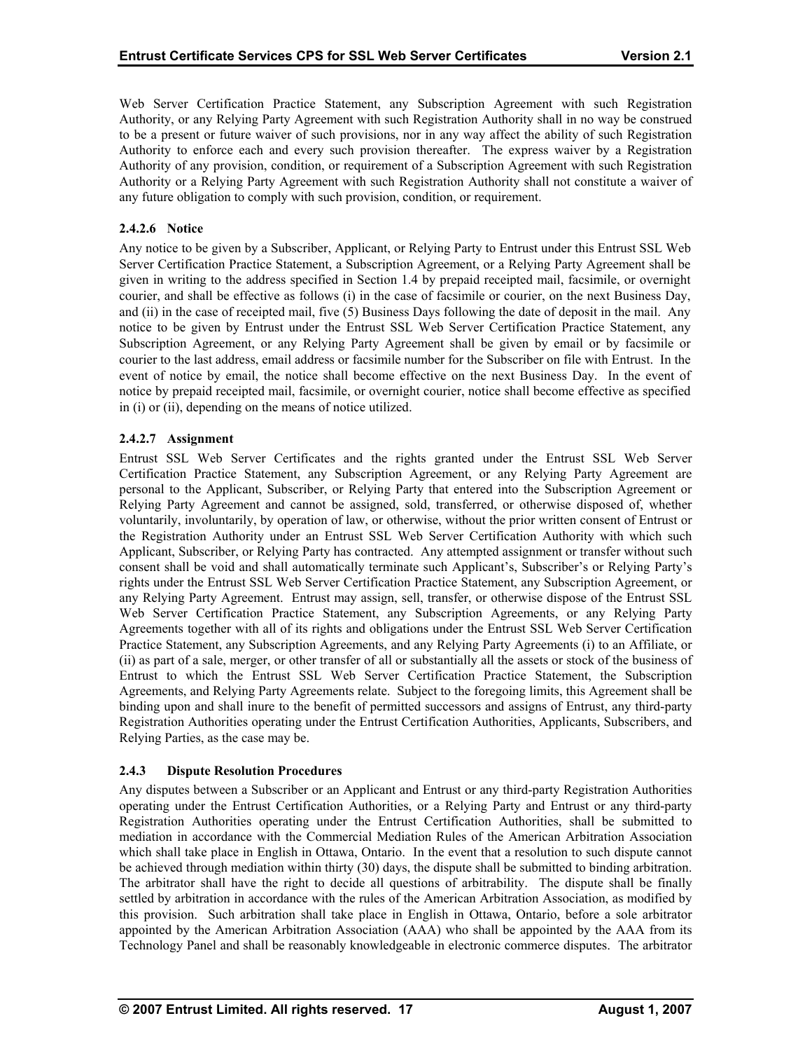Web Server Certification Practice Statement, any Subscription Agreement with such Registration Authority, or any Relying Party Agreement with such Registration Authority shall in no way be construed to be a present or future waiver of such provisions, nor in any way affect the ability of such Registration Authority to enforce each and every such provision thereafter. The express waiver by a Registration Authority of any provision, condition, or requirement of a Subscription Agreement with such Registration Authority or a Relying Party Agreement with such Registration Authority shall not constitute a waiver of any future obligation to comply with such provision, condition, or requirement.

#### 2.4.2.6 Notice

Any notice to be given by a Subscriber, Applicant, or Relying Party to Entrust under this Entrust SSL Web Server Certification Practice Statement, a Subscription Agreement, or a Relying Party Agreement shall be given in writing to the address specified in Section 1.4 by prepaid receipted mail, facsimile, or overnight courier, and shall be effective as follows (i) in the case of facsimile or courier, on the next Business Day, and (ii) in the case of receipted mail, five (5) Business Days following the date of deposit in the mail. Any notice to be given by Entrust under the Entrust SSL Web Server Certification Practice Statement, any Subscription Agreement, or any Relying Party Agreement shall be given by email or by facsimile or courier to the last address, email address or facsimile number for the Subscriber on file with Entrust. In the event of notice by email, the notice shall become effective on the next Business Day. In the event of notice by prepaid receipted mail, facsimile, or overnight courier, notice shall become effective as specified in (i) or (ii), depending on the means of notice utilized.

#### 2.4.2.7 Assignment

Entrust SSL Web Server Certificates and the rights granted under the Entrust SSL Web Server Certification Practice Statement, any Subscription Agreement, or any Relying Party Agreement are personal to the Applicant, Subscriber, or Relying Party that entered into the Subscription Agreement or Relying Party Agreement and cannot be assigned, sold, transferred, or otherwise disposed of, whether voluntarily, involuntarily, by operation of law, or otherwise, without the prior written consent of Entrust or the Registration Authority under an Entrust SSL Web Server Certification Authority with which such Applicant, Subscriber, or Relying Party has contracted. Any attempted assignment or transfer without such consent shall be void and shall automatically terminate such Applicant's, Subscriber's or Relying Party's rights under the Entrust SSL Web Server Certification Practice Statement, any Subscription Agreement, or any Relying Party Agreement. Entrust may assign, sell, transfer, or otherwise dispose of the Entrust SSL Web Server Certification Practice Statement, any Subscription Agreements, or any Relying Party Agreements together with all of its rights and obligations under the Entrust SSL Web Server Certification Practice Statement, any Subscription Agreements, and any Relying Party Agreements (i) to an Affiliate, or (ii) as part of a sale, merger, or other transfer of all or substantially all the assets or stock of the business of Entrust to which the Entrust SSL Web Server Certification Practice Statement, the Subscription Agreements, and Relying Party Agreements relate. Subject to the foregoing limits, this Agreement shall be binding upon and shall inure to the benefit of permitted successors and assigns of Entrust, any third-party Registration Authorities operating under the Entrust Certification Authorities, Applicants, Subscribers, and Relying Parties, as the case may be.

### 2.4.3 Dispute Resolution Procedures

Any disputes between a Subscriber or an Applicant and Entrust or any third-party Registration Authorities operating under the Entrust Certification Authorities, or a Relying Party and Entrust or any third-party Registration Authorities operating under the Entrust Certification Authorities, shall be submitted to mediation in accordance with the Commercial Mediation Rules of the American Arbitration Association which shall take place in English in Ottawa, Ontario. In the event that a resolution to such dispute cannot be achieved through mediation within thirty (30) days, the dispute shall be submitted to binding arbitration. The arbitrator shall have the right to decide all questions of arbitrability. The dispute shall be finally settled by arbitration in accordance with the rules of the American Arbitration Association, as modified by this provision. Such arbitration shall take place in English in Ottawa, Ontario, before a sole arbitrator appointed by the American Arbitration Association (AAA) who shall be appointed by the AAA from its Technology Panel and shall be reasonably knowledgeable in electronic commerce disputes. The arbitrator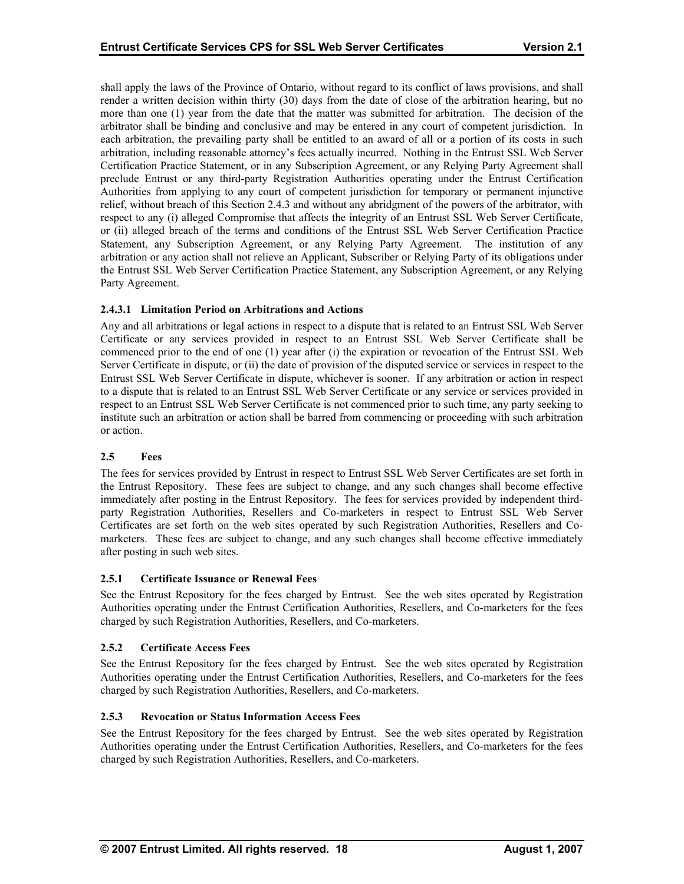shall apply the laws of the Province of Ontario, without regard to its conflict of laws provisions, and shall render a written decision within thirty (30) days from the date of close of the arbitration hearing, but no more than one (1) year from the date that the matter was submitted for arbitration. The decision of the arbitrator shall be binding and conclusive and may be entered in any court of competent jurisdiction. In each arbitration, the prevailing party shall be entitled to an award of all or a portion of its costs in such arbitration, including reasonable attorney's fees actually incurred. Nothing in the Entrust SSL Web Server Certification Practice Statement, or in any Subscription Agreement, or any Relying Party Agreement shall preclude Entrust or any third-party Registration Authorities operating under the Entrust Certification Authorities from applying to any court of competent jurisdiction for temporary or permanent injunctive relief, without breach of this Section 2.4.3 and without any abridgment of the powers of the arbitrator, with respect to any (i) alleged Compromise that affects the integrity of an Entrust SSL Web Server Certificate, or (ii) alleged breach of the terms and conditions of the Entrust SSL Web Server Certification Practice Statement, any Subscription Agreement, or any Relying Party Agreement. The institution of any arbitration or any action shall not relieve an Applicant, Subscriber or Relying Party of its obligations under the Entrust SSL Web Server Certification Practice Statement, any Subscription Agreement, or any Relying Party Agreement.

#### 2.4.3.1 Limitation Period on Arbitrations and Actions

Any and all arbitrations or legal actions in respect to a dispute that is related to an Entrust SSL Web Server Certificate or any services provided in respect to an Entrust SSL Web Server Certificate shall be commenced prior to the end of one (1) year after (i) the expiration or revocation of the Entrust SSL Web Server Certificate in dispute, or (ii) the date of provision of the disputed service or services in respect to the Entrust SSL Web Server Certificate in dispute, whichever is sooner. If any arbitration or action in respect to a dispute that is related to an Entrust SSL Web Server Certificate or any service or services provided in respect to an Entrust SSL Web Server Certificate is not commenced prior to such time, any party seeking to institute such an arbitration or action shall be barred from commencing or proceeding with such arbitration or action.

## 2.5 Fees

The fees for services provided by Entrust in respect to Entrust SSL Web Server Certificates are set forth in the Entrust Repository. These fees are subject to change, and any such changes shall become effective immediately after posting in the Entrust Repository. The fees for services provided by independent third-party Registration Authorities, Resellers and Co-marketers in respect to Entrust SSL Web Server Certificates are set forth on the web sites operated by such Registration Authorities, Resellers and Co-marketers. These fees are subject to change, and any such changes shall become effective immediately after posting in such web sites.

### 2.5.1 Certificate Issuance or Renewal Fees

See the Entrust Repository for the fees charged by Entrust. See the web sites operated by Registration Authorities operating under the Entrust Certification Authorities, Resellers, and Co-marketers for the fees charged by such Registration Authorities, Resellers, and Co-marketers.

### 2.5.2 Certificate Access Fees

See the Entrust Repository for the fees charged by Entrust. See the web sites operated by Registration Authorities operating under the Entrust Certification Authorities, Resellers, and Co-marketers for the fees charged by such Registration Authorities, Resellers, and Co-marketers.

### 2.5.3 Revocation or Status Information Access Fees

See the Entrust Repository for the fees charged by Entrust. See the web sites operated by Registration Authorities operating under the Entrust Certification Authorities, Resellers, and Co-marketers for the fees charged by such Registration Authorities, Resellers, and Co-marketers.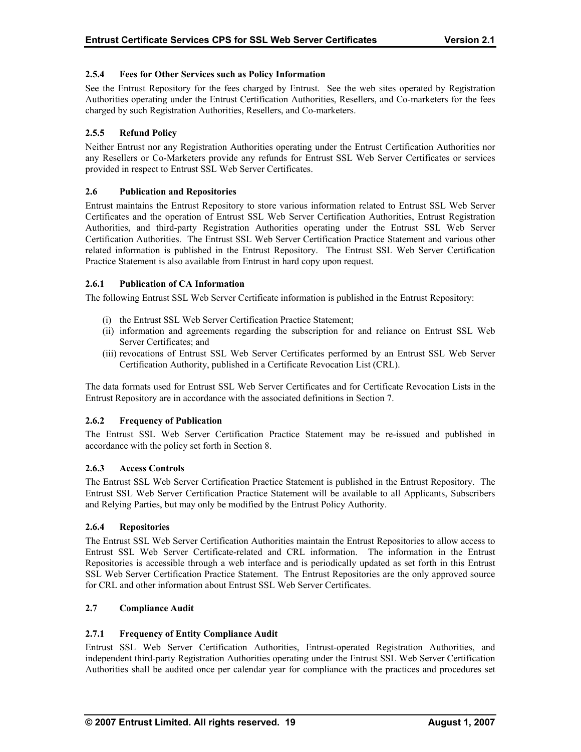### 2.5.4 Fees for Other Services such as Policy Information

See the Entrust Repository for the fees charged by Entrust. See the web sites operated by Registration Authorities operating under the Entrust Certification Authorities, Resellers, and Co-marketers for the fees charged by such Registration Authorities, Resellers, and Co-marketers.

### 2.5.5 Refund Policy

Neither Entrust nor any Registration Authorities operating under the Entrust Certification Authorities nor any Resellers or Co-Marketers provide any refunds for Entrust SSL Web Server Certificates or services provided in respect to Entrust SSL Web Server Certificates.

## 2.6 Publication and Repositories

Entrust maintains the Entrust Repository to store various information related to Entrust SSL Web Server Certificates and the operation of Entrust SSL Web Server Certification Authorities, Entrust Registration Authorities, and third-party Registration Authorities operating under the Entrust SSL Web Server Certification Authorities. The Entrust SSL Web Server Certification Practice Statement and various other related information is published in the Entrust Repository. The Entrust SSL Web Server Certification Practice Statement is also available from Entrust in hard copy upon request.

### 2.6.1 Publication of CA Information

The following Entrust SSL Web Server Certificate information is published in the Entrust Repository:

(i) the Entrust SSL Web Server Certification Practice Statement;
(ii) information and agreements regarding the subscription for and reliance on Entrust SSL Web Server Certificates; and
(iii) revocations of Entrust SSL Web Server Certificates performed by an Entrust SSL Web Server Certification Authority, published in a Certificate Revocation List (CRL).

The data formats used for Entrust SSL Web Server Certificates and for Certificate Revocation Lists in the Entrust Repository are in accordance with the associated definitions in Section 7.

### 2.6.2 Frequency of Publication

The Entrust SSL Web Server Certification Practice Statement may be re-issued and published in accordance with the policy set forth in Section 8.

### 2.6.3 Access Controls

The Entrust SSL Web Server Certification Practice Statement is published in the Entrust Repository. The Entrust SSL Web Server Certification Practice Statement will be available to all Applicants, Subscribers and Relying Parties, but may only be modified by the Entrust Policy Authority.

### 2.6.4 Repositories

The Entrust SSL Web Server Certification Authorities maintain the Entrust Repositories to allow access to Entrust SSL Web Server Certificate-related and CRL information. The information in the Entrust Repositories is accessible through a web interface and is periodically updated as set forth in this Entrust SSL Web Server Certification Practice Statement. The Entrust Repositories are the only approved source for CRL and other information about Entrust SSL Web Server Certificates.

## 2.7 Compliance Audit

### 2.7.1 Frequency of Entity Compliance Audit

Entrust SSL Web Server Certification Authorities, Entrust-operated Registration Authorities, and independent third-party Registration Authorities operating under the Entrust SSL Web Server Certification Authorities shall be audited once per calendar year for compliance with the practices and procedures set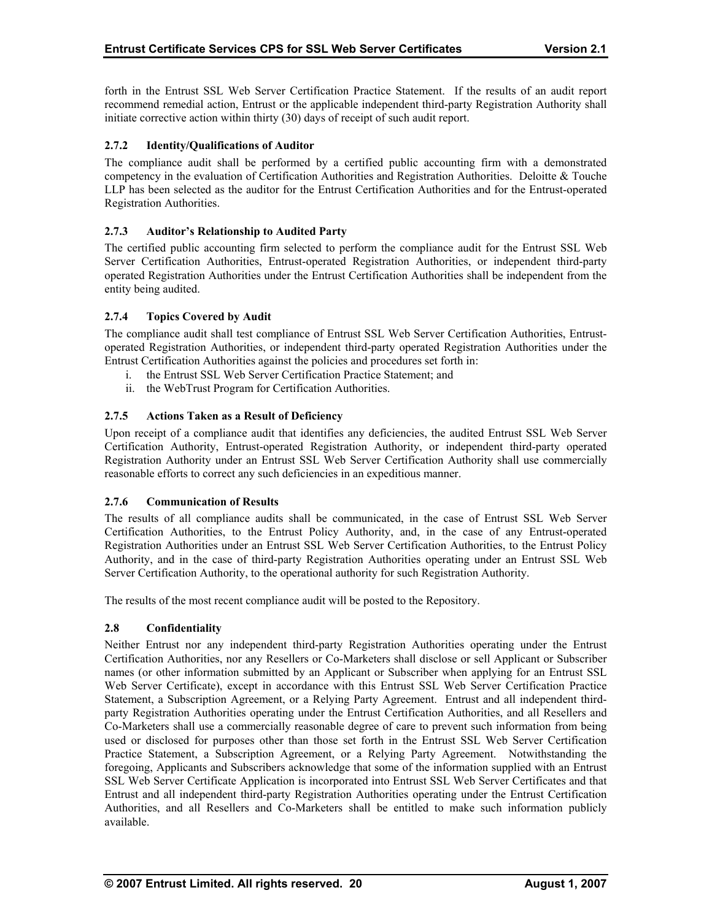forth in the Entrust SSL Web Server Certification Practice Statement. If the results of an audit report recommend remedial action, Entrust or the applicable independent third-party Registration Authority shall initiate corrective action within thirty (30) days of receipt of such audit report.

### 2.7.2 Identity/Qualifications of Auditor

The compliance audit shall be performed by a certified public accounting firm with a demonstrated competency in the evaluation of Certification Authorities and Registration Authorities. Deloitte & Touche LLP has been selected as the auditor for the Entrust Certification Authorities and for the Entrust-operated Registration Authorities.

### 2.7.3 Auditor's Relationship to Audited Party

The certified public accounting firm selected to perform the compliance audit for the Entrust SSL Web Server Certification Authorities, Entrust-operated Registration Authorities, or independent third-party operated Registration Authorities under the Entrust Certification Authorities shall be independent from the entity being audited.

### 2.7.4 Topics Covered by Audit

The compliance audit shall test compliance of Entrust SSL Web Server Certification Authorities, Entrust-operated Registration Authorities, or independent third-party operated Registration Authorities under the Entrust Certification Authorities against the policies and procedures set forth in:

i. the Entrust SSL Web Server Certification Practice Statement; and
ii. the WebTrust Program for Certification Authorities.

### 2.7.5 Actions Taken as a Result of Deficiency

Upon receipt of a compliance audit that identifies any deficiencies, the audited Entrust SSL Web Server Certification Authority, Entrust-operated Registration Authority, or independent third-party operated Registration Authority under an Entrust SSL Web Server Certification Authority shall use commercially reasonable efforts to correct any such deficiencies in an expeditious manner.

### 2.7.6 Communication of Results

The results of all compliance audits shall be communicated, in the case of Entrust SSL Web Server Certification Authorities, to the Entrust Policy Authority, and, in the case of any Entrust-operated Registration Authorities under an Entrust SSL Web Server Certification Authorities, to the Entrust Policy Authority, and in the case of third-party Registration Authorities operating under an Entrust SSL Web Server Certification Authority, to the operational authority for such Registration Authority.

The results of the most recent compliance audit will be posted to the Repository.

## 2.8 Confidentiality

Neither Entrust nor any independent third-party Registration Authorities operating under the Entrust Certification Authorities, nor any Resellers or Co-Marketers shall disclose or sell Applicant or Subscriber names (or other information submitted by an Applicant or Subscriber when applying for an Entrust SSL Web Server Certificate), except in accordance with this Entrust SSL Web Server Certification Practice Statement, a Subscription Agreement, or a Relying Party Agreement. Entrust and all independent third-party Registration Authorities operating under the Entrust Certification Authorities, and all Resellers and Co-Marketers shall use a commercially reasonable degree of care to prevent such information from being used or disclosed for purposes other than those set forth in the Entrust SSL Web Server Certification Practice Statement, a Subscription Agreement, or a Relying Party Agreement. Notwithstanding the foregoing, Applicants and Subscribers acknowledge that some of the information supplied with an Entrust SSL Web Server Certificate Application is incorporated into Entrust SSL Web Server Certificates and that Entrust and all independent third-party Registration Authorities operating under the Entrust Certification Authorities, and all Resellers and Co-Marketers shall be entitled to make such information publicly available.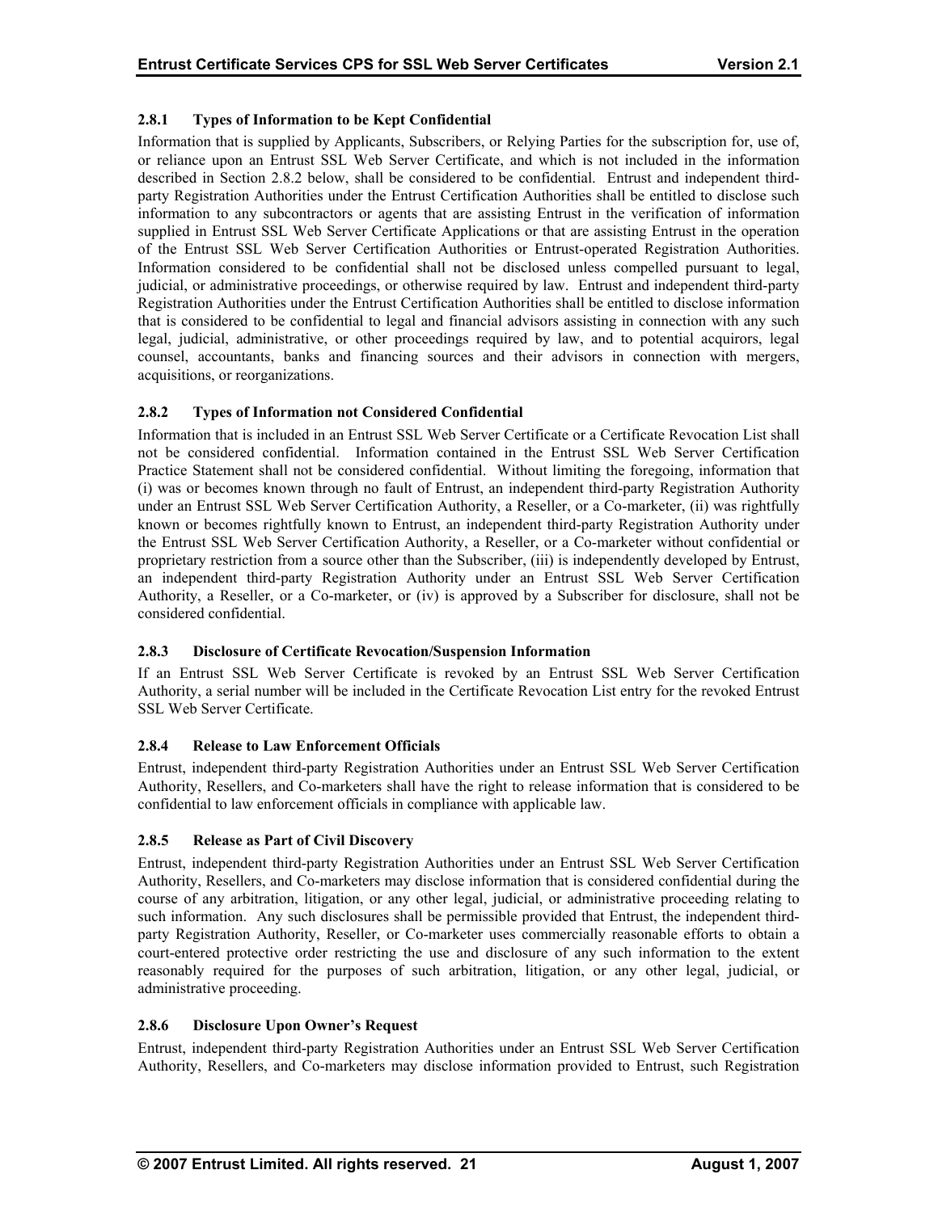### 2.8.1 Types of Information to be Kept Confidential

Information that is supplied by Applicants, Subscribers, or Relying Parties for the subscription for, use of, or reliance upon an Entrust SSL Web Server Certificate, and which is not included in the information described in Section 2.8.2 below, shall be considered to be confidential. Entrust and independent third-party Registration Authorities under the Entrust Certification Authorities shall be entitled to disclose such information to any subcontractors or agents that are assisting Entrust in the verification of information supplied in Entrust SSL Web Server Certificate Applications or that are assisting Entrust in the operation of the Entrust SSL Web Server Certification Authorities or Entrust-operated Registration Authorities. Information considered to be confidential shall not be disclosed unless compelled pursuant to legal, judicial, or administrative proceedings, or otherwise required by law. Entrust and independent third-party Registration Authorities under the Entrust Certification Authorities shall be entitled to disclose information that is considered to be confidential to legal and financial advisors assisting in connection with any such legal, judicial, administrative, or other proceedings required by law, and to potential acquirors, legal counsel, accountants, banks and financing sources and their advisors in connection with mergers, acquisitions, or reorganizations.

### 2.8.2 Types of Information not Considered Confidential

Information that is included in an Entrust SSL Web Server Certificate or a Certificate Revocation List shall not be considered confidential. Information contained in the Entrust SSL Web Server Certification Practice Statement shall not be considered confidential. Without limiting the foregoing, information that (i) was or becomes known through no fault of Entrust, an independent third-party Registration Authority under an Entrust SSL Web Server Certification Authority, a Reseller, or a Co-marketer, (ii) was rightfully known or becomes rightfully known to Entrust, an independent third-party Registration Authority under the Entrust SSL Web Server Certification Authority, a Reseller, or a Co-marketer without confidential or proprietary restriction from a source other than the Subscriber, (iii) is independently developed by Entrust, an independent third-party Registration Authority under an Entrust SSL Web Server Certification Authority, a Reseller, or a Co-marketer, or (iv) is approved by a Subscriber for disclosure, shall not be considered confidential.

### 2.8.3 Disclosure of Certificate Revocation/Suspension Information

If an Entrust SSL Web Server Certificate is revoked by an Entrust SSL Web Server Certification Authority, a serial number will be included in the Certificate Revocation List entry for the revoked Entrust SSL Web Server Certificate.

### 2.8.4 Release to Law Enforcement Officials

Entrust, independent third-party Registration Authorities under an Entrust SSL Web Server Certification Authority, Resellers, and Co-marketers shall have the right to release information that is considered to be confidential to law enforcement officials in compliance with applicable law.

### 2.8.5 Release as Part of Civil Discovery

Entrust, independent third-party Registration Authorities under an Entrust SSL Web Server Certification Authority, Resellers, and Co-marketers may disclose information that is considered confidential during the course of any arbitration, litigation, or any other legal, judicial, or administrative proceeding relating to such information. Any such disclosures shall be permissible provided that Entrust, the independent third-party Registration Authority, Reseller, or Co-marketer uses commercially reasonable efforts to obtain a court-entered protective order restricting the use and disclosure of any such information to the extent reasonably required for the purposes of such arbitration, litigation, or any other legal, judicial, or administrative proceeding.

### 2.8.6 Disclosure Upon Owner's Request

Entrust, independent third-party Registration Authorities under an Entrust SSL Web Server Certification Authority, Resellers, and Co-marketers may disclose information provided to Entrust, such Registration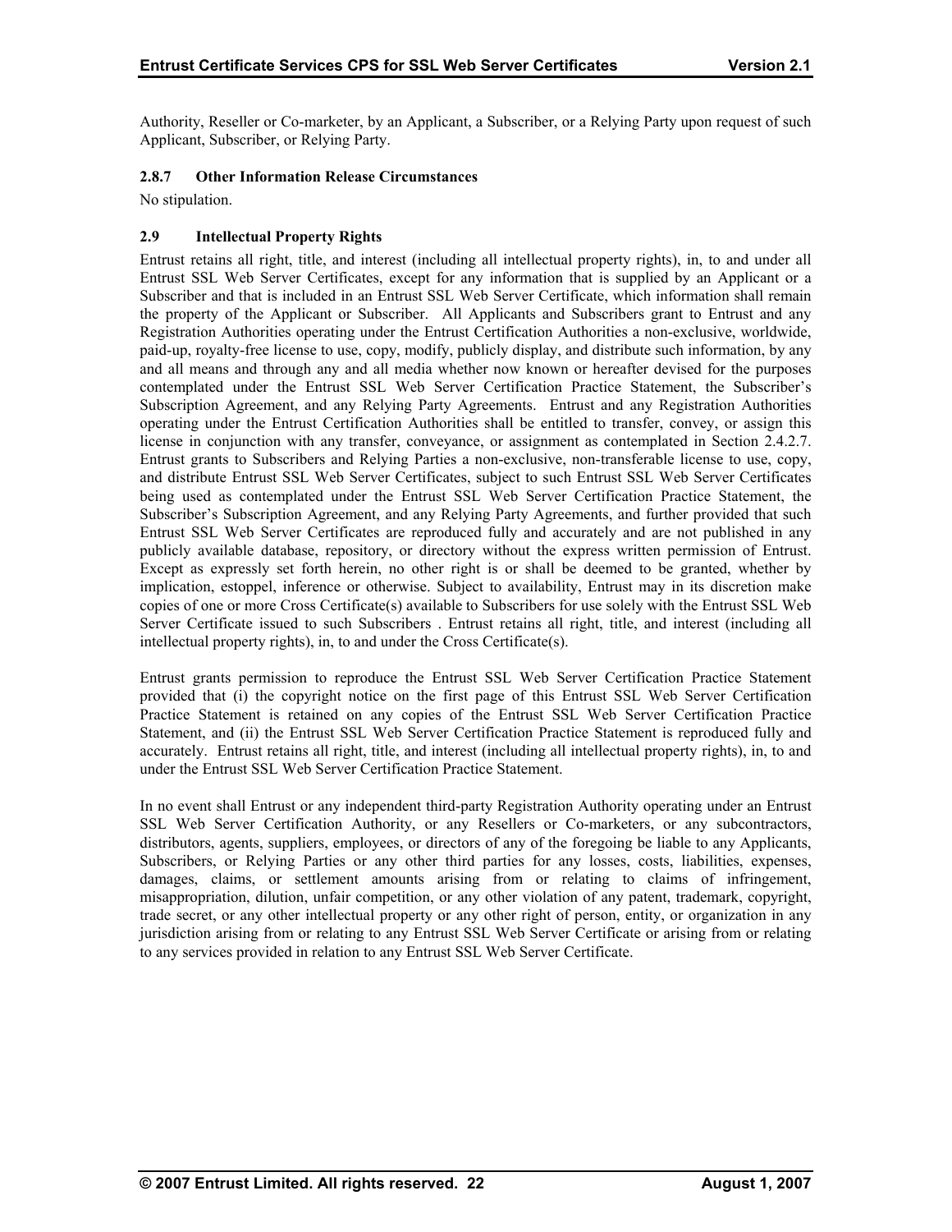Authority, Reseller or Co-marketer, by an Applicant, a Subscriber, or a Relying Party upon request of such Applicant, Subscriber, or Relying Party.

#### 2.8.7 Other Information Release Circumstances

No stipulation.

### 2.9 Intellectual Property Rights

Entrust retains all right, title, and interest (including all intellectual property rights), in, to and under all Entrust SSL Web Server Certificates, except for any information that is supplied by an Applicant or a Subscriber and that is included in an Entrust SSL Web Server Certificate, which information shall remain the property of the Applicant or Subscriber. All Applicants and Subscribers grant to Entrust and any Registration Authorities operating under the Entrust Certification Authorities a non-exclusive, worldwide, paid-up, royalty-free license to use, copy, modify, publicly display, and distribute such information, by any and all means and through any and all media whether now known or hereafter devised for the purposes contemplated under the Entrust SSL Web Server Certification Practice Statement, the Subscriber's Subscription Agreement, and any Relying Party Agreements. Entrust and any Registration Authorities operating under the Entrust Certification Authorities shall be entitled to transfer, convey, or assign this license in conjunction with any transfer, conveyance, or assignment as contemplated in Section 2.4.2.7. Entrust grants to Subscribers and Relying Parties a non-exclusive, non-transferable license to use, copy, and distribute Entrust SSL Web Server Certificates, subject to such Entrust SSL Web Server Certificates being used as contemplated under the Entrust SSL Web Server Certification Practice Statement, the Subscriber's Subscription Agreement, and any Relying Party Agreements, and further provided that such Entrust SSL Web Server Certificates are reproduced fully and accurately and are not published in any publicly available database, repository, or directory without the express written permission of Entrust. Except as expressly set forth herein, no other right is or shall be deemed to be granted, whether by implication, estoppel, inference or otherwise. Subject to availability, Entrust may in its discretion make copies of one or more Cross Certificate(s) available to Subscribers for use solely with the Entrust SSL Web Server Certificate issued to such Subscribers . Entrust retains all right, title, and interest (including all intellectual property rights), in, to and under the Cross Certificate(s).

Entrust grants permission to reproduce the Entrust SSL Web Server Certification Practice Statement provided that (i) the copyright notice on the first page of this Entrust SSL Web Server Certification Practice Statement is retained on any copies of the Entrust SSL Web Server Certification Practice Statement, and (ii) the Entrust SSL Web Server Certification Practice Statement is reproduced fully and accurately. Entrust retains all right, title, and interest (including all intellectual property rights), in, to and under the Entrust SSL Web Server Certification Practice Statement.

In no event shall Entrust or any independent third-party Registration Authority operating under an Entrust SSL Web Server Certification Authority, or any Resellers or Co-marketers, or any subcontractors, distributors, agents, suppliers, employees, or directors of any of the foregoing be liable to any Applicants, Subscribers, or Relying Parties or any other third parties for any losses, costs, liabilities, expenses, damages, claims, or settlement amounts arising from or relating to claims of infringement, misappropriation, dilution, unfair competition, or any other violation of any patent, trademark, copyright, trade secret, or any other intellectual property or any other right of person, entity, or organization in any jurisdiction arising from or relating to any Entrust SSL Web Server Certificate or arising from or relating to any services provided in relation to any Entrust SSL Web Server Certificate.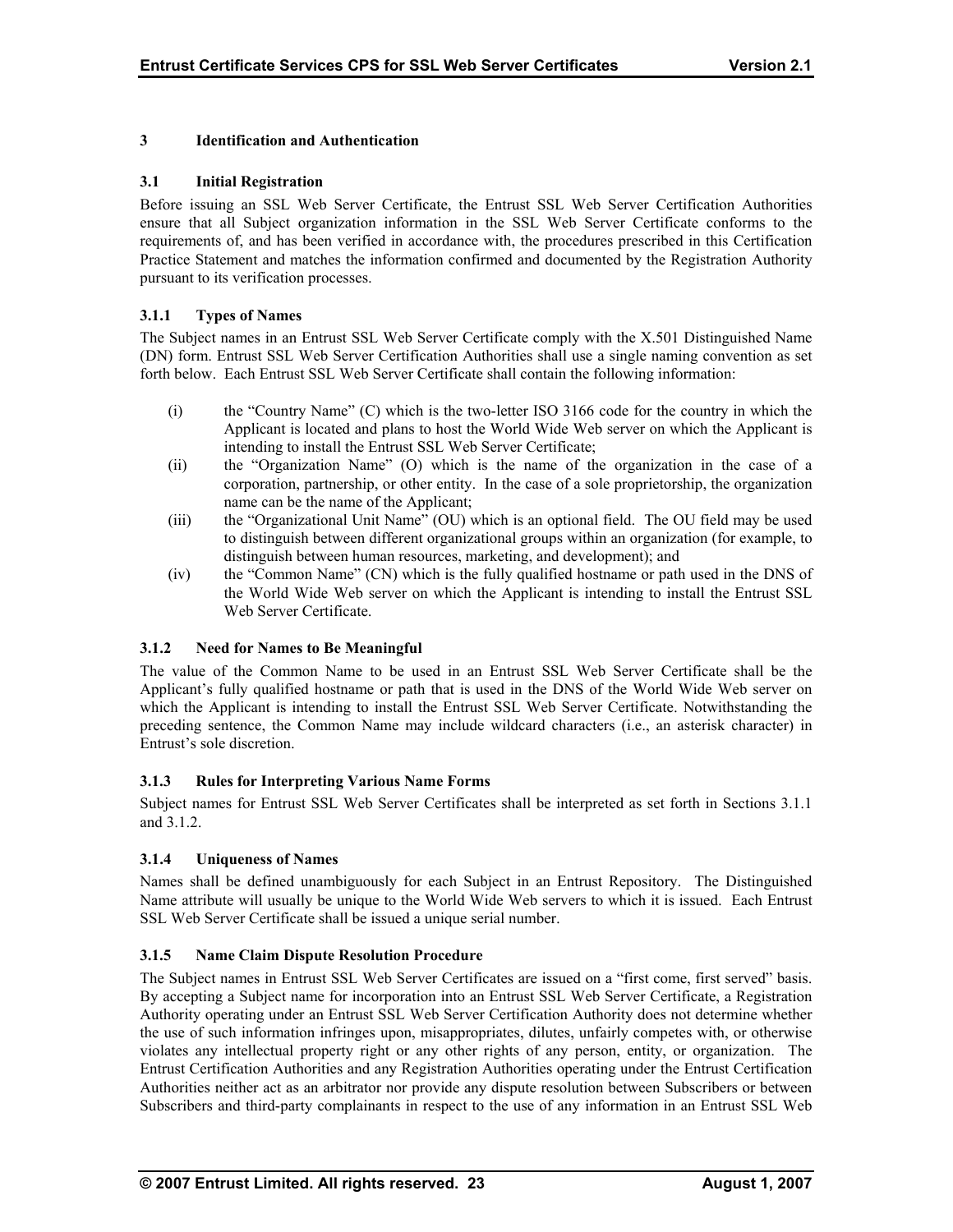# 3 Identification and Authentication

## 3.1 Initial Registration

Before issuing an SSL Web Server Certificate, the Entrust SSL Web Server Certification Authorities ensure that all Subject organization information in the SSL Web Server Certificate conforms to the requirements of, and has been verified in accordance with, the procedures prescribed in this Certification Practice Statement and matches the information confirmed and documented by the Registration Authority pursuant to its verification processes.

### 3.1.1 Types of Names

The Subject names in an Entrust SSL Web Server Certificate comply with the X.501 Distinguished Name (DN) form. Entrust SSL Web Server Certification Authorities shall use a single naming convention as set forth below. Each Entrust SSL Web Server Certificate shall contain the following information:

(i) the "Country Name" (C) which is the two-letter ISO 3166 code for the country in which the Applicant is located and plans to host the World Wide Web server on which the Applicant is intending to install the Entrust SSL Web Server Certificate;

(ii) the "Organization Name" (O) which is the name of the organization in the case of a corporation, partnership, or other entity. In the case of a sole proprietorship, the organization name can be the name of the Applicant;

(iii) the "Organizational Unit Name" (OU) which is an optional field. The OU field may be used to distinguish between different organizational groups within an organization (for example, to distinguish between human resources, marketing, and development); and

(iv) the "Common Name" (CN) which is the fully qualified hostname or path used in the DNS of the World Wide Web server on which the Applicant is intending to install the Entrust SSL Web Server Certificate.

### 3.1.2 Need for Names to Be Meaningful

The value of the Common Name to be used in an Entrust SSL Web Server Certificate shall be the Applicant's fully qualified hostname or path that is used in the DNS of the World Wide Web server on which the Applicant is intending to install the Entrust SSL Web Server Certificate. Notwithstanding the preceding sentence, the Common Name may include wildcard characters (i.e., an asterisk character) in Entrust's sole discretion.

### 3.1.3 Rules for Interpreting Various Name Forms

Subject names for Entrust SSL Web Server Certificates shall be interpreted as set forth in Sections 3.1.1 and 3.1.2.

### 3.1.4 Uniqueness of Names

Names shall be defined unambiguously for each Subject in an Entrust Repository. The Distinguished Name attribute will usually be unique to the World Wide Web servers to which it is issued. Each Entrust SSL Web Server Certificate shall be issued a unique serial number.

### 3.1.5 Name Claim Dispute Resolution Procedure

The Subject names in Entrust SSL Web Server Certificates are issued on a "first come, first served" basis. By accepting a Subject name for incorporation into an Entrust SSL Web Server Certificate, a Registration Authority operating under an Entrust SSL Web Server Certification Authority does not determine whether the use of such information infringes upon, misappropriates, dilutes, unfairly competes with, or otherwise violates any intellectual property right or any other rights of any person, entity, or organization. The Entrust Certification Authorities and any Registration Authorities operating under the Entrust Certification Authorities neither act as an arbitrator nor provide any dispute resolution between Subscribers or between Subscribers and third-party complainants in respect to the use of any information in an Entrust SSL Web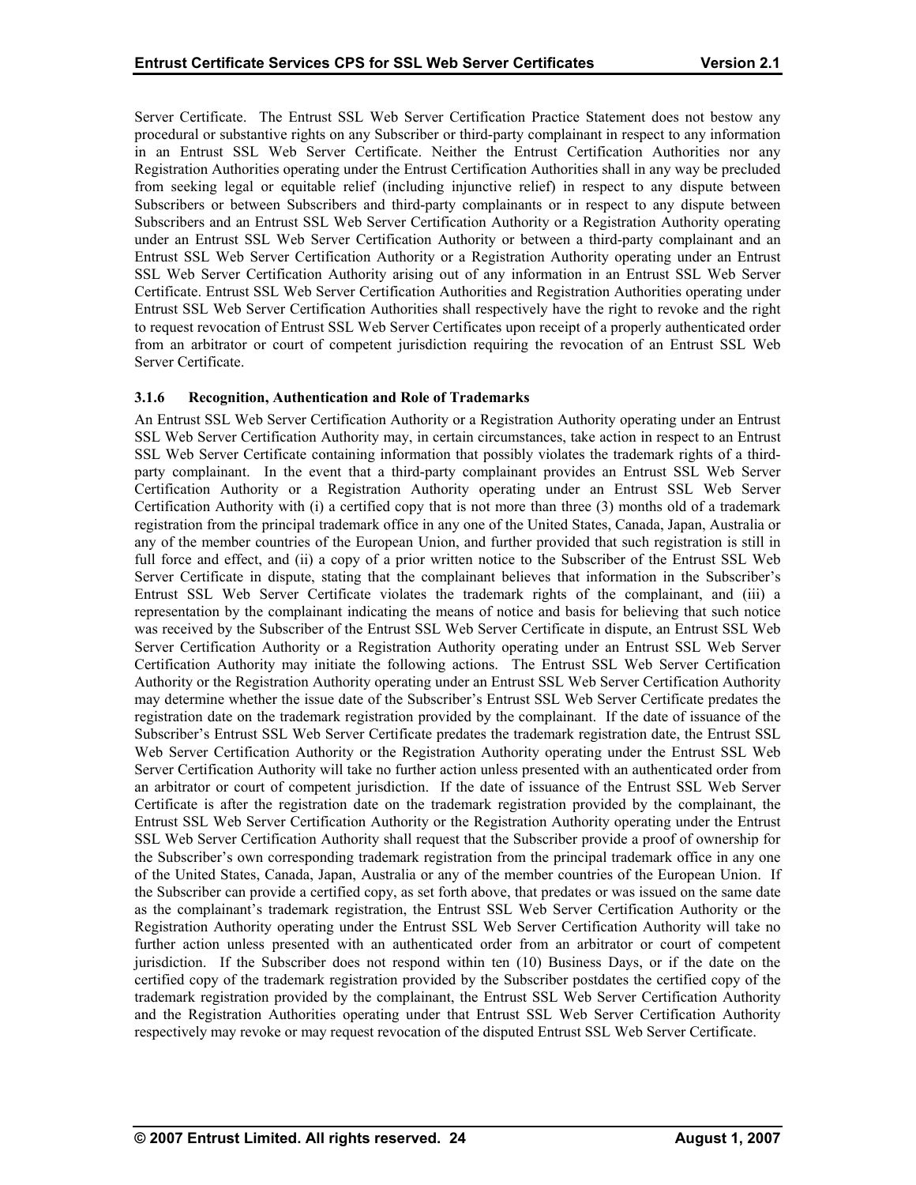Server Certificate. The Entrust SSL Web Server Certification Practice Statement does not bestow any procedural or substantive rights on any Subscriber or third-party complainant in respect to any information in an Entrust SSL Web Server Certificate. Neither the Entrust Certification Authorities nor any Registration Authorities operating under the Entrust Certification Authorities shall in any way be precluded from seeking legal or equitable relief (including injunctive relief) in respect to any dispute between Subscribers or between Subscribers and third-party complainants or in respect to any dispute between Subscribers and an Entrust SSL Web Server Certification Authority or a Registration Authority operating under an Entrust SSL Web Server Certification Authority or between a third-party complainant and an Entrust SSL Web Server Certification Authority or a Registration Authority operating under an Entrust SSL Web Server Certification Authority arising out of any information in an Entrust SSL Web Server Certificate. Entrust SSL Web Server Certification Authorities and Registration Authorities operating under Entrust SSL Web Server Certification Authorities shall respectively have the right to revoke and the right to request revocation of Entrust SSL Web Server Certificates upon receipt of a properly authenticated order from an arbitrator or court of competent jurisdiction requiring the revocation of an Entrust SSL Web Server Certificate.

### 3.1.6 Recognition, Authentication and Role of Trademarks

An Entrust SSL Web Server Certification Authority or a Registration Authority operating under an Entrust SSL Web Server Certification Authority may, in certain circumstances, take action in respect to an Entrust SSL Web Server Certificate containing information that possibly violates the trademark rights of a third-party complainant. In the event that a third-party complainant provides an Entrust SSL Web Server Certification Authority or a Registration Authority operating under an Entrust SSL Web Server Certification Authority with (i) a certified copy that is not more than three (3) months old of a trademark registration from the principal trademark office in any one of the United States, Canada, Japan, Australia or any of the member countries of the European Union, and further provided that such registration is still in full force and effect, and (ii) a copy of a prior written notice to the Subscriber of the Entrust SSL Web Server Certificate in dispute, stating that the complainant believes that information in the Subscriber's Entrust SSL Web Server Certificate violates the trademark rights of the complainant, and (iii) a representation by the complainant indicating the means of notice and basis for believing that such notice was received by the Subscriber of the Entrust SSL Web Server Certificate in dispute, an Entrust SSL Web Server Certification Authority or a Registration Authority operating under an Entrust SSL Web Server Certification Authority may initiate the following actions. The Entrust SSL Web Server Certification Authority or the Registration Authority operating under an Entrust SSL Web Server Certification Authority may determine whether the issue date of the Subscriber's Entrust SSL Web Server Certificate predates the registration date on the trademark registration provided by the complainant. If the date of issuance of the Subscriber's Entrust SSL Web Server Certificate predates the trademark registration date, the Entrust SSL Web Server Certification Authority or the Registration Authority operating under the Entrust SSL Web Server Certification Authority will take no further action unless presented with an authenticated order from an arbitrator or court of competent jurisdiction. If the date of issuance of the Entrust SSL Web Server Certificate is after the registration date on the trademark registration provided by the complainant, the Entrust SSL Web Server Certification Authority or the Registration Authority operating under the Entrust SSL Web Server Certification Authority shall request that the Subscriber provide a proof of ownership for the Subscriber's own corresponding trademark registration from the principal trademark office in any one of the United States, Canada, Japan, Australia or any of the member countries of the European Union. If the Subscriber can provide a certified copy, as set forth above, that predates or was issued on the same date as the complainant's trademark registration, the Entrust SSL Web Server Certification Authority or the Registration Authority operating under the Entrust SSL Web Server Certification Authority will take no further action unless presented with an authenticated order from an arbitrator or court of competent jurisdiction. If the Subscriber does not respond within ten (10) Business Days, or if the date on the certified copy of the trademark registration provided by the Subscriber postdates the certified copy of the trademark registration provided by the complainant, the Entrust SSL Web Server Certification Authority and the Registration Authorities operating under that Entrust SSL Web Server Certification Authority respectively may revoke or may request revocation of the disputed Entrust SSL Web Server Certificate.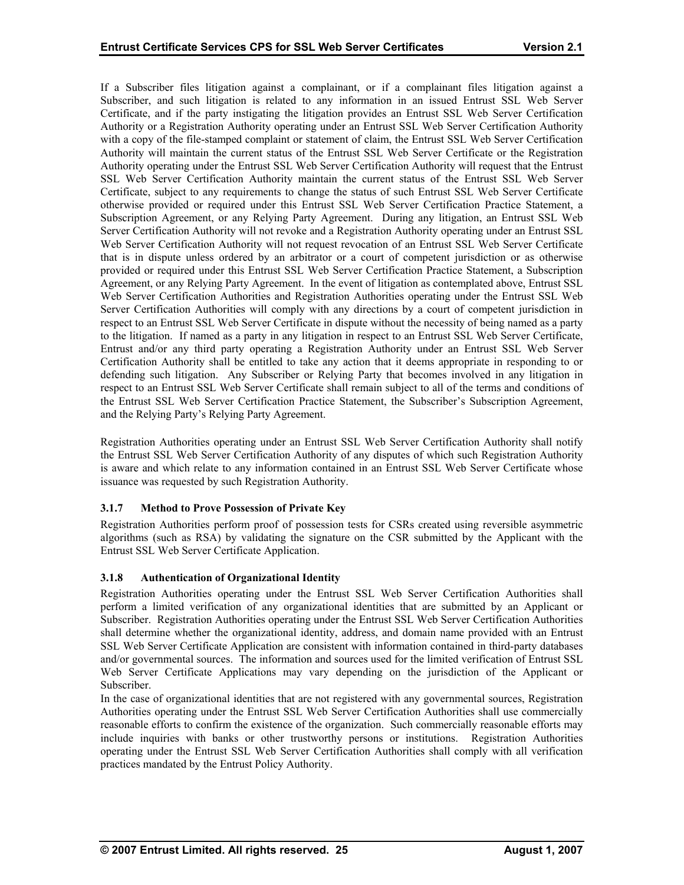If a Subscriber files litigation against a complainant, or if a complainant files litigation against a Subscriber, and such litigation is related to any information in an issued Entrust SSL Web Server Certificate, and if the party instigating the litigation provides an Entrust SSL Web Server Certification Authority or a Registration Authority operating under an Entrust SSL Web Server Certification Authority with a copy of the file-stamped complaint or statement of claim, the Entrust SSL Web Server Certification Authority will maintain the current status of the Entrust SSL Web Server Certificate or the Registration Authority operating under the Entrust SSL Web Server Certification Authority will request that the Entrust SSL Web Server Certification Authority maintain the current status of the Entrust SSL Web Server Certificate, subject to any requirements to change the status of such Entrust SSL Web Server Certificate otherwise provided or required under this Entrust SSL Web Server Certification Practice Statement, a Subscription Agreement, or any Relying Party Agreement. During any litigation, an Entrust SSL Web Server Certification Authority will not revoke and a Registration Authority operating under an Entrust SSL Web Server Certification Authority will not request revocation of an Entrust SSL Web Server Certificate that is in dispute unless ordered by an arbitrator or a court of competent jurisdiction or as otherwise provided or required under this Entrust SSL Web Server Certification Practice Statement, a Subscription Agreement, or any Relying Party Agreement. In the event of litigation as contemplated above, Entrust SSL Web Server Certification Authorities and Registration Authorities operating under the Entrust SSL Web Server Certification Authorities will comply with any directions by a court of competent jurisdiction in respect to an Entrust SSL Web Server Certificate in dispute without the necessity of being named as a party to the litigation. If named as a party in any litigation in respect to an Entrust SSL Web Server Certificate, Entrust and/or any third party operating a Registration Authority under an Entrust SSL Web Server Certification Authority shall be entitled to take any action that it deems appropriate in responding to or defending such litigation. Any Subscriber or Relying Party that becomes involved in any litigation in respect to an Entrust SSL Web Server Certificate shall remain subject to all of the terms and conditions of the Entrust SSL Web Server Certification Practice Statement, the Subscriber's Subscription Agreement, and the Relying Party's Relying Party Agreement.

Registration Authorities operating under an Entrust SSL Web Server Certification Authority shall notify the Entrust SSL Web Server Certification Authority of any disputes of which such Registration Authority is aware and which relate to any information contained in an Entrust SSL Web Server Certificate whose issuance was requested by such Registration Authority.

### 3.1.7 Method to Prove Possession of Private Key

Registration Authorities perform proof of possession tests for CSRs created using reversible asymmetric algorithms (such as RSA) by validating the signature on the CSR submitted by the Applicant with the Entrust SSL Web Server Certificate Application.

### 3.1.8 Authentication of Organizational Identity

Registration Authorities operating under the Entrust SSL Web Server Certification Authorities shall perform a limited verification of any organizational identities that are submitted by an Applicant or Subscriber. Registration Authorities operating under the Entrust SSL Web Server Certification Authorities shall determine whether the organizational identity, address, and domain name provided with an Entrust SSL Web Server Certificate Application are consistent with information contained in third-party databases and/or governmental sources. The information and sources used for the limited verification of Entrust SSL Web Server Certificate Applications may vary depending on the jurisdiction of the Applicant or Subscriber.

In the case of organizational identities that are not registered with any governmental sources, Registration Authorities operating under the Entrust SSL Web Server Certification Authorities shall use commercially reasonable efforts to confirm the existence of the organization. Such commercially reasonable efforts may include inquiries with banks or other trustworthy persons or institutions. Registration Authorities operating under the Entrust SSL Web Server Certification Authorities shall comply with all verification practices mandated by the Entrust Policy Authority.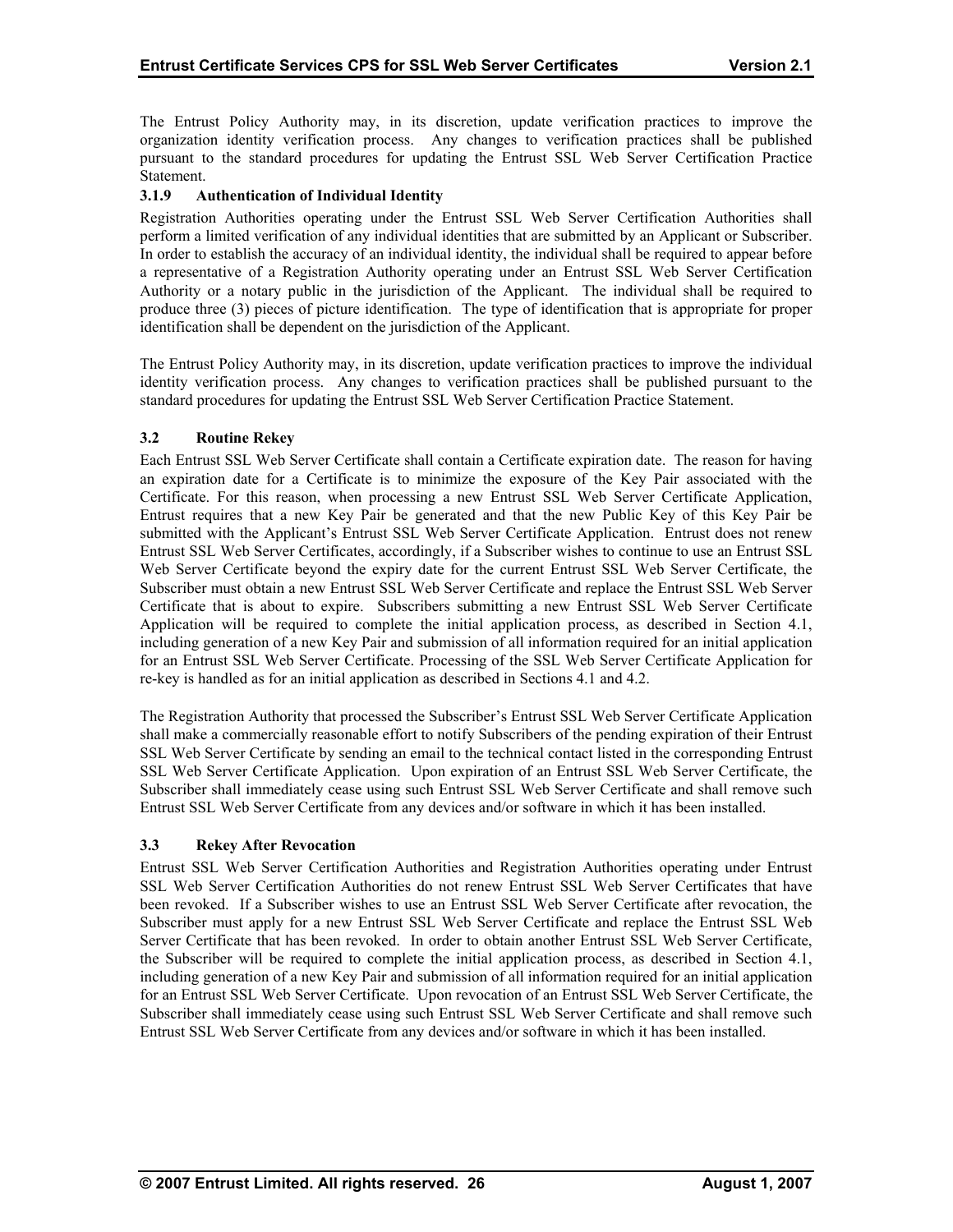The Entrust Policy Authority may, in its discretion, update verification practices to improve the organization identity verification process. Any changes to verification practices shall be published pursuant to the standard procedures for updating the Entrust SSL Web Server Certification Practice Statement.

#### 3.1.9 Authentication of Individual Identity

Registration Authorities operating under the Entrust SSL Web Server Certification Authorities shall perform a limited verification of any individual identities that are submitted by an Applicant or Subscriber. In order to establish the accuracy of an individual identity, the individual shall be required to appear before a representative of a Registration Authority operating under an Entrust SSL Web Server Certification Authority or a notary public in the jurisdiction of the Applicant. The individual shall be required to produce three (3) pieces of picture identification. The type of identification that is appropriate for proper identification shall be dependent on the jurisdiction of the Applicant.

The Entrust Policy Authority may, in its discretion, update verification practices to improve the individual identity verification process. Any changes to verification practices shall be published pursuant to the standard procedures for updating the Entrust SSL Web Server Certification Practice Statement.

### 3.2 Routine Rekey

Each Entrust SSL Web Server Certificate shall contain a Certificate expiration date. The reason for having an expiration date for a Certificate is to minimize the exposure of the Key Pair associated with the Certificate. For this reason, when processing a new Entrust SSL Web Server Certificate Application, Entrust requires that a new Key Pair be generated and that the new Public Key of this Key Pair be submitted with the Applicant's Entrust SSL Web Server Certificate Application. Entrust does not renew Entrust SSL Web Server Certificates, accordingly, if a Subscriber wishes to continue to use an Entrust SSL Web Server Certificate beyond the expiry date for the current Entrust SSL Web Server Certificate, the Subscriber must obtain a new Entrust SSL Web Server Certificate and replace the Entrust SSL Web Server Certificate that is about to expire. Subscribers submitting a new Entrust SSL Web Server Certificate Application will be required to complete the initial application process, as described in Section 4.1, including generation of a new Key Pair and submission of all information required for an initial application for an Entrust SSL Web Server Certificate. Processing of the SSL Web Server Certificate Application for re-key is handled as for an initial application as described in Sections 4.1 and 4.2.

The Registration Authority that processed the Subscriber's Entrust SSL Web Server Certificate Application shall make a commercially reasonable effort to notify Subscribers of the pending expiration of their Entrust SSL Web Server Certificate by sending an email to the technical contact listed in the corresponding Entrust SSL Web Server Certificate Application. Upon expiration of an Entrust SSL Web Server Certificate, the Subscriber shall immediately cease using such Entrust SSL Web Server Certificate and shall remove such Entrust SSL Web Server Certificate from any devices and/or software in which it has been installed.

### 3.3 Rekey After Revocation

Entrust SSL Web Server Certification Authorities and Registration Authorities operating under Entrust SSL Web Server Certification Authorities do not renew Entrust SSL Web Server Certificates that have been revoked. If a Subscriber wishes to use an Entrust SSL Web Server Certificate after revocation, the Subscriber must apply for a new Entrust SSL Web Server Certificate and replace the Entrust SSL Web Server Certificate that has been revoked. In order to obtain another Entrust SSL Web Server Certificate, the Subscriber will be required to complete the initial application process, as described in Section 4.1, including generation of a new Key Pair and submission of all information required for an initial application for an Entrust SSL Web Server Certificate. Upon revocation of an Entrust SSL Web Server Certificate, the Subscriber shall immediately cease using such Entrust SSL Web Server Certificate and shall remove such Entrust SSL Web Server Certificate from any devices and/or software in which it has been installed.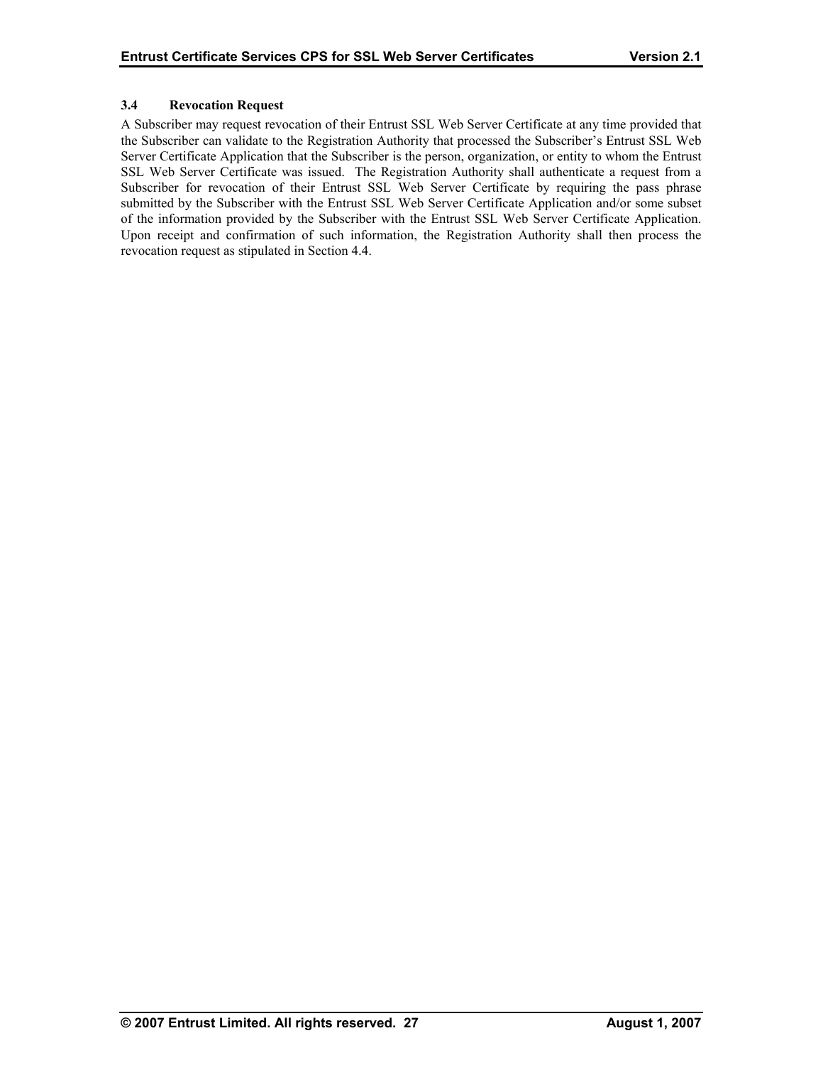### 3.4 Revocation Request

A Subscriber may request revocation of their Entrust SSL Web Server Certificate at any time provided that the Subscriber can validate to the Registration Authority that processed the Subscriber's Entrust SSL Web Server Certificate Application that the Subscriber is the person, organization, or entity to whom the Entrust SSL Web Server Certificate was issued. The Registration Authority shall authenticate a request from a Subscriber for revocation of their Entrust SSL Web Server Certificate by requiring the pass phrase submitted by the Subscriber with the Entrust SSL Web Server Certificate Application and/or some subset of the information provided by the Subscriber with the Entrust SSL Web Server Certificate Application. Upon receipt and confirmation of such information, the Registration Authority shall then process the revocation request as stipulated in Section 4.4.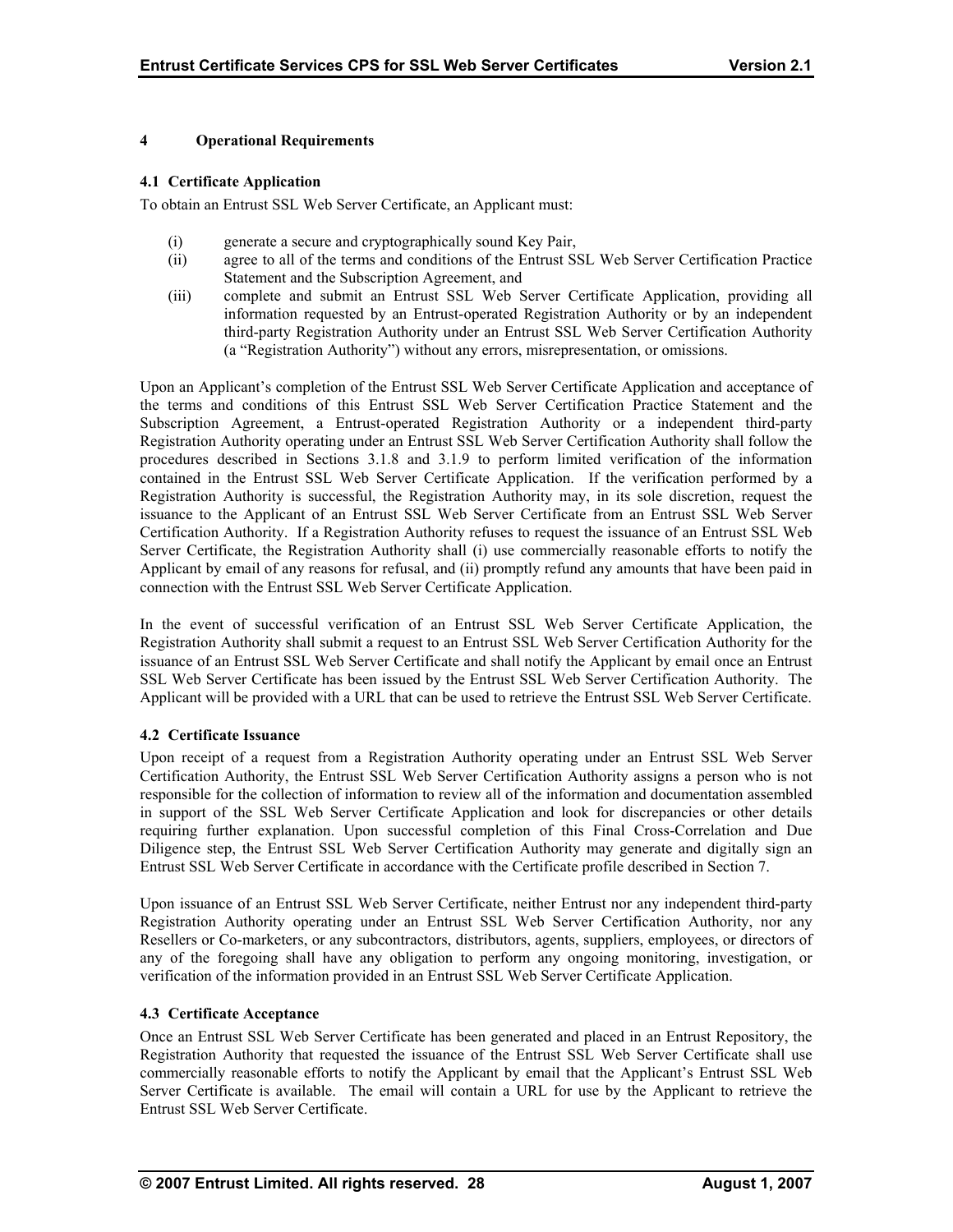# 4 Operational Requirements

## 4.1 Certificate Application

To obtain an Entrust SSL Web Server Certificate, an Applicant must:

(i) generate a secure and cryptographically sound Key Pair,

(ii) agree to all of the terms and conditions of the Entrust SSL Web Server Certification Practice Statement and the Subscription Agreement, and

(iii) complete and submit an Entrust SSL Web Server Certificate Application, providing all information requested by an Entrust-operated Registration Authority or by an independent third-party Registration Authority under an Entrust SSL Web Server Certification Authority (a "Registration Authority") without any errors, misrepresentation, or omissions.

Upon an Applicant's completion of the Entrust SSL Web Server Certificate Application and acceptance of the terms and conditions of this Entrust SSL Web Server Certification Practice Statement and the Subscription Agreement, a Entrust-operated Registration Authority or a independent third-party Registration Authority operating under an Entrust SSL Web Server Certification Authority shall follow the procedures described in Sections 3.1.8 and 3.1.9 to perform limited verification of the information contained in the Entrust SSL Web Server Certificate Application. If the verification performed by a Registration Authority is successful, the Registration Authority may, in its sole discretion, request the issuance to the Applicant of an Entrust SSL Web Server Certificate from an Entrust SSL Web Server Certification Authority. If a Registration Authority refuses to request the issuance of an Entrust SSL Web Server Certificate, the Registration Authority shall (i) use commercially reasonable efforts to notify the Applicant by email of any reasons for refusal, and (ii) promptly refund any amounts that have been paid in connection with the Entrust SSL Web Server Certificate Application.

In the event of successful verification of an Entrust SSL Web Server Certificate Application, the Registration Authority shall submit a request to an Entrust SSL Web Server Certification Authority for the issuance of an Entrust SSL Web Server Certificate and shall notify the Applicant by email once an Entrust SSL Web Server Certificate has been issued by the Entrust SSL Web Server Certification Authority. The Applicant will be provided with a URL that can be used to retrieve the Entrust SSL Web Server Certificate.

## 4.2 Certificate Issuance

Upon receipt of a request from a Registration Authority operating under an Entrust SSL Web Server Certification Authority, the Entrust SSL Web Server Certification Authority assigns a person who is not responsible for the collection of information to review all of the information and documentation assembled in support of the SSL Web Server Certificate Application and look for discrepancies or other details requiring further explanation. Upon successful completion of this Final Cross-Correlation and Due Diligence step, the Entrust SSL Web Server Certification Authority may generate and digitally sign an Entrust SSL Web Server Certificate in accordance with the Certificate profile described in Section 7.

Upon issuance of an Entrust SSL Web Server Certificate, neither Entrust nor any independent third-party Registration Authority operating under an Entrust SSL Web Server Certification Authority, nor any Resellers or Co-marketers, or any subcontractors, distributors, agents, suppliers, employees, or directors of any of the foregoing shall have any obligation to perform any ongoing monitoring, investigation, or verification of the information provided in an Entrust SSL Web Server Certificate Application.

## 4.3 Certificate Acceptance

Once an Entrust SSL Web Server Certificate has been generated and placed in an Entrust Repository, the Registration Authority that requested the issuance of the Entrust SSL Web Server Certificate shall use commercially reasonable efforts to notify the Applicant by email that the Applicant's Entrust SSL Web Server Certificate is available. The email will contain a URL for use by the Applicant to retrieve the Entrust SSL Web Server Certificate.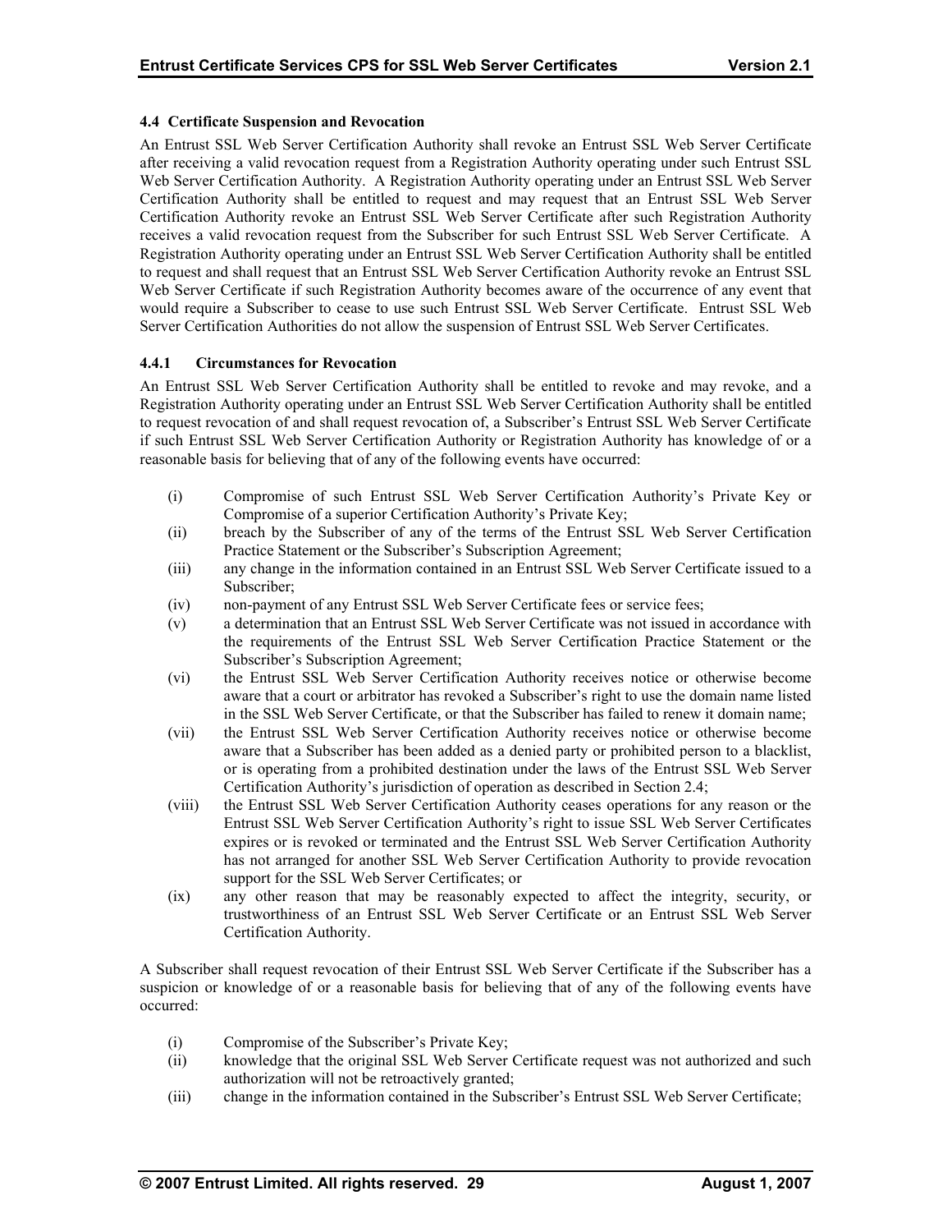### 4.4 Certificate Suspension and Revocation

An Entrust SSL Web Server Certification Authority shall revoke an Entrust SSL Web Server Certificate after receiving a valid revocation request from a Registration Authority operating under such Entrust SSL Web Server Certification Authority. A Registration Authority operating under an Entrust SSL Web Server Certification Authority shall be entitled to request and may request that an Entrust SSL Web Server Certification Authority revoke an Entrust SSL Web Server Certificate after such Registration Authority receives a valid revocation request from the Subscriber for such Entrust SSL Web Server Certificate. A Registration Authority operating under an Entrust SSL Web Server Certification Authority shall be entitled to request and shall request that an Entrust SSL Web Server Certification Authority revoke an Entrust SSL Web Server Certificate if such Registration Authority becomes aware of the occurrence of any event that would require a Subscriber to cease to use such Entrust SSL Web Server Certificate. Entrust SSL Web Server Certification Authorities do not allow the suspension of Entrust SSL Web Server Certificates.

#### 4.4.1 Circumstances for Revocation

An Entrust SSL Web Server Certification Authority shall be entitled to revoke and may revoke, and a Registration Authority operating under an Entrust SSL Web Server Certification Authority shall be entitled to request revocation of and shall request revocation of, a Subscriber's Entrust SSL Web Server Certificate if such Entrust SSL Web Server Certification Authority or Registration Authority has knowledge of or a reasonable basis for believing that of any of the following events have occurred:

(i) Compromise of such Entrust SSL Web Server Certification Authority's Private Key or Compromise of a superior Certification Authority's Private Key;

(ii) breach by the Subscriber of any of the terms of the Entrust SSL Web Server Certification Practice Statement or the Subscriber's Subscription Agreement;

(iii) any change in the information contained in an Entrust SSL Web Server Certificate issued to a Subscriber;

(iv) non-payment of any Entrust SSL Web Server Certificate fees or service fees;

(v) a determination that an Entrust SSL Web Server Certificate was not issued in accordance with the requirements of the Entrust SSL Web Server Certification Practice Statement or the Subscriber's Subscription Agreement;

(vi) the Entrust SSL Web Server Certification Authority receives notice or otherwise become aware that a court or arbitrator has revoked a Subscriber's right to use the domain name listed in the SSL Web Server Certificate, or that the Subscriber has failed to renew it domain name;

(vii) the Entrust SSL Web Server Certification Authority receives notice or otherwise become aware that a Subscriber has been added as a denied party or prohibited person to a blacklist, or is operating from a prohibited destination under the laws of the Entrust SSL Web Server Certification Authority's jurisdiction of operation as described in Section 2.4;

(viii) the Entrust SSL Web Server Certification Authority ceases operations for any reason or the Entrust SSL Web Server Certification Authority's right to issue SSL Web Server Certificates expires or is revoked or terminated and the Entrust SSL Web Server Certification Authority has not arranged for another SSL Web Server Certification Authority to provide revocation support for the SSL Web Server Certificates; or

(ix) any other reason that may be reasonably expected to affect the integrity, security, or trustworthiness of an Entrust SSL Web Server Certificate or an Entrust SSL Web Server Certification Authority.

A Subscriber shall request revocation of their Entrust SSL Web Server Certificate if the Subscriber has a suspicion or knowledge of or a reasonable basis for believing that of any of the following events have occurred:

(i) Compromise of the Subscriber's Private Key;

(ii) knowledge that the original SSL Web Server Certificate request was not authorized and such authorization will not be retroactively granted;

(iii) change in the information contained in the Subscriber's Entrust SSL Web Server Certificate;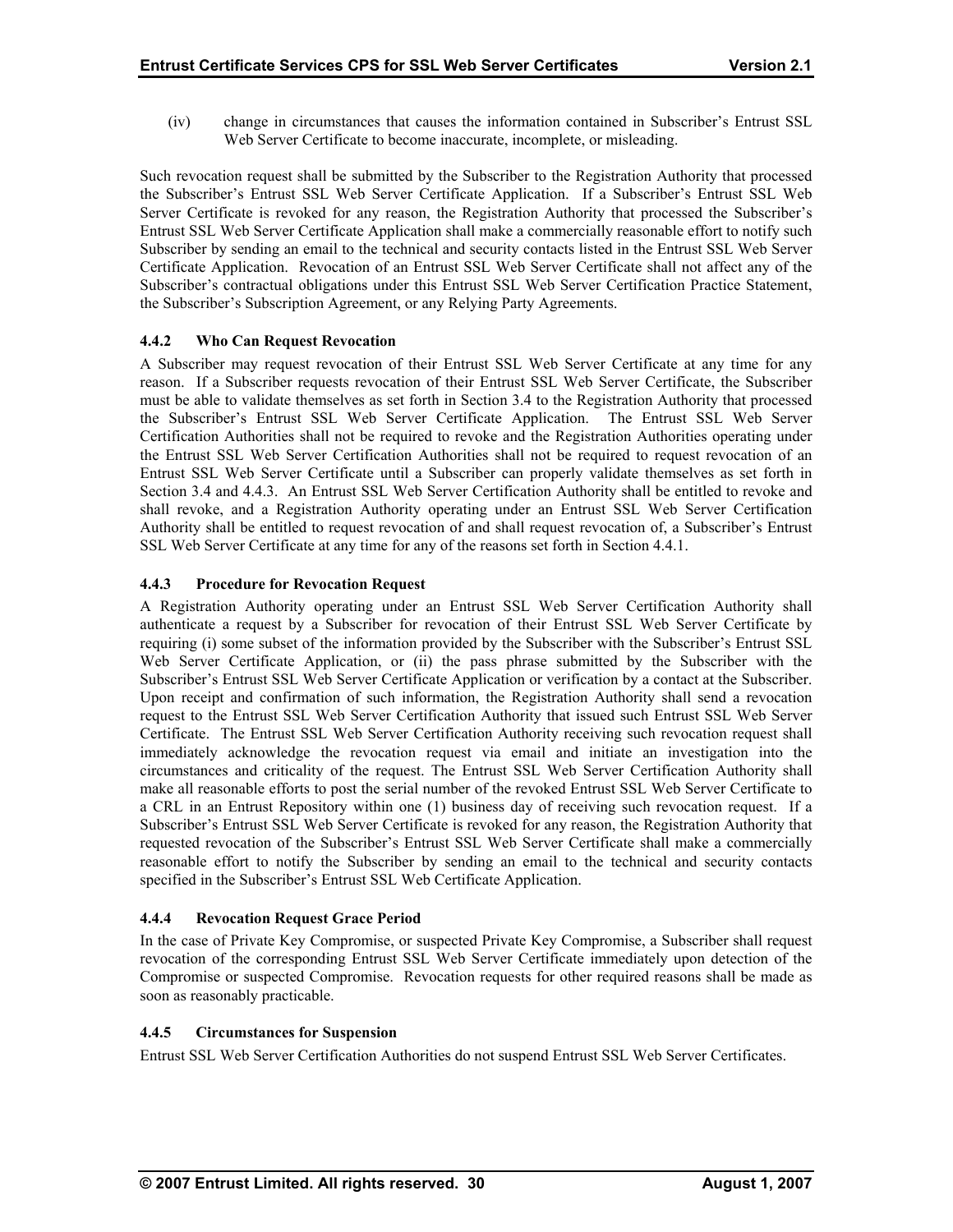(iv) change in circumstances that causes the information contained in Subscriber's Entrust SSL Web Server Certificate to become inaccurate, incomplete, or misleading.

Such revocation request shall be submitted by the Subscriber to the Registration Authority that processed the Subscriber's Entrust SSL Web Server Certificate Application. If a Subscriber's Entrust SSL Web Server Certificate is revoked for any reason, the Registration Authority that processed the Subscriber's Entrust SSL Web Server Certificate Application shall make a commercially reasonable effort to notify such Subscriber by sending an email to the technical and security contacts listed in the Entrust SSL Web Server Certificate Application. Revocation of an Entrust SSL Web Server Certificate shall not affect any of the Subscriber's contractual obligations under this Entrust SSL Web Server Certification Practice Statement, the Subscriber's Subscription Agreement, or any Relying Party Agreements.

### 4.4.2 Who Can Request Revocation

A Subscriber may request revocation of their Entrust SSL Web Server Certificate at any time for any reason. If a Subscriber requests revocation of their Entrust SSL Web Server Certificate, the Subscriber must be able to validate themselves as set forth in Section 3.4 to the Registration Authority that processed the Subscriber's Entrust SSL Web Server Certificate Application. The Entrust SSL Web Server Certification Authorities shall not be required to revoke and the Registration Authorities operating under the Entrust SSL Web Server Certification Authorities shall not be required to request revocation of an Entrust SSL Web Server Certificate until a Subscriber can properly validate themselves as set forth in Section 3.4 and 4.4.3. An Entrust SSL Web Server Certification Authority shall be entitled to revoke and shall revoke, and a Registration Authority operating under an Entrust SSL Web Server Certification Authority shall be entitled to request revocation of and shall request revocation of, a Subscriber's Entrust SSL Web Server Certificate at any time for any of the reasons set forth in Section 4.4.1.

### 4.4.3 Procedure for Revocation Request

A Registration Authority operating under an Entrust SSL Web Server Certification Authority shall authenticate a request by a Subscriber for revocation of their Entrust SSL Web Server Certificate by requiring (i) some subset of the information provided by the Subscriber with the Subscriber's Entrust SSL Web Server Certificate Application, or (ii) the pass phrase submitted by the Subscriber with the Subscriber's Entrust SSL Web Server Certificate Application or verification by a contact at the Subscriber. Upon receipt and confirmation of such information, the Registration Authority shall send a revocation request to the Entrust SSL Web Server Certification Authority that issued such Entrust SSL Web Server Certificate. The Entrust SSL Web Server Certification Authority receiving such revocation request shall immediately acknowledge the revocation request via email and initiate an investigation into the circumstances and criticality of the request. The Entrust SSL Web Server Certification Authority shall make all reasonable efforts to post the serial number of the revoked Entrust SSL Web Server Certificate to a CRL in an Entrust Repository within one (1) business day of receiving such revocation request. If a Subscriber's Entrust SSL Web Server Certificate is revoked for any reason, the Registration Authority that requested revocation of the Subscriber's Entrust SSL Web Server Certificate shall make a commercially reasonable effort to notify the Subscriber by sending an email to the technical and security contacts specified in the Subscriber's Entrust SSL Web Certificate Application.

### 4.4.4 Revocation Request Grace Period

In the case of Private Key Compromise, or suspected Private Key Compromise, a Subscriber shall request revocation of the corresponding Entrust SSL Web Server Certificate immediately upon detection of the Compromise or suspected Compromise. Revocation requests for other required reasons shall be made as soon as reasonably practicable.

### 4.4.5 Circumstances for Suspension

Entrust SSL Web Server Certification Authorities do not suspend Entrust SSL Web Server Certificates.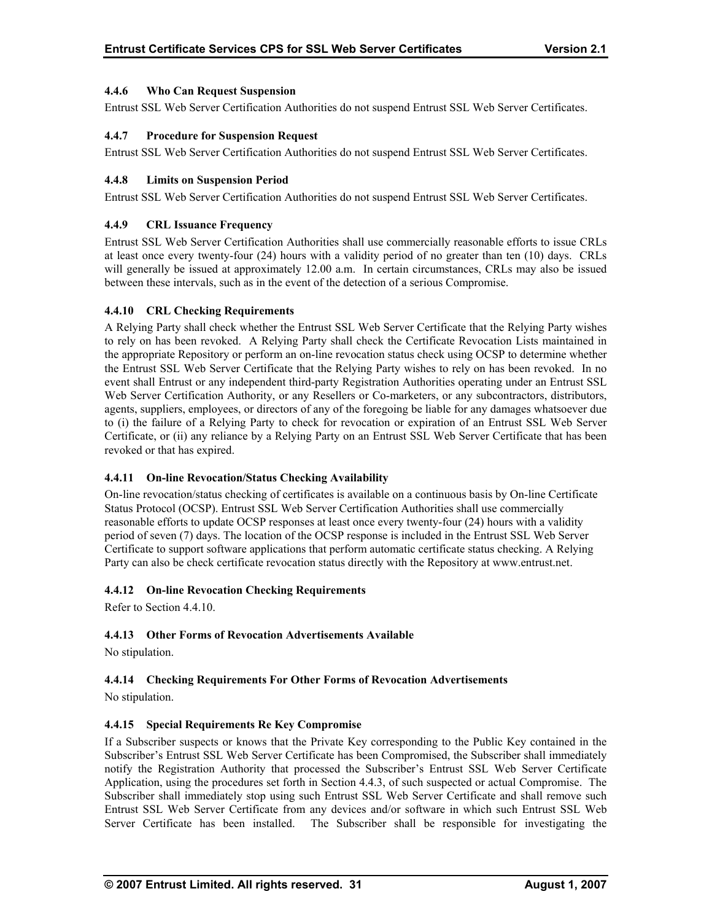#### 4.4.6 Who Can Request Suspension

Entrust SSL Web Server Certification Authorities do not suspend Entrust SSL Web Server Certificates.

#### 4.4.7 Procedure for Suspension Request

Entrust SSL Web Server Certification Authorities do not suspend Entrust SSL Web Server Certificates.

#### 4.4.8 Limits on Suspension Period

Entrust SSL Web Server Certification Authorities do not suspend Entrust SSL Web Server Certificates.

#### 4.4.9 CRL Issuance Frequency

Entrust SSL Web Server Certification Authorities shall use commercially reasonable efforts to issue CRLs at least once every twenty-four (24) hours with a validity period of no greater than ten (10) days. CRLs will generally be issued at approximately 12.00 a.m. In certain circumstances, CRLs may also be issued between these intervals, such as in the event of the detection of a serious Compromise.

#### 4.4.10 CRL Checking Requirements

A Relying Party shall check whether the Entrust SSL Web Server Certificate that the Relying Party wishes to rely on has been revoked. A Relying Party shall check the Certificate Revocation Lists maintained in the appropriate Repository or perform an on-line revocation status check using OCSP to determine whether the Entrust SSL Web Server Certificate that the Relying Party wishes to rely on has been revoked. In no event shall Entrust or any independent third-party Registration Authorities operating under an Entrust SSL Web Server Certification Authority, or any Resellers or Co-marketers, or any subcontractors, distributors, agents, suppliers, employees, or directors of any of the foregoing be liable for any damages whatsoever due to (i) the failure of a Relying Party to check for revocation or expiration of an Entrust SSL Web Server Certificate, or (ii) any reliance by a Relying Party on an Entrust SSL Web Server Certificate that has been revoked or that has expired.

#### 4.4.11 On-line Revocation/Status Checking Availability

On-line revocation/status checking of certificates is available on a continuous basis by On-line Certificate Status Protocol (OCSP). Entrust SSL Web Server Certification Authorities shall use commercially reasonable efforts to update OCSP responses at least once every twenty-four (24) hours with a validity period of seven (7) days. The location of the OCSP response is included in the Entrust SSL Web Server Certificate to support software applications that perform automatic certificate status checking. A Relying Party can also be check certificate revocation status directly with the Repository at www.entrust.net.

#### 4.4.12 On-line Revocation Checking Requirements

Refer to Section 4.4.10.

#### 4.4.13 Other Forms of Revocation Advertisements Available

No stipulation.

#### 4.4.14 Checking Requirements For Other Forms of Revocation Advertisements

No stipulation.

#### 4.4.15 Special Requirements Re Key Compromise

If a Subscriber suspects or knows that the Private Key corresponding to the Public Key contained in the Subscriber's Entrust SSL Web Server Certificate has been Compromised, the Subscriber shall immediately notify the Registration Authority that processed the Subscriber's Entrust SSL Web Server Certificate Application, using the procedures set forth in Section 4.4.3, of such suspected or actual Compromise. The Subscriber shall immediately stop using such Entrust SSL Web Server Certificate and shall remove such Entrust SSL Web Server Certificate from any devices and/or software in which such Entrust SSL Web Server Certificate has been installed. The Subscriber shall be responsible for investigating the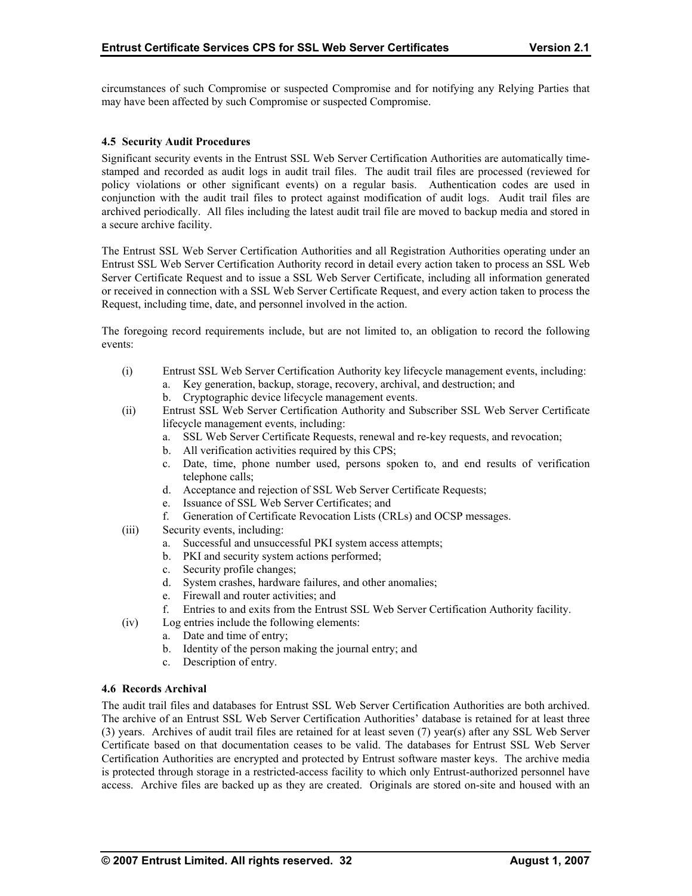circumstances of such Compromise or suspected Compromise and for notifying any Relying Parties that may have been affected by such Compromise or suspected Compromise.

### 4.5 Security Audit Procedures

Significant security events in the Entrust SSL Web Server Certification Authorities are automatically time-stamped and recorded as audit logs in audit trail files. The audit trail files are processed (reviewed for policy violations or other significant events) on a regular basis. Authentication codes are used in conjunction with the audit trail files to protect against modification of audit logs. Audit trail files are archived periodically. All files including the latest audit trail file are moved to backup media and stored in a secure archive facility.

The Entrust SSL Web Server Certification Authorities and all Registration Authorities operating under an Entrust SSL Web Server Certification Authority record in detail every action taken to process an SSL Web Server Certificate Request and to issue a SSL Web Server Certificate, including all information generated or received in connection with a SSL Web Server Certificate Request, and every action taken to process the Request, including time, date, and personnel involved in the action.

The foregoing record requirements include, but are not limited to, an obligation to record the following events:

(i) Entrust SSL Web Server Certification Authority key lifecycle management events, including:
   a. Key generation, backup, storage, recovery, archival, and destruction; and
   b. Cryptographic device lifecycle management events.

(ii) Entrust SSL Web Server Certification Authority and Subscriber SSL Web Server Certificate lifecycle management events, including:
   a. SSL Web Server Certificate Requests, renewal and re-key requests, and revocation;
   b. All verification activities required by this CPS;
   c. Date, time, phone number used, persons spoken to, and end results of verification telephone calls;
   d. Acceptance and rejection of SSL Web Server Certificate Requests;
   e. Issuance of SSL Web Server Certificates; and
   f. Generation of Certificate Revocation Lists (CRLs) and OCSP messages.

(iii) Security events, including:
   a. Successful and unsuccessful PKI system access attempts;
   b. PKI and security system actions performed;
   c. Security profile changes;
   d. System crashes, hardware failures, and other anomalies;
   e. Firewall and router activities; and
   f. Entries to and exits from the Entrust SSL Web Server Certification Authority facility.

(iv) Log entries include the following elements:
   a. Date and time of entry;
   b. Identity of the person making the journal entry; and
   c. Description of entry.

### 4.6 Records Archival

The audit trail files and databases for Entrust SSL Web Server Certification Authorities are both archived. The archive of an Entrust SSL Web Server Certification Authorities' database is retained for at least three (3) years. Archives of audit trail files are retained for at least seven (7) year(s) after any SSL Web Server Certificate based on that documentation ceases to be valid. The databases for Entrust SSL Web Server Certification Authorities are encrypted and protected by Entrust software master keys. The archive media is protected through storage in a restricted-access facility to which only Entrust-authorized personnel have access. Archive files are backed up as they are created. Originals are stored on-site and housed with an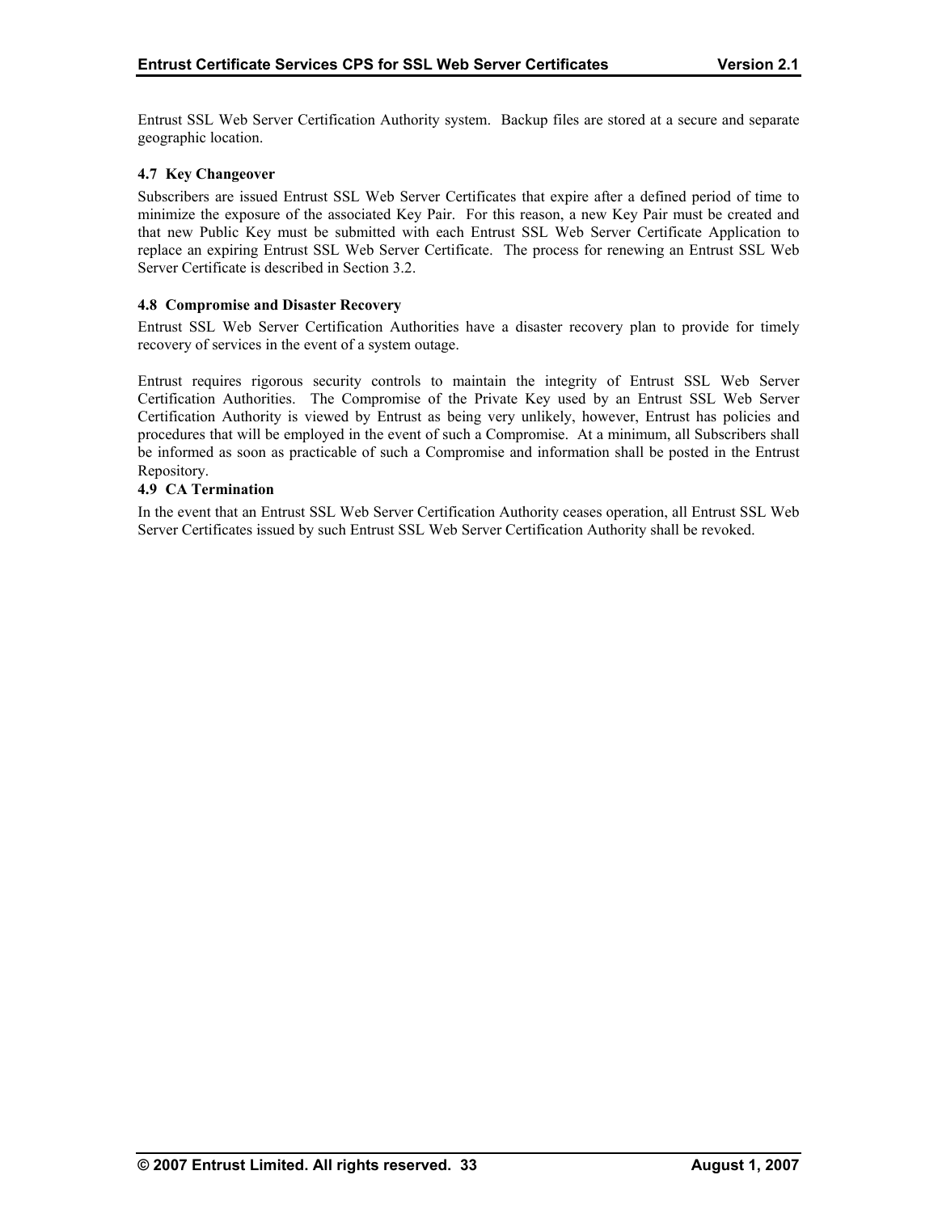Entrust SSL Web Server Certification Authority system. Backup files are stored at a secure and separate geographic location.

### 4.7 Key Changeover

Subscribers are issued Entrust SSL Web Server Certificates that expire after a defined period of time to minimize the exposure of the associated Key Pair. For this reason, a new Key Pair must be created and that new Public Key must be submitted with each Entrust SSL Web Server Certificate Application to replace an expiring Entrust SSL Web Server Certificate. The process for renewing an Entrust SSL Web Server Certificate is described in Section 3.2.

### 4.8 Compromise and Disaster Recovery

Entrust SSL Web Server Certification Authorities have a disaster recovery plan to provide for timely recovery of services in the event of a system outage.

Entrust requires rigorous security controls to maintain the integrity of Entrust SSL Web Server Certification Authorities. The Compromise of the Private Key used by an Entrust SSL Web Server Certification Authority is viewed by Entrust as being very unlikely, however, Entrust has policies and procedures that will be employed in the event of such a Compromise. At a minimum, all Subscribers shall be informed as soon as practicable of such a Compromise and information shall be posted in the Entrust Repository.

### 4.9 CA Termination

In the event that an Entrust SSL Web Server Certification Authority ceases operation, all Entrust SSL Web Server Certificates issued by such Entrust SSL Web Server Certification Authority shall be revoked.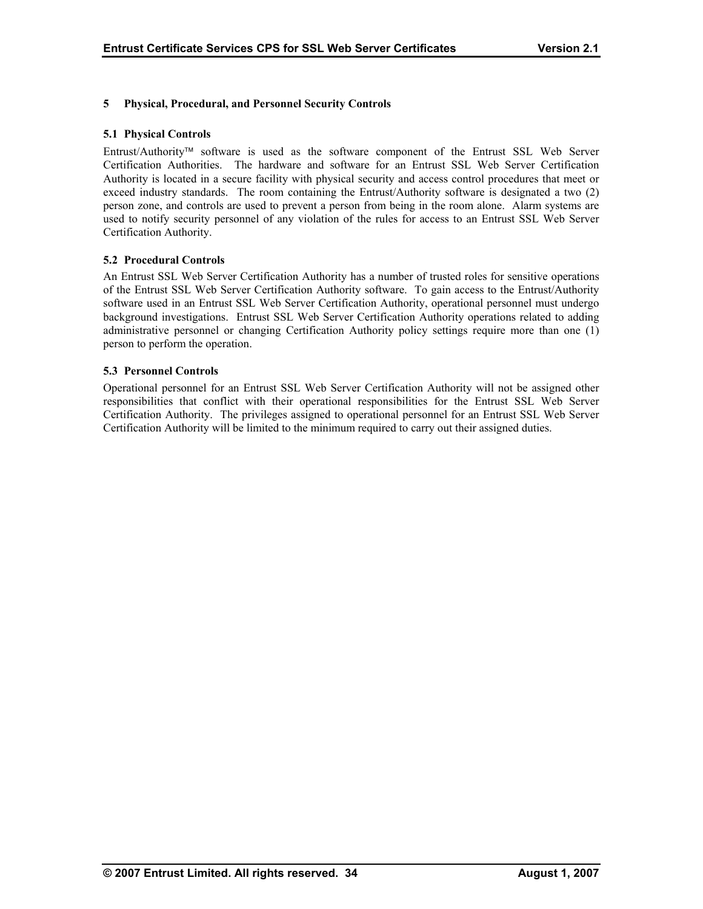# 5 Physical, Procedural, and Personnel Security Controls

## 5.1 Physical Controls

Entrust/Authority™ software is used as the software component of the Entrust SSL Web Server Certification Authorities. The hardware and software for an Entrust SSL Web Server Certification Authority is located in a secure facility with physical security and access control procedures that meet or exceed industry standards. The room containing the Entrust/Authority software is designated a two (2) person zone, and controls are used to prevent a person from being in the room alone. Alarm systems are used to notify security personnel of any violation of the rules for access to an Entrust SSL Web Server Certification Authority.

## 5.2 Procedural Controls

An Entrust SSL Web Server Certification Authority has a number of trusted roles for sensitive operations of the Entrust SSL Web Server Certification Authority software. To gain access to the Entrust/Authority software used in an Entrust SSL Web Server Certification Authority, operational personnel must undergo background investigations. Entrust SSL Web Server Certification Authority operations related to adding administrative personnel or changing Certification Authority policy settings require more than one (1) person to perform the operation.

## 5.3 Personnel Controls

Operational personnel for an Entrust SSL Web Server Certification Authority will not be assigned other responsibilities that conflict with their operational responsibilities for the Entrust SSL Web Server Certification Authority. The privileges assigned to operational personnel for an Entrust SSL Web Server Certification Authority will be limited to the minimum required to carry out their assigned duties.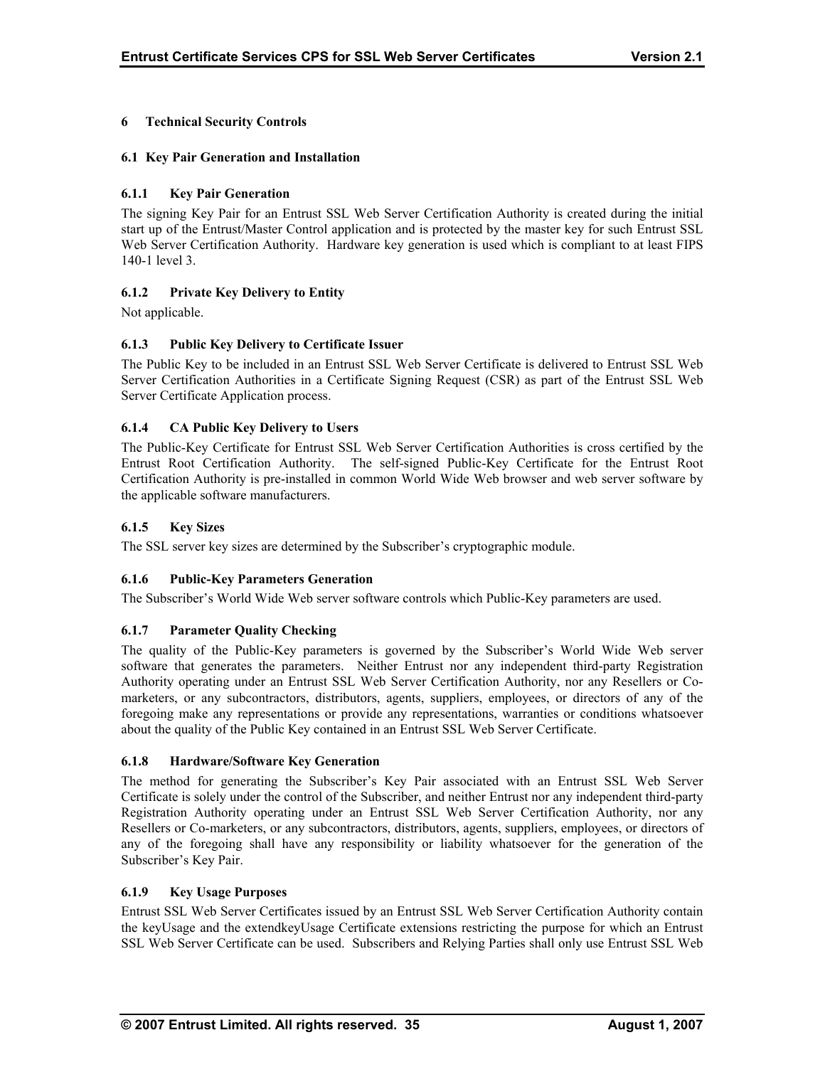# 6 Technical Security Controls

## 6.1 Key Pair Generation and Installation

### 6.1.1 Key Pair Generation

The signing Key Pair for an Entrust SSL Web Server Certification Authority is created during the initial start up of the Entrust/Master Control application and is protected by the master key for such Entrust SSL Web Server Certification Authority. Hardware key generation is used which is compliant to at least FIPS 140-1 level 3.

### 6.1.2 Private Key Delivery to Entity

Not applicable.

### 6.1.3 Public Key Delivery to Certificate Issuer

The Public Key to be included in an Entrust SSL Web Server Certificate is delivered to Entrust SSL Web Server Certification Authorities in a Certificate Signing Request (CSR) as part of the Entrust SSL Web Server Certificate Application process.

### 6.1.4 CA Public Key Delivery to Users

The Public-Key Certificate for Entrust SSL Web Server Certification Authorities is cross certified by the Entrust Root Certification Authority. The self-signed Public-Key Certificate for the Entrust Root Certification Authority is pre-installed in common World Wide Web browser and web server software by the applicable software manufacturers.

### 6.1.5 Key Sizes

The SSL server key sizes are determined by the Subscriber's cryptographic module.

### 6.1.6 Public-Key Parameters Generation

The Subscriber's World Wide Web server software controls which Public-Key parameters are used.

### 6.1.7 Parameter Quality Checking

The quality of the Public-Key parameters is governed by the Subscriber's World Wide Web server software that generates the parameters. Neither Entrust nor any independent third-party Registration Authority operating under an Entrust SSL Web Server Certification Authority, nor any Resellers or Co-marketers, or any subcontractors, distributors, agents, suppliers, employees, or directors of any of the foregoing make any representations or provide any representations, warranties or conditions whatsoever about the quality of the Public Key contained in an Entrust SSL Web Server Certificate.

### 6.1.8 Hardware/Software Key Generation

The method for generating the Subscriber's Key Pair associated with an Entrust SSL Web Server Certificate is solely under the control of the Subscriber, and neither Entrust nor any independent third-party Registration Authority operating under an Entrust SSL Web Server Certification Authority, nor any Resellers or Co-marketers, or any subcontractors, distributors, agents, suppliers, employees, or directors of any of the foregoing shall have any responsibility or liability whatsoever for the generation of the Subscriber's Key Pair.

### 6.1.9 Key Usage Purposes

Entrust SSL Web Server Certificates issued by an Entrust SSL Web Server Certification Authority contain the keyUsage and the extendkeyUsage Certificate extensions restricting the purpose for which an Entrust SSL Web Server Certificate can be used. Subscribers and Relying Parties shall only use Entrust SSL Web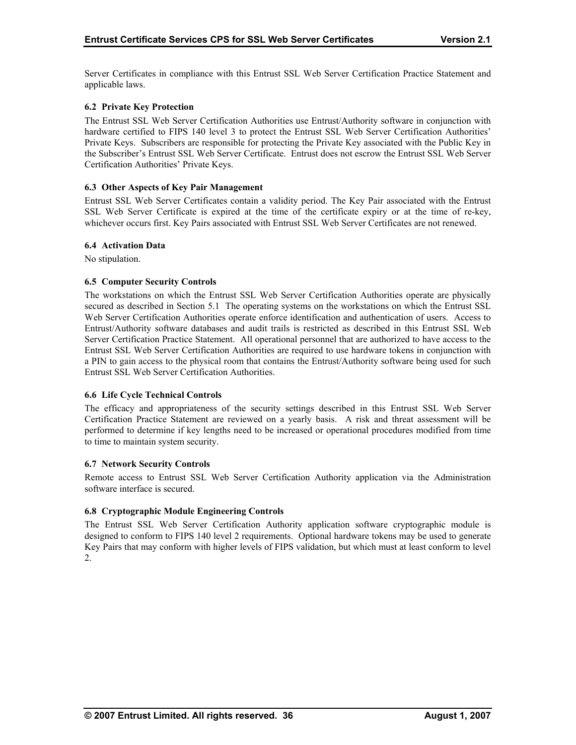Server Certificates in compliance with this Entrust SSL Web Server Certification Practice Statement and applicable laws.

### 6.2 Private Key Protection

The Entrust SSL Web Server Certification Authorities use Entrust/Authority software in conjunction with hardware certified to FIPS 140 level 3 to protect the Entrust SSL Web Server Certification Authorities' Private Keys. Subscribers are responsible for protecting the Private Key associated with the Public Key in the Subscriber's Entrust SSL Web Server Certificate. Entrust does not escrow the Entrust SSL Web Server Certification Authorities' Private Keys.

### 6.3 Other Aspects of Key Pair Management

Entrust SSL Web Server Certificates contain a validity period. The Key Pair associated with the Entrust SSL Web Server Certificate is expired at the time of the certificate expiry or at the time of re-key, whichever occurs first. Key Pairs associated with Entrust SSL Web Server Certificates are not renewed.

### 6.4 Activation Data

No stipulation.

### 6.5 Computer Security Controls

The workstations on which the Entrust SSL Web Server Certification Authorities operate are physically secured as described in Section 5.1 The operating systems on the workstations on which the Entrust SSL Web Server Certification Authorities operate enforce identification and authentication of users. Access to Entrust/Authority software databases and audit trails is restricted as described in this Entrust SSL Web Server Certification Practice Statement. All operational personnel that are authorized to have access to the Entrust SSL Web Server Certification Authorities are required to use hardware tokens in conjunction with a PIN to gain access to the physical room that contains the Entrust/Authority software being used for such Entrust SSL Web Server Certification Authorities.

### 6.6 Life Cycle Technical Controls

The efficacy and appropriateness of the security settings described in this Entrust SSL Web Server Certification Practice Statement are reviewed on a yearly basis. A risk and threat assessment will be performed to determine if key lengths need to be increased or operational procedures modified from time to time to maintain system security.

### 6.7 Network Security Controls

Remote access to Entrust SSL Web Server Certification Authority application via the Administration software interface is secured.

### 6.8 Cryptographic Module Engineering Controls

The Entrust SSL Web Server Certification Authority application software cryptographic module is designed to conform to FIPS 140 level 2 requirements. Optional hardware tokens may be used to generate Key Pairs that may conform with higher levels of FIPS validation, but which must at least conform to level 2.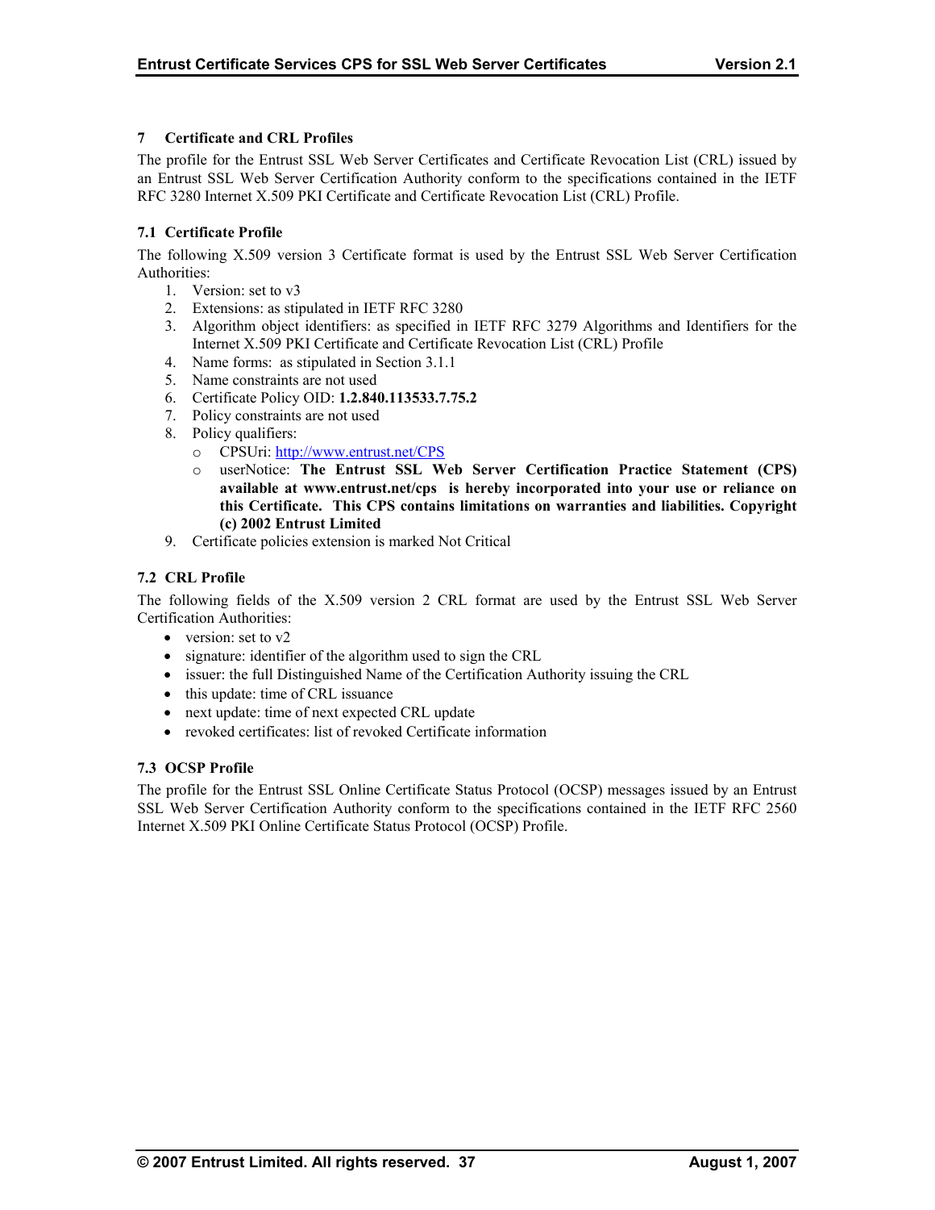# 7 Certificate and CRL Profiles

The profile for the Entrust SSL Web Server Certificates and Certificate Revocation List (CRL) issued by an Entrust SSL Web Server Certification Authority conform to the specifications contained in the IETF RFC 3280 Internet X.509 PKI Certificate and Certificate Revocation List (CRL) Profile.

## 7.1 Certificate Profile

The following X.509 version 3 Certificate format is used by the Entrust SSL Web Server Certification Authorities:

1. Version: set to v3
2. Extensions: as stipulated in IETF RFC 3280
3. Algorithm object identifiers: as specified in IETF RFC 3279 Algorithms and Identifiers for the Internet X.509 PKI Certificate and Certificate Revocation List (CRL) Profile
4. Name forms: as stipulated in Section 3.1.1
5. Name constraints are not used
6. Certificate Policy OID: **1.2.840.113533.7.75.2**
7. Policy constraints are not used
8. Policy qualifiers:
   - CPSUri: http://www.entrust.net/CPS
   - userNotice: **The Entrust SSL Web Server Certification Practice Statement (CPS) available at www.entrust.net/cps is hereby incorporated into your use or reliance on this Certificate. This CPS contains limitations on warranties and liabilities. Copyright (c) 2002 Entrust Limited**
9. Certificate policies extension is marked Not Critical

## 7.2 CRL Profile

The following fields of the X.509 version 2 CRL format are used by the Entrust SSL Web Server Certification Authorities:

- version: set to v2
- signature: identifier of the algorithm used to sign the CRL
- issuer: the full Distinguished Name of the Certification Authority issuing the CRL
- this update: time of CRL issuance
- next update: time of next expected CRL update
- revoked certificates: list of revoked Certificate information

## 7.3 OCSP Profile

The profile for the Entrust SSL Online Certificate Status Protocol (OCSP) messages issued by an Entrust SSL Web Server Certification Authority conform to the specifications contained in the IETF RFC 2560 Internet X.509 PKI Online Certificate Status Protocol (OCSP) Profile.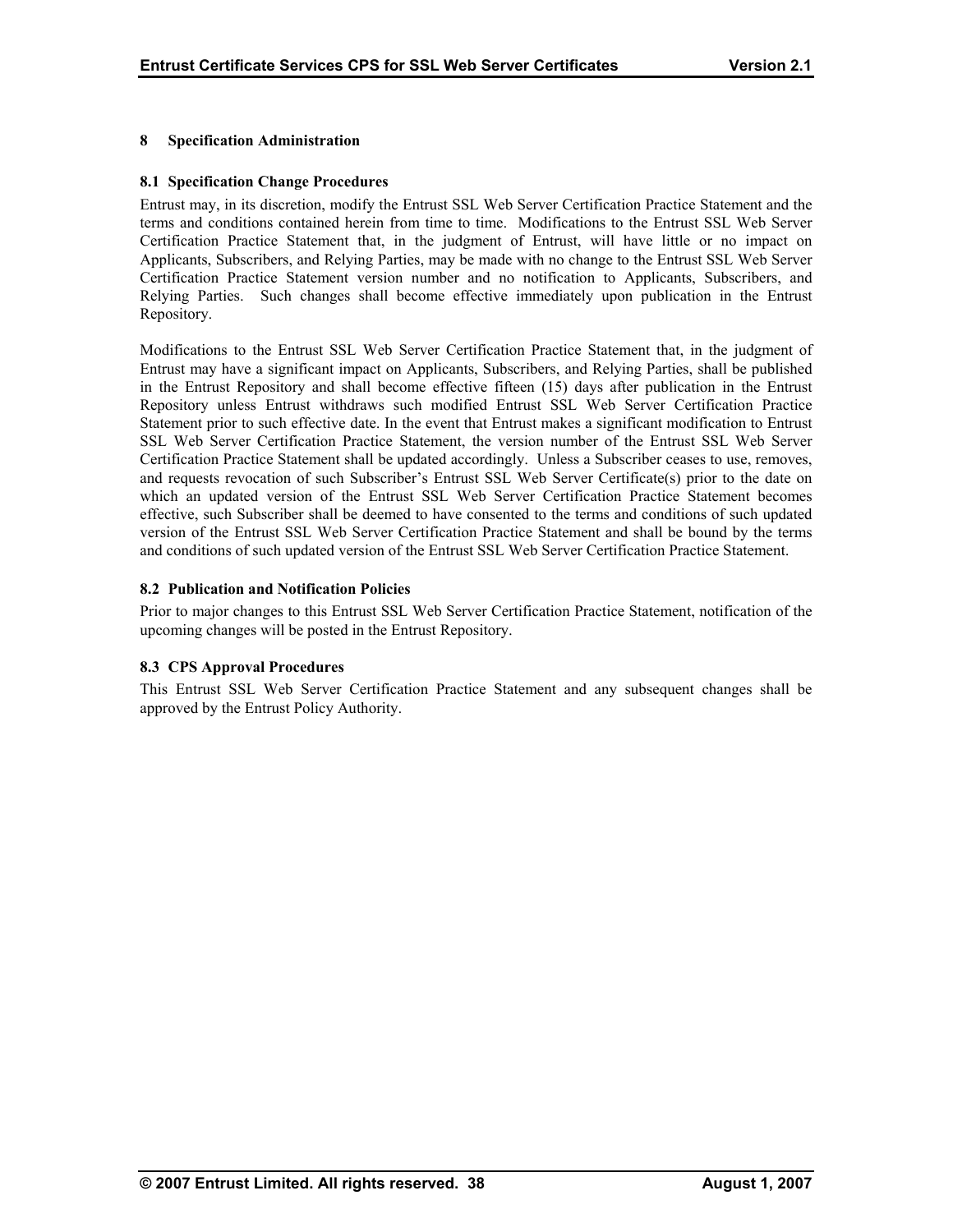# 8 Specification Administration

## 8.1 Specification Change Procedures

Entrust may, in its discretion, modify the Entrust SSL Web Server Certification Practice Statement and the terms and conditions contained herein from time to time. Modifications to the Entrust SSL Web Server Certification Practice Statement that, in the judgment of Entrust, will have little or no impact on Applicants, Subscribers, and Relying Parties, may be made with no change to the Entrust SSL Web Server Certification Practice Statement version number and no notification to Applicants, Subscribers, and Relying Parties. Such changes shall become effective immediately upon publication in the Entrust Repository.

Modifications to the Entrust SSL Web Server Certification Practice Statement that, in the judgment of Entrust may have a significant impact on Applicants, Subscribers, and Relying Parties, shall be published in the Entrust Repository and shall become effective fifteen (15) days after publication in the Entrust Repository unless Entrust withdraws such modified Entrust SSL Web Server Certification Practice Statement prior to such effective date. In the event that Entrust makes a significant modification to Entrust SSL Web Server Certification Practice Statement, the version number of the Entrust SSL Web Server Certification Practice Statement shall be updated accordingly. Unless a Subscriber ceases to use, removes, and requests revocation of such Subscriber's Entrust SSL Web Server Certificate(s) prior to the date on which an updated version of the Entrust SSL Web Server Certification Practice Statement becomes effective, such Subscriber shall be deemed to have consented to the terms and conditions of such updated version of the Entrust SSL Web Server Certification Practice Statement and shall be bound by the terms and conditions of such updated version of the Entrust SSL Web Server Certification Practice Statement.

## 8.2 Publication and Notification Policies

Prior to major changes to this Entrust SSL Web Server Certification Practice Statement, notification of the upcoming changes will be posted in the Entrust Repository.

## 8.3 CPS Approval Procedures

This Entrust SSL Web Server Certification Practice Statement and any subsequent changes shall be approved by the Entrust Policy Authority.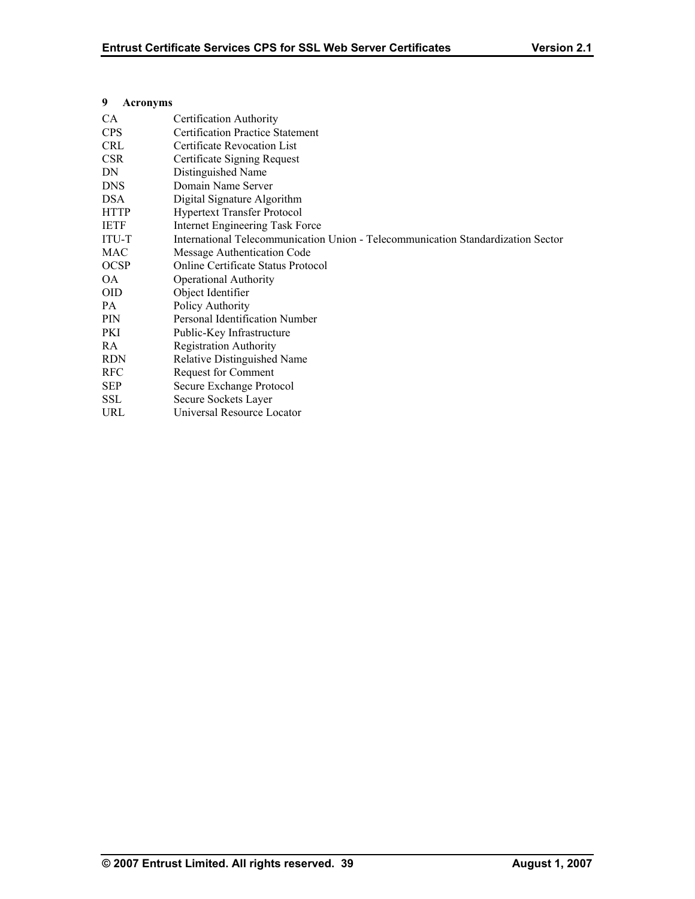# 9 Acronyms

| | |
|---|---|
| CA | Certification Authority |
| CPS | Certification Practice Statement |
| CRL | Certificate Revocation List |
| CSR | Certificate Signing Request |
| DN | Distinguished Name |
| DNS | Domain Name Server |
| DSA | Digital Signature Algorithm |
| HTTP | Hypertext Transfer Protocol |
| IETF | Internet Engineering Task Force |
| ITU-T | International Telecommunication Union - Telecommunication Standardization Sector |
| MAC | Message Authentication Code |
| OCSP | Online Certificate Status Protocol |
| OA | Operational Authority |
| OID | Object Identifier |
| PA | Policy Authority |
| PIN | Personal Identification Number |
| PKI | Public-Key Infrastructure |
| RA | Registration Authority |
| RDN | Relative Distinguished Name |
| RFC | Request for Comment |
| SEP | Secure Exchange Protocol |
| SSL | Secure Sockets Layer |
| URL | Universal Resource Locator |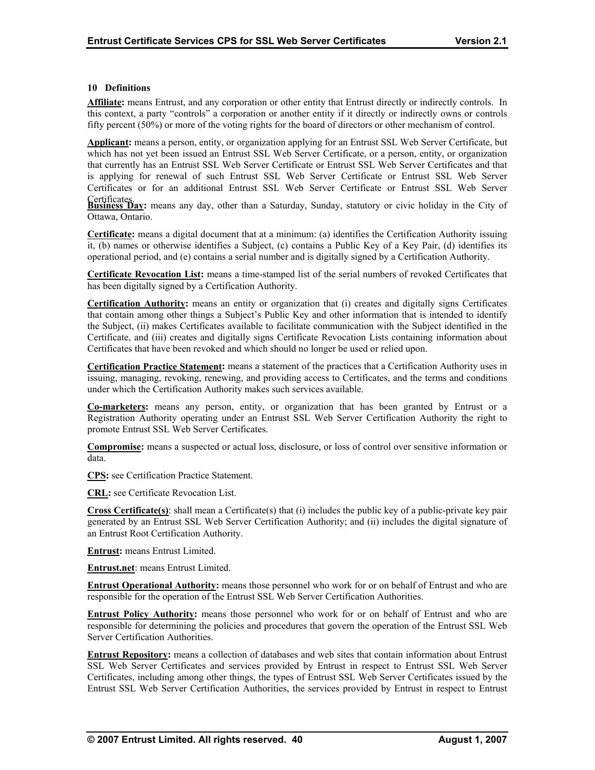## 10 Definitions

**Affiliate:** means Entrust, and any corporation or other entity that Entrust directly or indirectly controls. In this context, a party "controls" a corporation or another entity if it directly or indirectly owns or controls fifty percent (50%) or more of the voting rights for the board of directors or other mechanism of control.

**Applicant:** means a person, entity, or organization applying for an Entrust SSL Web Server Certificate, but which has not yet been issued an Entrust SSL Web Server Certificate, or a person, entity, or organization that currently has an Entrust SSL Web Server Certificate or Entrust SSL Web Server Certificates and that is applying for renewal of such Entrust SSL Web Server Certificate or Entrust SSL Web Server Certificates or for an additional Entrust SSL Web Server Certificate or Entrust SSL Web Server Certificates.

**Business Day:** means any day, other than a Saturday, Sunday, statutory or civic holiday in the City of Ottawa, Ontario.

**Certificate:** means a digital document that at a minimum: (a) identifies the Certification Authority issuing it, (b) names or otherwise identifies a Subject, (c) contains a Public Key of a Key Pair, (d) identifies its operational period, and (e) contains a serial number and is digitally signed by a Certification Authority.

**Certificate Revocation List:** means a time-stamped list of the serial numbers of revoked Certificates that has been digitally signed by a Certification Authority.

**Certification Authority:** means an entity or organization that (i) creates and digitally signs Certificates that contain among other things a Subject's Public Key and other information that is intended to identify the Subject, (ii) makes Certificates available to facilitate communication with the Subject identified in the Certificate, and (iii) creates and digitally signs Certificate Revocation Lists containing information about Certificates that have been revoked and which should no longer be used or relied upon.

**Certification Practice Statement:** means a statement of the practices that a Certification Authority uses in issuing, managing, revoking, renewing, and providing access to Certificates, and the terms and conditions under which the Certification Authority makes such services available.

**Co-marketers:** means any person, entity, or organization that has been granted by Entrust or a Registration Authority operating under an Entrust SSL Web Server Certification Authority the right to promote Entrust SSL Web Server Certificates.

**Compromise:** means a suspected or actual loss, disclosure, or loss of control over sensitive information or data.

**CPS:** see Certification Practice Statement.

**CRL:** see Certificate Revocation List.

**Cross Certificate(s)**: shall mean a Certificate(s) that (i) includes the public key of a public-private key pair generated by an Entrust SSL Web Server Certification Authority; and (ii) includes the digital signature of an Entrust Root Certification Authority.

**Entrust:** means Entrust Limited.

**Entrust.net**: means Entrust Limited.

**Entrust Operational Authority:** means those personnel who work for or on behalf of Entrust and who are responsible for the operation of the Entrust SSL Web Server Certification Authorities.

**Entrust Policy Authority:** means those personnel who work for or on behalf of Entrust and who are responsible for determining the policies and procedures that govern the operation of the Entrust SSL Web Server Certification Authorities.

**Entrust Repository:** means a collection of databases and web sites that contain information about Entrust SSL Web Server Certificates and services provided by Entrust in respect to Entrust SSL Web Server Certificates, including among other things, the types of Entrust SSL Web Server Certificates issued by the Entrust SSL Web Server Certification Authorities, the services provided by Entrust in respect to Entrust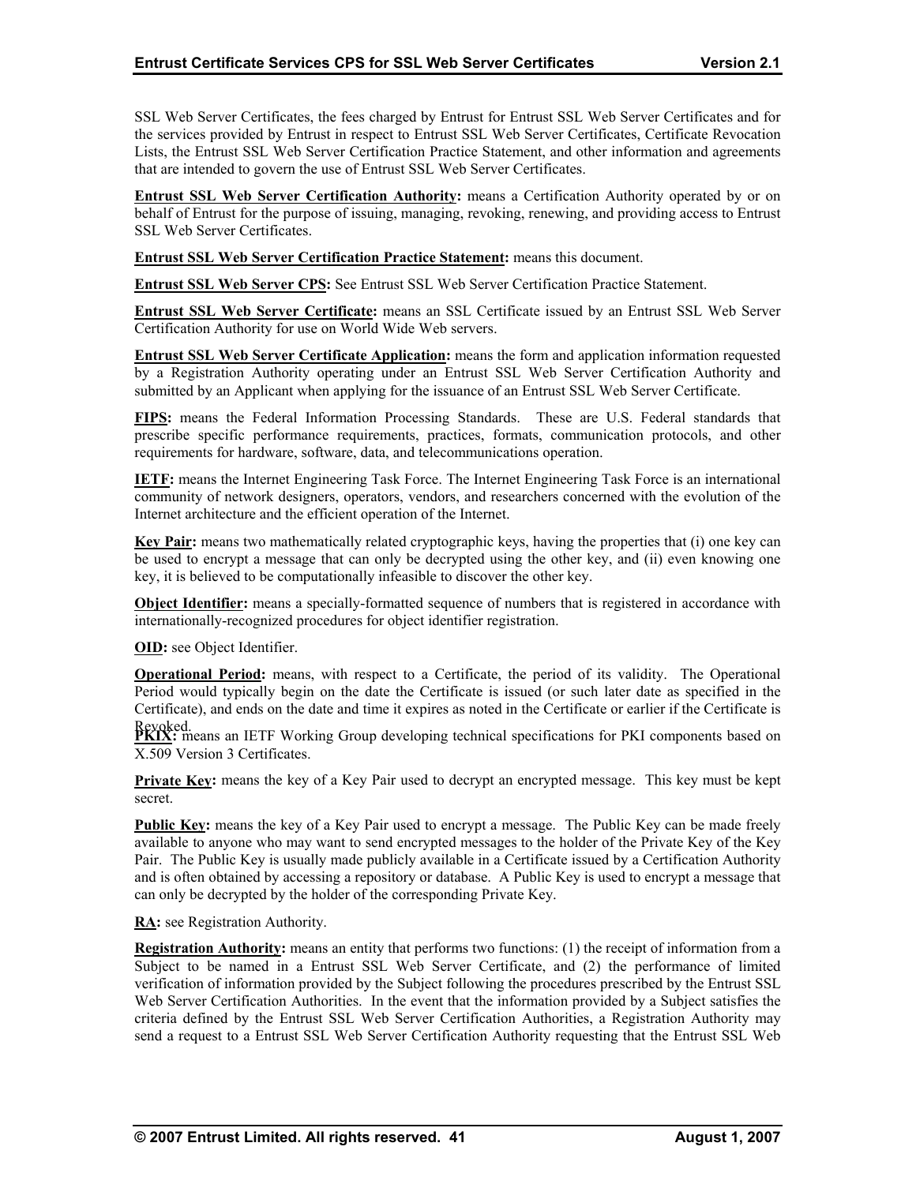SSL Web Server Certificates, the fees charged by Entrust for Entrust SSL Web Server Certificates and for the services provided by Entrust in respect to Entrust SSL Web Server Certificates, Certificate Revocation Lists, the Entrust SSL Web Server Certification Practice Statement, and other information and agreements that are intended to govern the use of Entrust SSL Web Server Certificates.

**Entrust SSL Web Server Certification Authority:** means a Certification Authority operated by or on behalf of Entrust for the purpose of issuing, managing, revoking, renewing, and providing access to Entrust SSL Web Server Certificates.

**Entrust SSL Web Server Certification Practice Statement:** means this document.

**Entrust SSL Web Server CPS:** See Entrust SSL Web Server Certification Practice Statement.

**Entrust SSL Web Server Certificate:** means an SSL Certificate issued by an Entrust SSL Web Server Certification Authority for use on World Wide Web servers.

**Entrust SSL Web Server Certificate Application:** means the form and application information requested by a Registration Authority operating under an Entrust SSL Web Server Certification Authority and submitted by an Applicant when applying for the issuance of an Entrust SSL Web Server Certificate.

**FIPS:** means the Federal Information Processing Standards. These are U.S. Federal standards that prescribe specific performance requirements, practices, formats, communication protocols, and other requirements for hardware, software, data, and telecommunications operation.

**IETF:** means the Internet Engineering Task Force. The Internet Engineering Task Force is an international community of network designers, operators, vendors, and researchers concerned with the evolution of the Internet architecture and the efficient operation of the Internet.

**Key Pair:** means two mathematically related cryptographic keys, having the properties that (i) one key can be used to encrypt a message that can only be decrypted using the other key, and (ii) even knowing one key, it is believed to be computationally infeasible to discover the other key.

**Object Identifier:** means a specially-formatted sequence of numbers that is registered in accordance with internationally-recognized procedures for object identifier registration.

**OID:** see Object Identifier.

**Operational Period:** means, with respect to a Certificate, the period of its validity. The Operational Period would typically begin on the date the Certificate is issued (or such later date as specified in the Certificate), and ends on the date and time it expires as noted in the Certificate or earlier if the Certificate is Revoked.

**PKIX:** means an IETF Working Group developing technical specifications for PKI components based on X.509 Version 3 Certificates.

**Private Key:** means the key of a Key Pair used to decrypt an encrypted message. This key must be kept secret.

**Public Key:** means the key of a Key Pair used to encrypt a message. The Public Key can be made freely available to anyone who may want to send encrypted messages to the holder of the Private Key of the Key Pair. The Public Key is usually made publicly available in a Certificate issued by a Certification Authority and is often obtained by accessing a repository or database. A Public Key is used to encrypt a message that can only be decrypted by the holder of the corresponding Private Key.

**RA:** see Registration Authority.

**Registration Authority:** means an entity that performs two functions: (1) the receipt of information from a Subject to be named in a Entrust SSL Web Server Certificate, and (2) the performance of limited verification of information provided by the Subject following the procedures prescribed by the Entrust SSL Web Server Certification Authorities. In the event that the information provided by a Subject satisfies the criteria defined by the Entrust SSL Web Server Certification Authorities, a Registration Authority may send a request to a Entrust SSL Web Server Certification Authority requesting that the Entrust SSL Web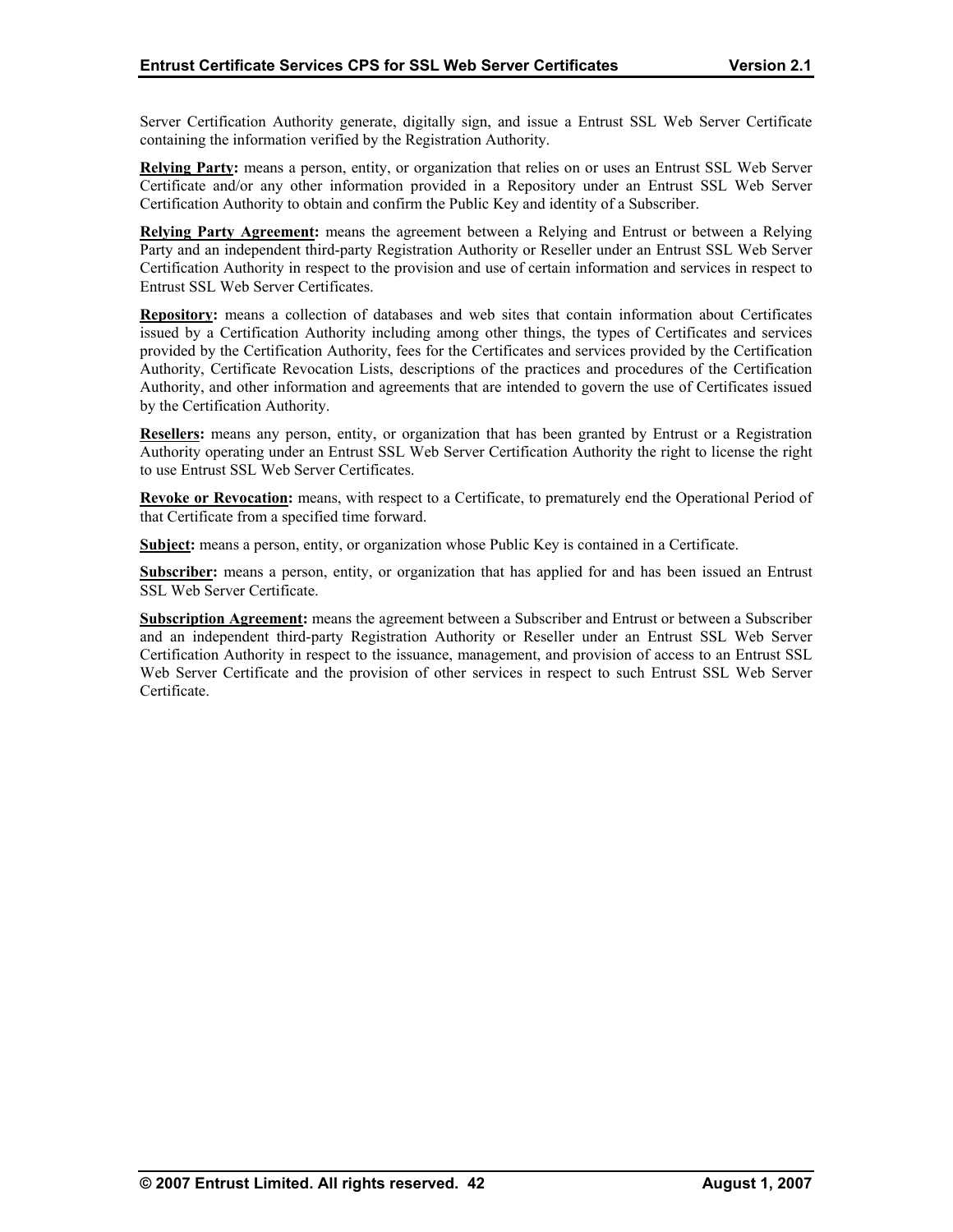Server Certification Authority generate, digitally sign, and issue a Entrust SSL Web Server Certificate containing the information verified by the Registration Authority.

**Relying Party:** means a person, entity, or organization that relies on or uses an Entrust SSL Web Server Certificate and/or any other information provided in a Repository under an Entrust SSL Web Server Certification Authority to obtain and confirm the Public Key and identity of a Subscriber.

**Relying Party Agreement:** means the agreement between a Relying and Entrust or between a Relying Party and an independent third-party Registration Authority or Reseller under an Entrust SSL Web Server Certification Authority in respect to the provision and use of certain information and services in respect to Entrust SSL Web Server Certificates.

**Repository:** means a collection of databases and web sites that contain information about Certificates issued by a Certification Authority including among other things, the types of Certificates and services provided by the Certification Authority, fees for the Certificates and services provided by the Certification Authority, Certificate Revocation Lists, descriptions of the practices and procedures of the Certification Authority, and other information and agreements that are intended to govern the use of Certificates issued by the Certification Authority.

**Resellers:** means any person, entity, or organization that has been granted by Entrust or a Registration Authority operating under an Entrust SSL Web Server Certification Authority the right to license the right to use Entrust SSL Web Server Certificates.

**Revoke or Revocation:** means, with respect to a Certificate, to prematurely end the Operational Period of that Certificate from a specified time forward.

**Subject:** means a person, entity, or organization whose Public Key is contained in a Certificate.

**Subscriber:** means a person, entity, or organization that has applied for and has been issued an Entrust SSL Web Server Certificate.

**Subscription Agreement:** means the agreement between a Subscriber and Entrust or between a Subscriber and an independent third-party Registration Authority or Reseller under an Entrust SSL Web Server Certification Authority in respect to the issuance, management, and provision of access to an Entrust SSL Web Server Certificate and the provision of other services in respect to such Entrust SSL Web Server Certificate.